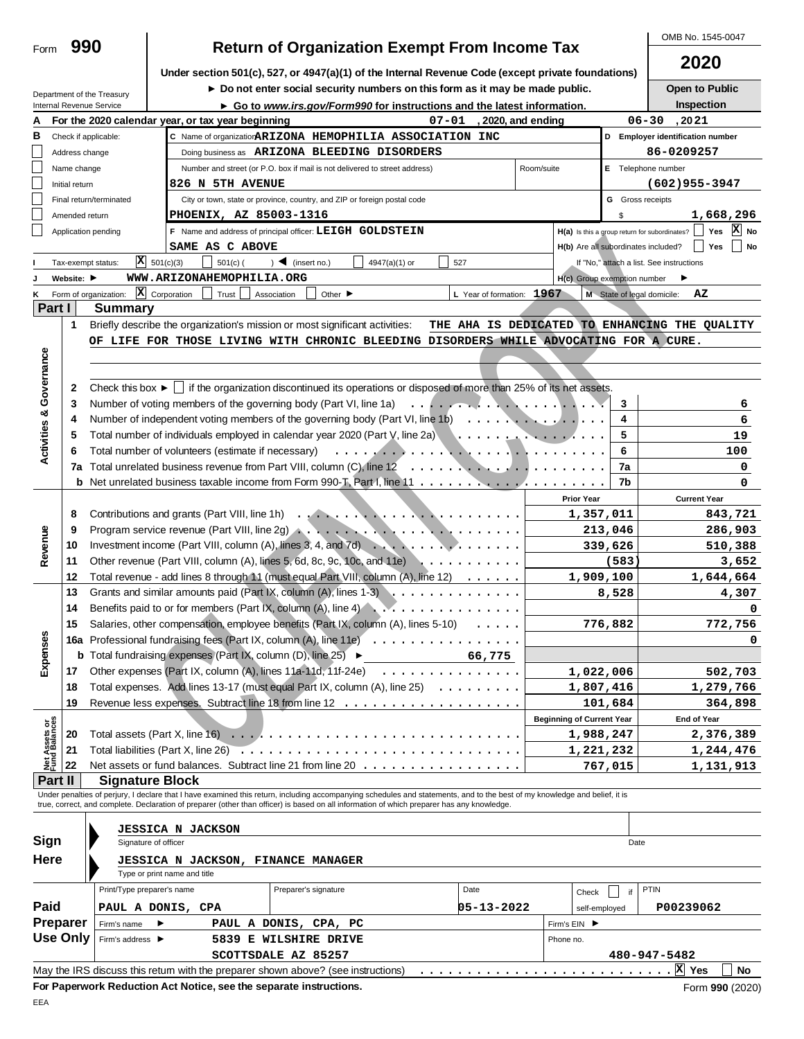Form **990**

# Return of Organization Exempt From Income Tax

**Under section 501(c), 527, or 4947(a)(1) of the Internal Revenue Code (except private foundations)**

► Do not enter social security numbers on this form as it may be made public.

► Go to www.irs.gov/Form990 for instructions and the latest information.

Department of the Treasury
Internal Revenue Service

OMB No. 1545-0047

**2020**

**Open to Public Inspection**

**A** For the 2020 calendar year, or tax year beginning 07-01, 2020, and ending 06-30, 2021

**B** Check if applicable:
- [ ] Address change
- [ ] Name change
- [ ] Initial return
- [ ] Final return/terminated
- [ ] Amended return
- [ ] Application pending

**C** Name of organization: **ARIZONA HEMOPHILIA ASSOCIATION INC**

Doing business as: **ARIZONA BLEEDING DISORDERS**

Number and street (or P.O. box if mail is not delivered to street address): **826 N 5TH AVENUE** Room/suite:

City or town, state or province, country, and ZIP or foreign postal code: **PHOENIX, AZ 85003-1316**

**D** Employer identification number: **86-0209257**

**E** Telephone number: **(602)955-3947**

**G** Gross receipts $ **1,668,296**

**F** Name and address of principal officer: **LEIGH GOLDSTEIN**
**SAME AS C ABOVE**

**H(a)** Is this a group return for subordinates? [ ] Yes [X] No

**H(b)** Are all subordinates included? [ ] Yes [ ] No
If "No," attach a list. See instructions

**H(c)** Group exemption number ►

**I** Tax-exempt status: [X] 501(c)(3) [ ] 501(c) ( ) ◄ (insert no.) [ ] 4947(a)(1) or [ ] 527

**J** Website: ► **WWW.ARIZONAHEMOPHILIA.ORG**

**K** Form of organization: [X] Corporation [ ] Trust [ ] Association [ ] Other ►

**L** Year of formation: **1967**

**M** State of legal domicile: **AZ**

## Part I Summary

**Activities & Governance**

1 Briefly describe the organization's mission or most significant activities: THE AHA IS DEDICATED TO ENHANCING THE QUALITY OF LIFE FOR THOSE LIVING WITH CHRONIC BLEEDING DISORDERS WHILE ADVOCATING FOR A CURE.

2 Check this box ► [ ] if the organization discontinued its operations or disposed of more than 25% of its net assets.

| | | Line | Value |
|---|---|---|---|
| 3 | Number of voting members of the governing body (Part VI, line 1a) | 3 | 6 |
| 4 | Number of independent voting members of the governing body (Part VI, line 1b) | 4 | 6 |
| 5 | Total number of individuals employed in calendar year 2020 (Part V, line 2a) | 5 | 19 |
| 6 | Total number of volunteers (estimate if necessary) | 6 | 100 |
| 7a | Total unrelated business revenue from Part VIII, column (C), line 12 | 7a | 0 |
| b | Net unrelated business taxable income from Form 990-T, Part I, line 11 | 7b | 0 |

| | | | Prior Year | Current Year |
|---|---|---|---|---|
| **Revenue** | 8 | Contributions and grants (Part VIII, line 1h) | 1,357,011 | 843,721 |
| | 9 | Program service revenue (Part VIII, line 2g) | 213,046 | 286,903 |
| | 10 | Investment income (Part VIII, column (A), lines 3, 4, and 7d) | 339,626 | 510,388 |
| | 11 | Other revenue (Part VIII, column (A), lines 5, 6d, 8c, 9c, 10c, and 11e) | (583) | 3,652 |
| | 12 | Total revenue - add lines 8 through 11 (must equal Part VIII, column (A), line 12) | 1,909,100 | 1,644,664 |
| **Expenses** | 13 | Grants and similar amounts paid (Part IX, column (A), lines 1-3) | 8,528 | 4,307 |
| | 14 | Benefits paid to or for members (Part IX, column (A), line 4) | | 0 |
| | 15 | Salaries, other compensation, employee benefits (Part IX, column (A), lines 5-10) | 776,882 | 772,756 |
| | 16a | Professional fundraising fees (Part IX, column (A), line 11e) | | 0 |
| | b | Total fundraising expenses (Part IX, column (D), line 25) ► 66,775 | | |
| | 17 | Other expenses (Part IX, column (A), lines 11a-11d, 11f-24e) | 1,022,006 | 502,703 |
| | 18 | Total expenses. Add lines 13-17 (must equal Part IX, column (A), line 25) | 1,807,416 | 1,279,766 |
| | 19 | Revenue less expenses. Subtract line 18 from line 12 | 101,684 | 364,898 |

| | | | Beginning of Current Year | End of Year |
|---|---|---|---|---|
| **Net Assets or Fund Balances** | 20 | Total assets (Part X, line 16) | 1,988,247 | 2,376,389 |
| | 21 | Total liabilities (Part X, line 26) | 1,221,232 | 1,244,476 |
| | 22 | Net assets or fund balances. Subtract line 21 from line 20 | 767,015 | 1,131,913 |

## Part II Signature Block

Under penalties of perjury, I declare that I have examined this return, including accompanying schedules and statements, and to the best of my knowledge and belief, it is true, correct, and complete. Declaration of preparer (other than officer) is based on all information of which preparer has any knowledge.

**Sign Here**

JESSICA N JACKSON
Signature of officer — Date

JESSICA N JACKSON, FINANCE MANAGER
Type or print name and title

**Paid Preparer Use Only**

| Print/Type preparer's name | Preparer's signature | Date | Check [ ] if self-employed | PTIN |
|---|---|---|---|---|
| PAUL A DONIS, CPA | | 05-13-2022 | | P00239062 |

Firm's name ► PAUL A DONIS, CPA, PC — Firm's EIN ►

Firm's address ► 5839 E WILSHIRE DRIVE, SCOTTSDALE AZ 85257 — Phone no. 480-947-5482

May the IRS discuss this return with the preparer shown above? (see instructions) [X] Yes [ ] No

**For Paperwork Reduction Act Notice, see the separate instructions.** Form **990** (2020)

EEA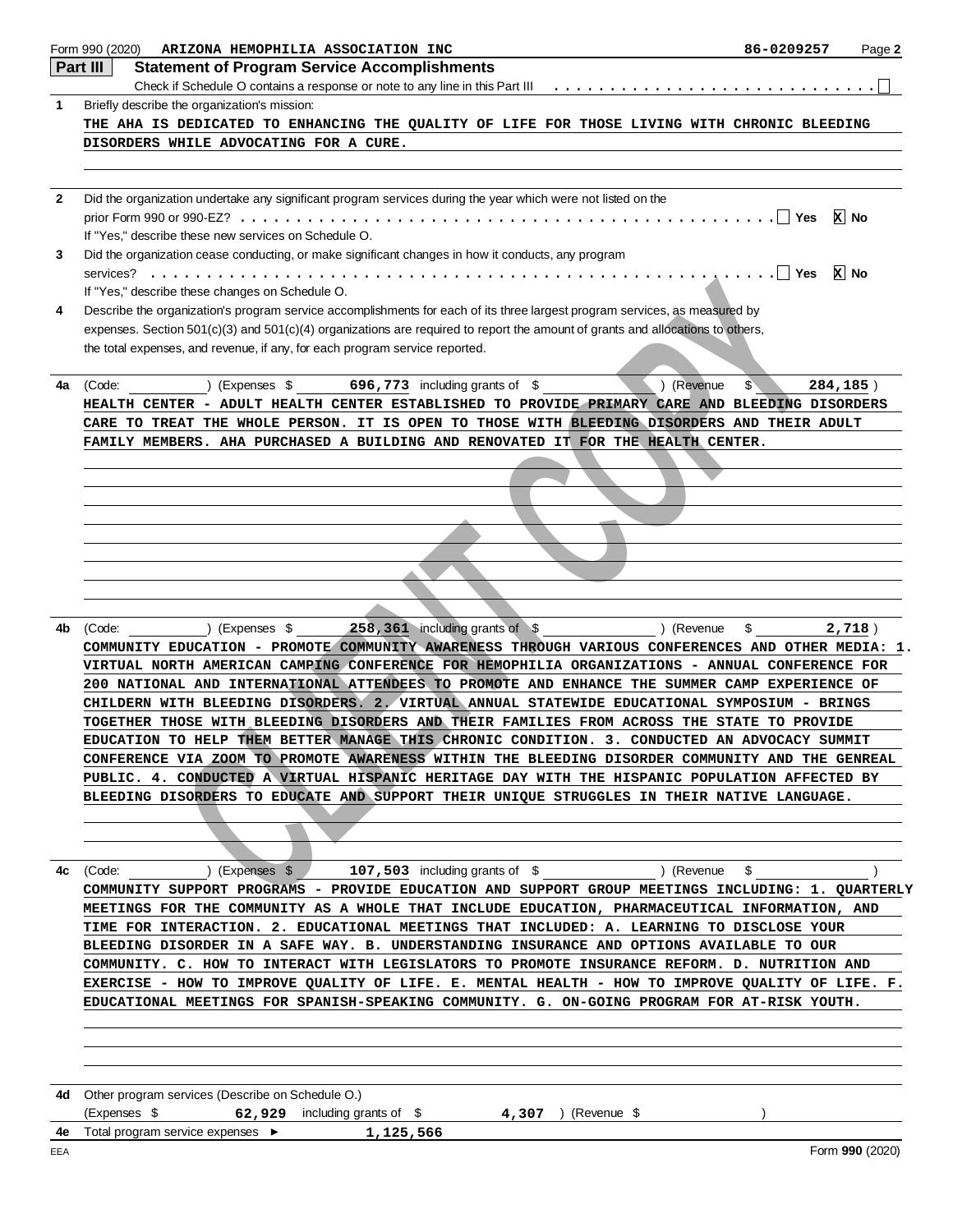Form 990 (2020) **ARIZONA HEMOPHILIA ASSOCIATION INC** **86-0209257** Page **2**

## Part III Statement of Program Service Accomplishments

Check if Schedule O contains a response or note to any line in this Part III ☐

**1** Briefly describe the organization's mission:

THE AHA IS DEDICATED TO ENHANCING THE QUALITY OF LIFE FOR THOSE LIVING WITH CHRONIC BLEEDING DISORDERS WHILE ADVOCATING FOR A CURE.

**2** Did the organization undertake any significant program services during the year which were not listed on the prior Form 990 or 990-EZ? ☐ Yes ☒ No

If "Yes," describe these new services on Schedule O.

**3** Did the organization cease conducting, or make significant changes in how it conducts, any program services? ☐ Yes ☒ No

If "Yes," describe these changes on Schedule O.

**4** Describe the organization's program service accomplishments for each of its three largest program services, as measured by expenses. Section 501(c)(3) and 501(c)(4) organizations are required to report the amount of grants and allocations to others, the total expenses, and revenue, if any, for each program service reported.

**4a** (Code: ) (Expenses $ **696,773** including grants of $ ) (Revenue $ **284,185** )

HEALTH CENTER - ADULT HEALTH CENTER ESTABLISHED TO PROVIDE PRIMARY CARE AND BLEEDING DISORDERS CARE TO TREAT THE WHOLE PERSON. IT IS OPEN TO THOSE WITH BLEEDING DISORDERS AND THEIR ADULT FAMILY MEMBERS. AHA PURCHASED A BUILDING AND RENOVATED IT FOR THE HEALTH CENTER.

**4b** (Code: ) (Expenses $ **258,361** including grants of $ ) (Revenue $ **2,718** )

COMMUNITY EDUCATION - PROMOTE COMMUNITY AWARENESS THROUGH VARIOUS CONFERENCES AND OTHER MEDIA: 1. VIRTUAL NORTH AMERICAN CAMPING CONFERENCE FOR HEMOPHILIA ORGANIZATIONS - ANNUAL CONFERENCE FOR 200 NATIONAL AND INTERNATIONAL ATTENDEES TO PROMOTE AND ENHANCE THE SUMMER CAMP EXPERIENCE OF CHILDERN WITH BLEEDING DISORDERS. 2. VIRTUAL ANNUAL STATEWIDE EDUCATIONAL SYMPOSIUM - BRINGS TOGETHER THOSE WITH BLEEDING DISORDERS AND THEIR FAMILIES FROM ACROSS THE STATE TO PROVIDE EDUCATION TO HELP THEM BETTER MANAGE THIS CHRONIC CONDITION. 3. CONDUCTED AN ADVOCACY SUMMIT CONFERENCE VIA ZOOM TO PROMOTE AWARENESS WITHIN THE BLEEDING DISORDER COMMUNITY AND THE GENREAL PUBLIC. 4. CONDUCTED A VIRTUAL HISPANIC HERITAGE DAY WITH THE HISPANIC POPULATION AFFECTED BY BLEEDING DISORDERS TO EDUCATE AND SUPPORT THEIR UNIQUE STRUGGLES IN THEIR NATIVE LANGUAGE.

**4c** (Code: ) (Expenses $ **107,503** including grants of $ ) (Revenue $ )

COMMUNITY SUPPORT PROGRAMS - PROVIDE EDUCATION AND SUPPORT GROUP MEETINGS INCLUDING: 1. QUARTERLY MEETINGS FOR THE COMMUNITY AS A WHOLE THAT INCLUDE EDUCATION, PHARMACEUTICAL INFORMATION, AND TIME FOR INTERACTION. 2. EDUCATIONAL MEETINGS THAT INCLUDED: A. LEARNING TO DISCLOSE YOUR BLEEDING DISORDER IN A SAFE WAY. B. UNDERSTANDING INSURANCE AND OPTIONS AVAILABLE TO OUR COMMUNITY. C. HOW TO INTERACT WITH LEGISLATORS TO PROMOTE INSURANCE REFORM. D. NUTRITION AND EXERCISE - HOW TO IMPROVE QUALITY OF LIFE. E. MENTAL HEALTH - HOW TO IMPROVE QUALITY OF LIFE. F. EDUCATIONAL MEETINGS FOR SPANISH-SPEAKING COMMUNITY. G. ON-GOING PROGRAM FOR AT-RISK YOUTH.

**4d** Other program services (Describe on Schedule O.)

(Expenses $ **62,929** including grants of $ **4,307** ) (Revenue $ )

**4e** Total program service expenses ► **1,125,566**

Form **990** (2020)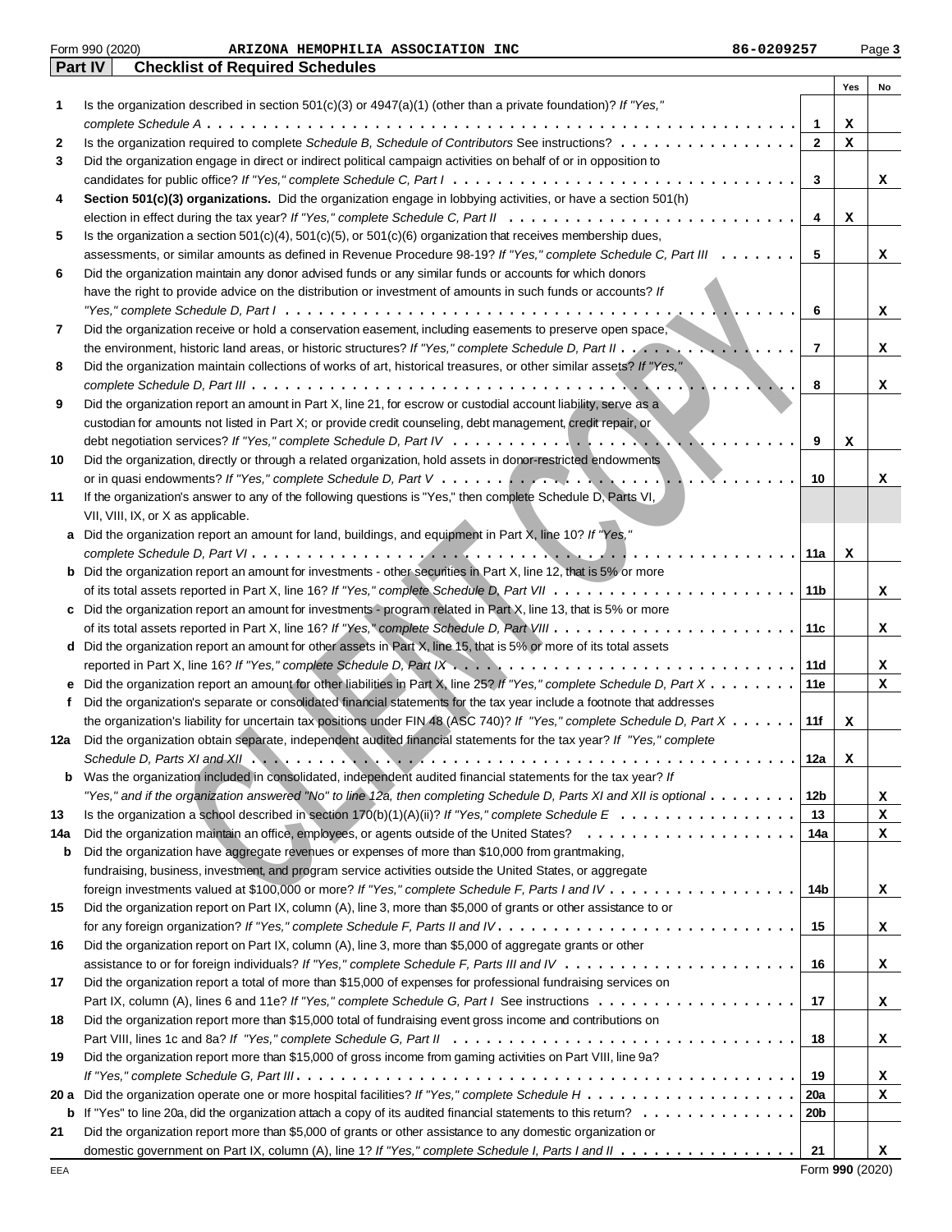Form 990 (2020) ARIZONA HEMOPHILIA ASSOCIATION INC 86-0209257

## Part IV Checklist of Required Schedules

| | | | Yes | No |
|---|---|---|---|---|
| 1 | Is the organization described in section 501(c)(3) or 4947(a)(1) (other than a private foundation)? *If "Yes," complete Schedule A* | 1 | X | |
| 2 | Is the organization required to complete *Schedule B, Schedule of Contributors* See instructions? | 2 | X | |
| 3 | Did the organization engage in direct or indirect political campaign activities on behalf of or in opposition to candidates for public office? *If "Yes," complete Schedule C, Part I* | 3 | | X |
| 4 | **Section 501(c)(3) organizations.** Did the organization engage in lobbying activities, or have a section 501(h) election in effect during the tax year? *If "Yes," complete Schedule C, Part II* | 4 | X | |
| 5 | Is the organization a section 501(c)(4), 501(c)(5), or 501(c)(6) organization that receives membership dues, assessments, or similar amounts as defined in Revenue Procedure 98-19? *If "Yes," complete Schedule C, Part III* | 5 | | X |
| 6 | Did the organization maintain any donor advised funds or any similar funds or accounts for which donors have the right to provide advice on the distribution or investment of amounts in such funds or accounts? *If "Yes," complete Schedule D, Part I* | 6 | | X |
| 7 | Did the organization receive or hold a conservation easement, including easements to preserve open space, the environment, historic land areas, or historic structures? *If "Yes," complete Schedule D, Part II* | 7 | | X |
| 8 | Did the organization maintain collections of works of art, historical treasures, or other similar assets? *If "Yes," complete Schedule D, Part III* | 8 | | X |
| 9 | Did the organization report an amount in Part X, line 21, for escrow or custodial account liability, serve as a custodian for amounts not listed in Part X; or provide credit counseling, debt management, credit repair, or debt negotiation services? *If "Yes," complete Schedule D, Part IV* | 9 | X | |
| 10 | Did the organization, directly or through a related organization, hold assets in donor-restricted endowments or in quasi endowments? *If "Yes," complete Schedule D, Part V* | 10 | | X |
| 11 | If the organization's answer to any of the following questions is "Yes," then complete Schedule D, Parts VI, VII, VIII, IX, or X as applicable. | | | |
| a | Did the organization report an amount for land, buildings, and equipment in Part X, line 10? *If "Yes," complete Schedule D, Part VI* | 11a | X | |
| b | Did the organization report an amount for investments - other securities in Part X, line 12, that is 5% or more of its total assets reported in Part X, line 16? *If "Yes," complete Schedule D, Part VII* | 11b | | X |
| c | Did the organization report an amount for investments - program related in Part X, line 13, that is 5% or more of its total assets reported in Part X, line 16? *If "Yes," complete Schedule D, Part VIII* | 11c | | X |
| d | Did the organization report an amount for other assets in Part X, line 15, that is 5% or more of its total assets reported in Part X, line 16? *If "Yes," complete Schedule D, Part IX* | 11d | | X |
| e | Did the organization report an amount for other liabilities in Part X, line 25? *If "Yes," complete Schedule D, Part X* | 11e | | X |
| f | Did the organization's separate or consolidated financial statements for the tax year include a footnote that addresses the organization's liability for uncertain tax positions under FIN 48 (ASC 740)? *If "Yes," complete Schedule D, Part X* | 11f | X | |
| 12a | Did the organization obtain separate, independent audited financial statements for the tax year? *If "Yes," complete Schedule D, Parts XI and XII* | 12a | X | |
| b | Was the organization included in consolidated, independent audited financial statements for the tax year? *If "Yes," and if the organization answered "No" to line 12a, then completing Schedule D, Parts XI and XII is optional* | 12b | | X |
| 13 | Is the organization a school described in section 170(b)(1)(A)(ii)? *If "Yes," complete Schedule E* | 13 | | X |
| 14a | Did the organization maintain an office, employees, or agents outside of the United States? | 14a | | X |
| b | Did the organization have aggregate revenues or expenses of more than $10,000 from grantmaking, fundraising, business, investment, and program service activities outside the United States, or aggregate foreign investments valued at $100,000 or more? *If "Yes," complete Schedule F, Parts I and IV* | 14b | | X |
| 15 | Did the organization report on Part IX, column (A), line 3, more than $5,000 of grants or other assistance to or for any foreign organization? *If "Yes," complete Schedule F, Parts II and IV* | 15 | | X |
| 16 | Did the organization report on Part IX, column (A), line 3, more than $5,000 of aggregate grants or other assistance to or for foreign individuals? *If "Yes," complete Schedule F, Parts III and IV* | 16 | | X |
| 17 | Did the organization report a total of more than $15,000 of expenses for professional fundraising services on Part IX, column (A), lines 6 and 11e? *If "Yes," complete Schedule G, Part I* See instructions | 17 | | X |
| 18 | Did the organization report more than $15,000 total of fundraising event gross income and contributions on Part VIII, lines 1c and 8a? *If "Yes," complete Schedule G, Part II* | 18 | | X |
| 19 | Did the organization report more than $15,000 of gross income from gaming activities on Part VIII, line 9a? *If "Yes," complete Schedule G, Part III* | 19 | | X |
| 20 a | Did the organization operate one or more hospital facilities? *If "Yes," complete Schedule H* | 20a | | X |
| b | If "Yes" to line 20a, did the organization attach a copy of its audited financial statements to this return? | 20b | | |
| 21 | Did the organization report more than $5,000 of grants or other assistance to any domestic organization or domestic government on Part IX, column (A), line 1? *If "Yes," complete Schedule I, Parts I and II* | 21 | | X |

Form **990** (2020)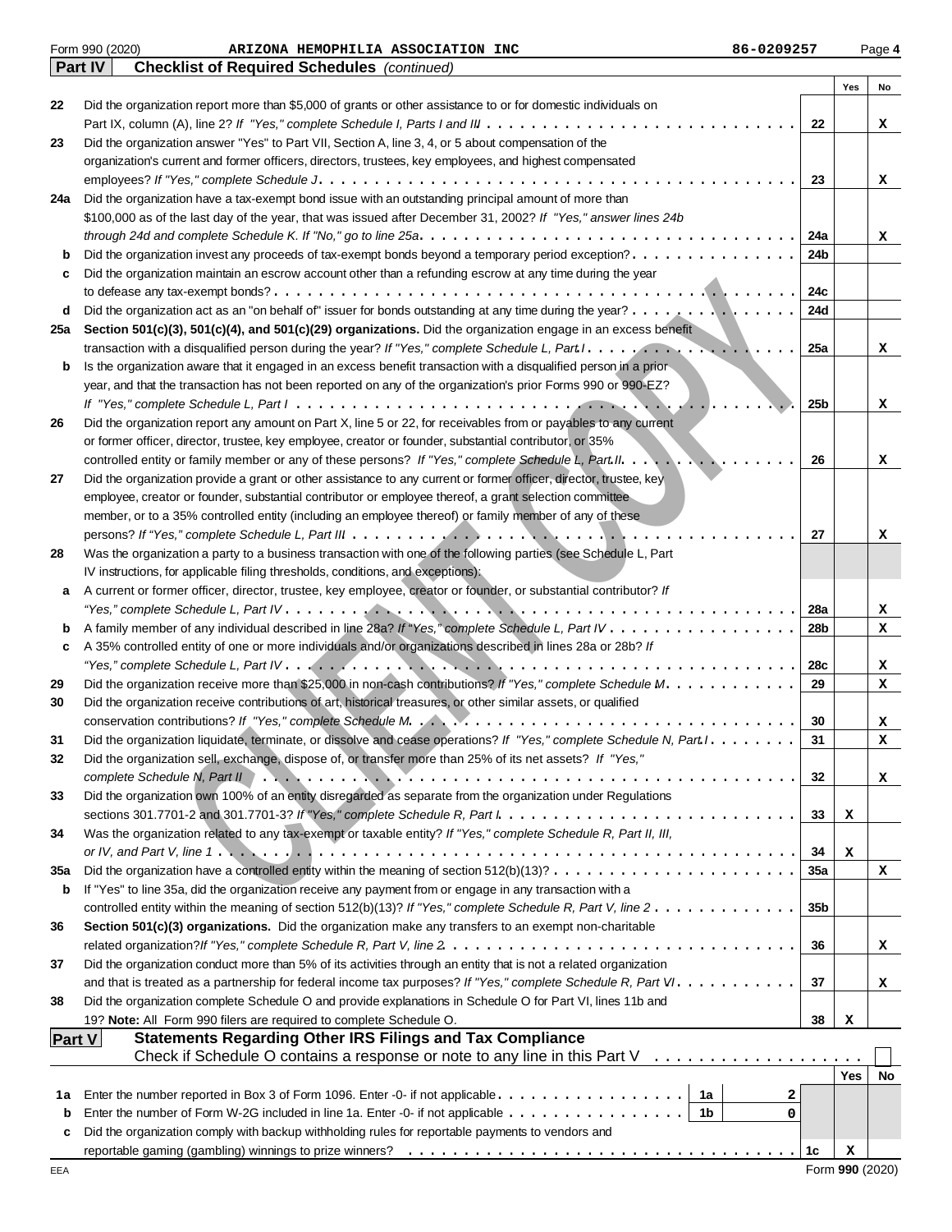Form 990 (2020) **ARIZONA HEMOPHILIA ASSOCIATION INC** 86-0209257

**Part IV** **Checklist of Required Schedules** *(continued)*

| | | Line | Yes | No |
|---|---|---|---|---|
| 22 | Did the organization report more than $5,000 of grants or other assistance to or for domestic individuals on Part IX, column (A), line 2? *If "Yes," complete Schedule I, Parts I and III* | 22 | | X |
| 23 | Did the organization answer "Yes" to Part VII, Section A, line 3, 4, or 5 about compensation of the organization's current and former officers, directors, trustees, key employees, and highest compensated employees? *If "Yes," complete Schedule J* | 23 | | X |
| 24a | Did the organization have a tax-exempt bond issue with an outstanding principal amount of more than $100,000 as of the last day of the year, that was issued after December 31, 2002? *If "Yes," answer lines 24b through 24d and complete Schedule K. If "No," go to line 25a* | 24a | | X |
| b | Did the organization invest any proceeds of tax-exempt bonds beyond a temporary period exception? | 24b | | |
| c | Did the organization maintain an escrow account other than a refunding escrow at any time during the year to defease any tax-exempt bonds? | 24c | | |
| d | Did the organization act as an "on behalf of" issuer for bonds outstanding at any time during the year? | 24d | | |
| 25a | **Section 501(c)(3), 501(c)(4), and 501(c)(29) organizations.** Did the organization engage in an excess benefit transaction with a disqualified person during the year? *If "Yes," complete Schedule L, Part I* | 25a | | X |
| b | Is the organization aware that it engaged in an excess benefit transaction with a disqualified person in a prior year, and that the transaction has not been reported on any of the organization's prior Forms 990 or 990-EZ? *If "Yes," complete Schedule L, Part I* | 25b | | X |
| 26 | Did the organization report any amount on Part X, line 5 or 22, for receivables from or payables to any current or former officer, director, trustee, key employee, creator or founder, substantial contributor, or 35% controlled entity or family member of any of these persons? *If "Yes," complete Schedule L, Part II* | 26 | | X |
| 27 | Did the organization provide a grant or other assistance to any current or former officer, director, trustee, key employee, creator or founder, substantial contributor or employee thereof, a grant selection committee member, or to a 35% controlled entity (including an employee thereof) or family member of any of these persons? *If "Yes," complete Schedule L, Part III* | 27 | | X |
| 28 | Was the organization a party to a business transaction with one of the following parties (see Schedule L, Part IV instructions, for applicable filing thresholds, conditions, and exceptions): | | | |
| a | A current or former officer, director, trustee, key employee, creator or founder, or substantial contributor? *If "Yes," complete Schedule L, Part IV* | 28a | | X |
| b | A family member of any individual described in line 28a? *If "Yes," complete Schedule L, Part IV* | 28b | | X |
| c | A 35% controlled entity of one or more individuals and/or organizations described in lines 28a or 28b? *If "Yes," complete Schedule L, Part IV* | 28c | | X |
| 29 | Did the organization receive more than $25,000 in non-cash contributions? *If "Yes," complete Schedule M* | 29 | | X |
| 30 | Did the organization receive contributions of art, historical treasures, or other similar assets, or qualified conservation contributions? *If "Yes," complete Schedule M* | 30 | | X |
| 31 | Did the organization liquidate, terminate, or dissolve and cease operations? *If "Yes," complete Schedule N, Part I* | 31 | | X |
| 32 | Did the organization sell, exchange, dispose of, or transfer more than 25% of its net assets? *If "Yes," complete Schedule N, Part II* | 32 | | X |
| 33 | Did the organization own 100% of an entity disregarded as separate from the organization under Regulations sections 301.7701-2 and 301.7701-3? *If "Yes," complete Schedule R, Part I* | 33 | X | |
| 34 | Was the organization related to any tax-exempt or taxable entity? *If "Yes," complete Schedule R, Part II, III, or IV, and Part V, line 1* | 34 | X | |
| 35a | Did the organization have a controlled entity within the meaning of section 512(b)(13)? | 35a | | X |
| b | If "Yes" to line 35a, did the organization receive any payment from or engage in any transaction with a controlled entity within the meaning of section 512(b)(13)? *If "Yes," complete Schedule R, Part V, line 2* | 35b | | |
| 36 | **Section 501(c)(3) organizations.** Did the organization make any transfers to an exempt non-charitable related organization? *If "Yes," complete Schedule R, Part V, line 2* | 36 | | X |
| 37 | Did the organization conduct more than 5% of its activities through an entity that is not a related organization and that is treated as a partnership for federal income tax purposes? *If "Yes," complete Schedule R, Part VI* | 37 | | X |
| 38 | Did the organization complete Schedule O and provide explanations in Schedule O for Part VI, lines 11b and 19? **Note:** All Form 990 filers are required to complete Schedule O. | 38 | X | |

**Part V** **Statements Regarding Other IRS Filings and Tax Compliance**

Check if Schedule O contains a response or note to any line in this Part V ☐

| | | | | Line | Yes | No |
|---|---|---|---|---|---|---|
| 1a | Enter the number reported in Box 3 of Form 1096. Enter -0- if not applicable | 1a | 2 | | | |
| b | Enter the number of Form W-2G included in line 1a. Enter -0- if not applicable | 1b | 0 | | | |
| c | Did the organization comply with backup withholding rules for reportable payments to vendors and reportable gaming (gambling) winnings to prize winners? | | | 1c | X | |

EEA Form **990** (2020)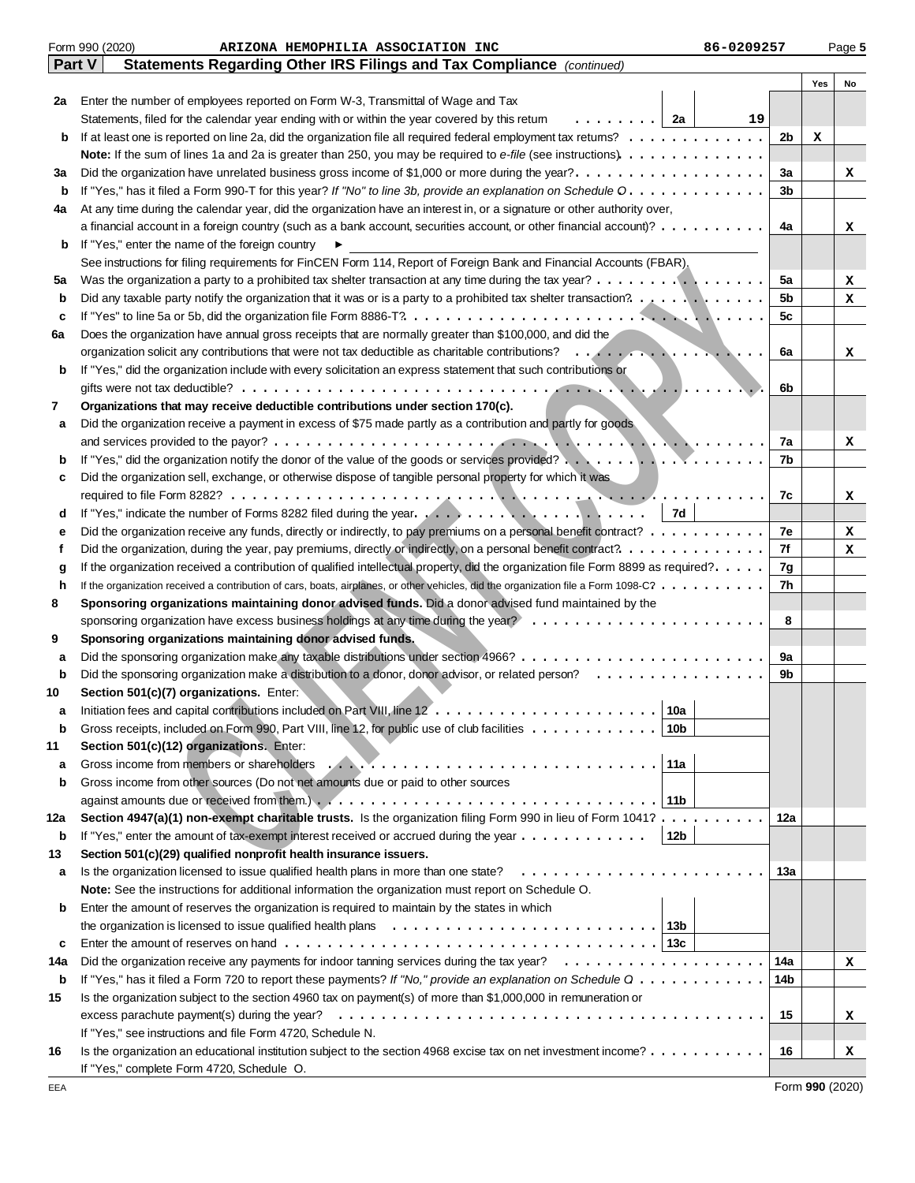Form 990 (2020) ARIZONA HEMOPHILIA ASSOCIATION INC 86-0209257

**Part V — Statements Regarding Other IRS Filings and Tax Compliance** *(continued)*

| | | | | | Yes | No |
|---|---|---|---|---|---|---|
| **2a** | Enter the number of employees reported on Form W-3, Transmittal of Wage and Tax Statements, filed for the calendar year ending with or within the year covered by this return | 2a | 19 | | | |
| **b** | If at least one is reported on line 2a, did the organization file all required federal employment tax returns? | | | 2b | X | |
| | **Note:** If the sum of lines 1a and 2a is greater than 250, you may be required to *e-file* (see instructions) | | | | | |
| **3a** | Did the organization have unrelated business gross income of $1,000 or more during the year? | | | 3a | | X |
| **b** | If "Yes," has it filed a Form 990-T for this year? *If "No" to line 3b, provide an explanation on Schedule O* | | | 3b | | |
| **4a** | At any time during the calendar year, did the organization have an interest in, or a signature or other authority over, a financial account in a foreign country (such as a bank account, securities account, or other financial account)? | | | 4a | | X |
| **b** | If "Yes," enter the name of the foreign country ► | | | | | |
| | See instructions for filing requirements for FinCEN Form 114, Report of Foreign Bank and Financial Accounts (FBAR). | | | | | |
| **5a** | Was the organization a party to a prohibited tax shelter transaction at any time during the tax year? | | | 5a | | X |
| **b** | Did any taxable party notify the organization that it was or is a party to a prohibited tax shelter transaction? | | | 5b | | X |
| **c** | If "Yes" to line 5a or 5b, did the organization file Form 8886-T? | | | 5c | | |
| **6a** | Does the organization have annual gross receipts that are normally greater than $100,000, and did the organization solicit any contributions that were not tax deductible as charitable contributions? | | | 6a | | X |
| **b** | If "Yes," did the organization include with every solicitation an express statement that such contributions or gifts were not tax deductible? | | | 6b | | |
| **7** | **Organizations that may receive deductible contributions under section 170(c).** | | | | | |
| **a** | Did the organization receive a payment in excess of $75 made partly as a contribution and partly for goods and services provided to the payor? | | | 7a | | X |
| **b** | If "Yes," did the organization notify the donor of the value of the goods or services provided? | | | 7b | | |
| **c** | Did the organization sell, exchange, or otherwise dispose of tangible personal property for which it was required to file Form 8282? | | | 7c | | X |
| **d** | If "Yes," indicate the number of Forms 8282 filed during the year | 7d | | | | |
| **e** | Did the organization receive any funds, directly or indirectly, to pay premiums on a personal benefit contract? | | | 7e | | X |
| **f** | Did the organization, during the year, pay premiums, directly or indirectly, on a personal benefit contract? | | | 7f | | X |
| **g** | If the organization received a contribution of qualified intellectual property, did the organization file Form 8899 as required? | | | 7g | | |
| **h** | If the organization received a contribution of cars, boats, airplanes, or other vehicles, did the organization file a Form 1098-C? | | | 7h | | |
| **8** | **Sponsoring organizations maintaining donor advised funds.** Did a donor advised fund maintained by the sponsoring organization have excess business holdings at any time during the year? | | | 8 | | |
| **9** | **Sponsoring organizations maintaining donor advised funds.** | | | | | |
| **a** | Did the sponsoring organization make any taxable distributions under section 4966? | | | 9a | | |
| **b** | Did the sponsoring organization make a distribution to a donor, donor advisor, or related person? | | | 9b | | |
| **10** | **Section 501(c)(7) organizations.** Enter: | | | | | |
| **a** | Initiation fees and capital contributions included on Part VIII, line 12 | 10a | | | | |
| **b** | Gross receipts, included on Form 990, Part VIII, line 12, for public use of club facilities | 10b | | | | |
| **11** | **Section 501(c)(12) organizations.** Enter: | | | | | |
| **a** | Gross income from members or shareholders | 11a | | | | |
| **b** | Gross income from other sources (Do not net amounts due or paid to other sources against amounts due or received from them.) | 11b | | | | |
| **12a** | **Section 4947(a)(1) non-exempt charitable trusts.** Is the organization filing Form 990 in lieu of Form 1041? | | | 12a | | |
| **b** | If "Yes," enter the amount of tax-exempt interest received or accrued during the year | 12b | | | | |
| **13** | **Section 501(c)(29) qualified nonprofit health insurance issuers.** | | | | | |
| **a** | Is the organization licensed to issue qualified health plans in more than one state? | | | 13a | | |
| | **Note:** See the instructions for additional information the organization must report on Schedule O. | | | | | |
| **b** | Enter the amount of reserves the organization is required to maintain by the states in which the organization is licensed to issue qualified health plans | 13b | | | | |
| **c** | Enter the amount of reserves on hand | 13c | | | | |
| **14a** | Did the organization receive any payments for indoor tanning services during the tax year? | | | 14a | | X |
| **b** | If "Yes," has it filed a Form 720 to report these payments? *If "No," provide an explanation on Schedule O* | | | 14b | | |
| **15** | Is the organization subject to the section 4960 tax on payment(s) of more than $1,000,000 in remuneration or excess parachute payment(s) during the year? | | | 15 | | X |
| | If "Yes," see instructions and file Form 4720, Schedule N. | | | | | |
| **16** | Is the organization an educational institution subject to the section 4968 excise tax on net investment income? | | | 16 | | X |
| | If "Yes," complete Form 4720, Schedule O. | | | | | |

Form **990** (2020)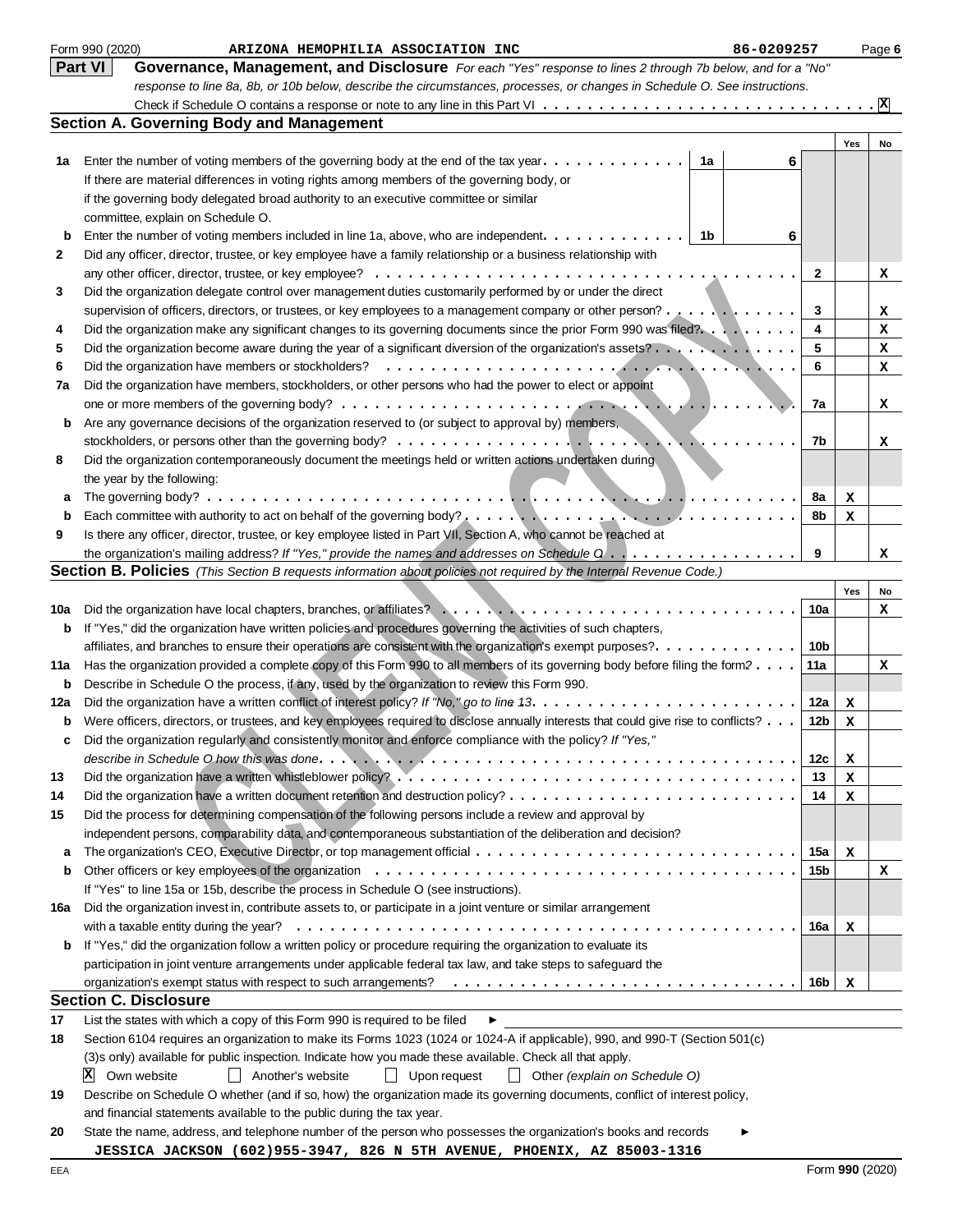Form 990 (2020) **ARIZONA HEMOPHILIA ASSOCIATION INC** **86-0209257** Page **6**

## Part VI Governance, Management, and Disclosure

*For each "Yes" response to lines 2 through 7b below, and for a "No" response to line 8a, 8b, or 10b below, describe the circumstances, processes, or changes in Schedule O. See instructions.*

Check if Schedule O contains a response or note to any line in this Part VI . . . . . . . . . . . . . . . . . . . . . . . . . . . . . . . . . [X]

### Section A. Governing Body and Management

| | | | | | Yes | No |
|---|---|---|---|---|---|---|
| **1a** | Enter the number of voting members of the governing body at the end of the tax year. If there are material differences in voting rights among members of the governing body, or if the governing body delegated broad authority to an executive committee or similar committee, explain on Schedule O. | 1a | 6 | | | |
| **b** | Enter the number of voting members included in line 1a, above, who are independent. | 1b | 6 | | | |
| **2** | Did any officer, director, trustee, or key employee have a family relationship or a business relationship with any other officer, director, trustee, or key employee? | | | 2 | | X |
| **3** | Did the organization delegate control over management duties customarily performed by or under the direct supervision of officers, directors, or trustees, or key employees to a management company or other person? | | | 3 | | X |
| **4** | Did the organization make any significant changes to its governing documents since the prior Form 990 was filed? | | | 4 | | X |
| **5** | Did the organization become aware during the year of a significant diversion of the organization's assets? | | | 5 | | X |
| **6** | Did the organization have members or stockholders? | | | 6 | | X |
| **7a** | Did the organization have members, stockholders, or other persons who had the power to elect or appoint one or more members of the governing body? | | | 7a | | X |
| **b** | Are any governance decisions of the organization reserved to (or subject to approval by) members, stockholders, or persons other than the governing body? | | | 7b | | X |
| **8** | Did the organization contemporaneously document the meetings held or written actions undertaken during the year by the following: | | | | | |
| **a** | The governing body? | | | 8a | X | |
| **b** | Each committee with authority to act on behalf of the governing body? | | | 8b | X | |
| **9** | Is there any officer, director, trustee, or key employee listed in Part VII, Section A, who cannot be reached at the organization's mailing address? *If "Yes," provide the names and addresses on Schedule O* | | | 9 | | X |

### Section B. Policies *(This Section B requests information about policies not required by the Internal Revenue Code.)*

| | | | Yes | No |
|---|---|---|---|---|
| **10a** | Did the organization have local chapters, branches, or affiliates? | 10a | | X |
| **b** | If "Yes," did the organization have written policies and procedures governing the activities of such chapters, affiliates, and branches to ensure their operations are consistent with the organization's exempt purposes? | 10b | | |
| **11a** | Has the organization provided a complete copy of this Form 990 to all members of its governing body before filing the form? | 11a | | X |
| **b** | Describe in Schedule O the process, if any, used by the organization to review this Form 990. | | | |
| **12a** | Did the organization have a written conflict of interest policy? *If "No," go to line 13* | 12a | X | |
| **b** | Were officers, directors, or trustees, and key employees required to disclose annually interests that could give rise to conflicts? | 12b | X | |
| **c** | Did the organization regularly and consistently monitor and enforce compliance with the policy? *If "Yes," describe in Schedule O how this was done* | 12c | X | |
| **13** | Did the organization have a written whistleblower policy? | 13 | X | |
| **14** | Did the organization have a written document retention and destruction policy? | 14 | X | |
| **15** | Did the process for determining compensation of the following persons include a review and approval by independent persons, comparability data, and contemporaneous substantiation of the deliberation and decision? | | | |
| **a** | The organization's CEO, Executive Director, or top management official | 15a | X | |
| **b** | Other officers or key employees of the organization | 15b | | X |
| | If "Yes" to line 15a or 15b, describe the process in Schedule O (see instructions). | | | |
| **16a** | Did the organization invest in, contribute assets to, or participate in a joint venture or similar arrangement with a taxable entity during the year? | 16a | X | |
| **b** | If "Yes," did the organization follow a written policy or procedure requiring the organization to evaluate its participation in joint venture arrangements under applicable federal tax law, and take steps to safeguard the organization's exempt status with respect to such arrangements? | 16b | X | |

### Section C. Disclosure

**17** List the states with which a copy of this Form 990 is required to be filed ►

**18** Section 6104 requires an organization to make its Forms 1023 (1024 or 1024-A if applicable), 990, and 990-T (Section 501(c)(3)s only) available for public inspection. Indicate how you made these available. Check all that apply.

[X] Own website [ ] Another's website [ ] Upon request [ ] Other *(explain on Schedule O)*

**19** Describe on Schedule O whether (and if so, how) the organization made its governing documents, conflict of interest policy, and financial statements available to the public during the tax year.

**20** State the name, address, and telephone number of the person who possesses the organization's books and records ►

**JESSICA JACKSON (602)955-3947, 826 N 5TH AVENUE, PHOENIX, AZ 85003-1316**

EEA Form **990** (2020)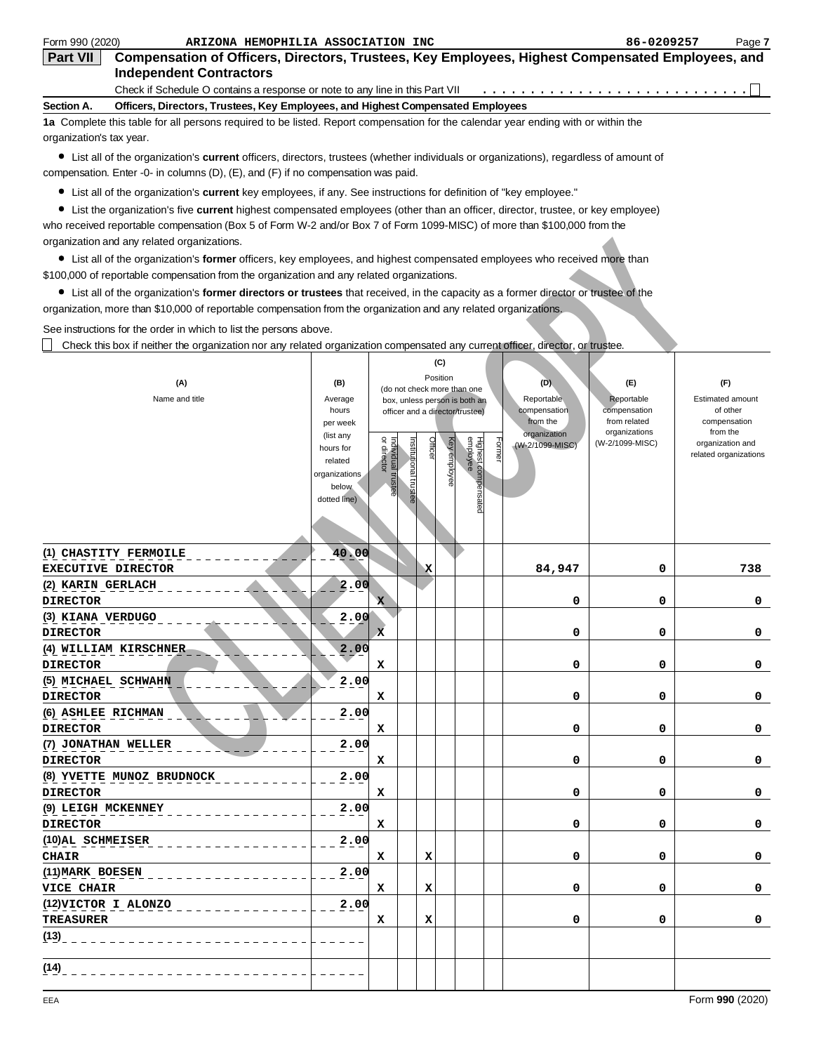Form 990 (2020) ARIZONA HEMOPHILIA ASSOCIATION INC 86-0209257

## Part VII Compensation of Officers, Directors, Trustees, Key Employees, Highest Compensated Employees, and Independent Contractors

Check if Schedule O contains a response or note to any line in this Part VII ☐

**Section A. Officers, Directors, Trustees, Key Employees, and Highest Compensated Employees**

**1a** Complete this table for all persons required to be listed. Report compensation for the calendar year ending with or within the organization's tax year.

- List all of the organization's **current** officers, directors, trustees (whether individuals or organizations), regardless of amount of compensation. Enter -0- in columns (D), (E), and (F) if no compensation was paid.
- List all of the organization's **current** key employees, if any. See instructions for definition of "key employee."
- List the organization's five **current** highest compensated employees (other than an officer, director, trustee, or key employee) who received reportable compensation (Box 5 of Form W-2 and/or Box 7 of Form 1099-MISC) of more than $100,000 from the organization and any related organizations.
- List all of the organization's **former** officers, key employees, and highest compensated employees who received more than $100,000 of reportable compensation from the organization and any related organizations.
- List all of the organization's **former directors or trustees** that received, in the capacity as a former director or trustee of the organization, more than $10,000 of reportable compensation from the organization and any related organizations.

See instructions for the order in which to list the persons above.

☐ Check this box if neither the organization nor any related organization compensated any current officer, director, or trustee.

| (A) Name and title | (B) Average hours per week (list any hours for related organizations below dotted line) | (C) Position (do not check more than one box, unless person is both an officer and a director/trustee): Individual trustee or director | Institutional trustee | Officer | Key employee | Highest compensated employee | Former | (D) Reportable compensation from the organization (W-2/1099-MISC) | (E) Reportable compensation from related organizations (W-2/1099-MISC) | (F) Estimated amount of other compensation from the organization and related organizations |
|---|---|---|---|---|---|---|---|---|---|---|
| (1) CHASTITY FERMOILE<br>EXECUTIVE DIRECTOR | 40.00 | | | X | | | | 84,947 | 0 | 738 |
| (2) KARIN GERLACH<br>DIRECTOR | 2.00 | X | | | | | | 0 | 0 | 0 |
| (3) KIANA VERDUGO<br>DIRECTOR | 2.00 | X | | | | | | 0 | 0 | 0 |
| (4) WILLIAM KIRSCHNER<br>DIRECTOR | 2.00 | X | | | | | | 0 | 0 | 0 |
| (5) MICHAEL SCHWAHN<br>DIRECTOR | 2.00 | X | | | | | | 0 | 0 | 0 |
| (6) ASHLEE RICHMAN<br>DIRECTOR | 2.00 | X | | | | | | 0 | 0 | 0 |
| (7) JONATHAN WELLER<br>DIRECTOR | 2.00 | X | | | | | | 0 | 0 | 0 |
| (8) YVETTE MUNOZ BRUDNOCK<br>DIRECTOR | 2.00 | X | | | | | | 0 | 0 | 0 |
| (9) LEIGH MCKENNEY<br>DIRECTOR | 2.00 | X | | | | | | 0 | 0 | 0 |
| (10) AL SCHMEISER<br>CHAIR | 2.00 | X | | X | | | | 0 | 0 | 0 |
| (11) MARK BOESEN<br>VICE CHAIR | 2.00 | X | | X | | | | 0 | 0 | 0 |
| (12) VICTOR I ALONZO<br>TREASURER | 2.00 | X | | X | | | | 0 | 0 | 0 |
| (13) | | | | | | | | | | |
| (14) | | | | | | | | | | |

EEA Form **990** (2020)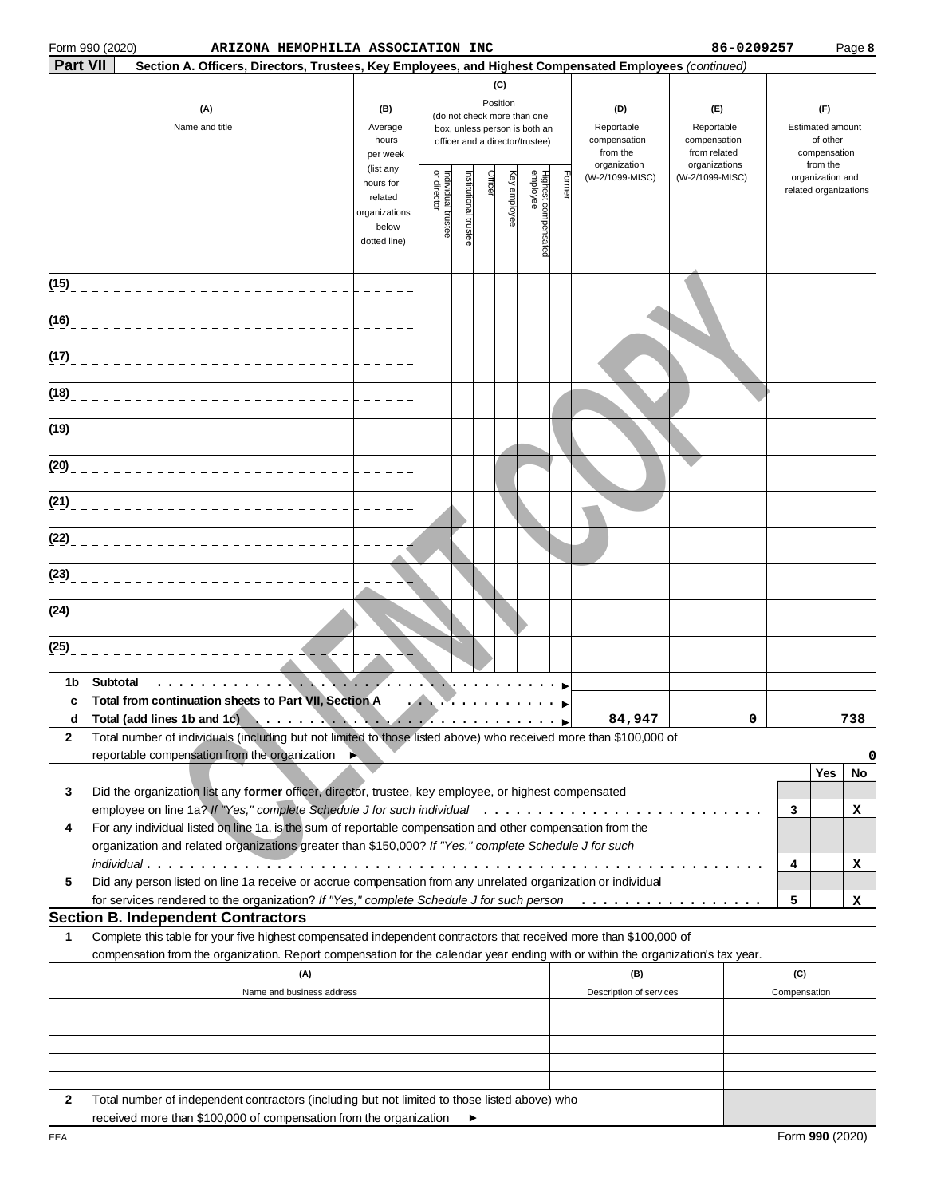Form 990 (2020) **ARIZONA HEMOPHILIA ASSOCIATION INC** 86-0209257 Page **8**

**Part VII** **Section A. Officers, Directors, Trustees, Key Employees, and Highest Compensated Employees** *(continued)*

| (A) Name and title | (B) Average hours per week (list any hours for related organizations below dotted line) | (C) Position (do not check more than one box, unless person is both an officer and a director/trustee): Individual trustee or director | Institutional trustee | Officer | Key employee | Highest compensated employee | Former | (D) Reportable compensation from the organization (W-2/1099-MISC) | (E) Reportable compensation from related organizations (W-2/1099-MISC) | (F) Estimated amount of other compensation from the organization and related organizations |
|---|---|---|---|---|---|---|---|---|---|---|
| (15) | | | | | | | | | | |
| (16) | | | | | | | | | | |
| (17) | | | | | | | | | | |
| (18) | | | | | | | | | | |
| (19) | | | | | | | | | | |
| (20) | | | | | | | | | | |
| (21) | | | | | | | | | | |
| (22) | | | | | | | | | | |
| (23) | | | | | | | | | | |
| (24) | | | | | | | | | | |
| (25) | | | | | | | | | | |

| | | (D) | (E) | (F) |
|---|---|---|---|---|
| **1b** | **Subtotal** ▶ | | | |
| **c** | **Total from continuation sheets to Part VII, Section A** ▶ | | | |
| **d** | **Total (add lines 1b and 1c)** ▶ | 84,947 | 0 | 738 |

**2** Total number of individuals (including but not limited to those listed above) who received more than $100,000 of reportable compensation from the organization ▶ 0

| | | | Yes | No |
|---|---|---|---|---|
| **3** | Did the organization list any **former** officer, director, trustee, key employee, or highest compensated employee on line 1a? *If "Yes," complete Schedule J for such individual* | 3 | | X |
| **4** | For any individual listed on line 1a, is the sum of reportable compensation and other compensation from the organization and related organizations greater than $150,000? *If "Yes," complete Schedule J for such individual* | 4 | | X |
| **5** | Did any person listed on line 1a receive or accrue compensation from any unrelated organization or individual for services rendered to the organization? *If "Yes," complete Schedule J for such person* | 5 | | X |

## Section B. Independent Contractors

**1** Complete this table for your five highest compensated independent contractors that received more than $100,000 of compensation from the organization. Report compensation for the calendar year ending with or within the organization's tax year.

| (A) Name and business address | (B) Description of services | (C) Compensation |
|---|---|---|
| | | |
| | | |
| | | |
| | | |
| | | |

**2** Total number of independent contractors (including but not limited to those listed above) who received more than $100,000 of compensation from the organization ▶

EEA Form **990** (2020)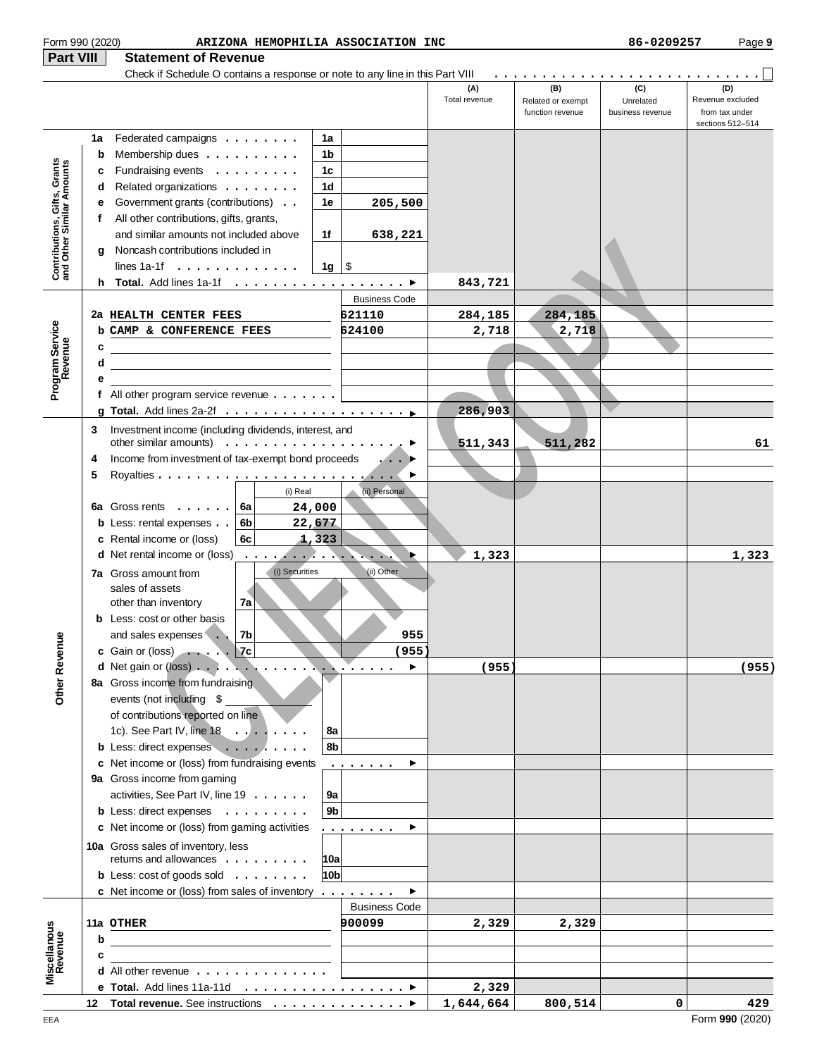Form 990 (2020) ARIZONA HEMOPHILIA ASSOCIATION INC 86-0209257

## Part VIII Statement of Revenue

Check if Schedule O contains a response or note to any line in this Part VIII . . . . ☐

| | | | | (A) Total revenue | (B) Related or exempt function revenue | (C) Unrelated business revenue | (D) Revenue excluded from tax under sections 512–514 |
|---|---|---|---|---|---|---|---|
| **Contributions, Gifts, Grants and Other Similar Amounts** | 1a Federated campaigns | 1a | | | | | |
| | b Membership dues | 1b | | | | | |
| | c Fundraising events | 1c | | | | | |
| | d Related organizations | 1d | | | | | |
| | e Government grants (contributions) | 1e | 205,500 | | | | |
| | f All other contributions, gifts, grants, and similar amounts not included above | 1f | 638,221 | | | | |
| | g Noncash contributions included in lines 1a-1f | 1g | $ | | | | |
| | h **Total.** Add lines 1a-1f | | | 843,721 | | | |
| **Program Service Revenue** | | | Business Code | | | | |
| | 2a HEALTH CENTER FEES | | 621110 | 284,185 | 284,185 | | |
| | b CAMP & CONFERENCE FEES | | 624100 | 2,718 | 2,718 | | |
| | c | | | | | | |
| | d | | | | | | |
| | e | | | | | | |
| | f All other program service revenue | | | | | | |
| | g **Total.** Add lines 2a-2f | | | 286,903 | | | |
| **Other Revenue** | 3 Investment income (including dividends, interest, and other similar amounts) | | | 511,343 | 511,282 | | 61 |
| | 4 Income from investment of tax-exempt bond proceeds | | | | | | |
| | 5 Royalties | | | | | | |
| | | (i) Real | (ii) Personal | | | | |
| | 6a Gross rents (6a) | 24,000 | | | | | |
| | b Less: rental expenses (6b) | 22,677 | | | | | |
| | c Rental income or (loss) (6c) | 1,323 | | | | | |
| | d Net rental income or (loss) | | | 1,323 | | | 1,323 |
| | | (i) Securities | (ii) Other | | | | |
| | 7a Gross amount from sales of assets other than inventory (7a) | | | | | | |
| | b Less: cost or other basis and sales expenses (7b) | | 955 | | | | |
| | c Gain or (loss) (7c) | | (955) | | | | |
| | d Net gain or (loss) | | | (955) | | | (955) |
| | 8a Gross income from fundraising events (not including $ of contributions reported on line 1c). See Part IV, line 18 | 8a | | | | | |
| | b Less: direct expenses | 8b | | | | | |
| | c Net income or (loss) from fundraising events | | | | | | |
| | 9a Gross income from gaming activities, See Part IV, line 19 | 9a | | | | | |
| | b Less: direct expenses | 9b | | | | | |
| | c Net income or (loss) from gaming activities | | | | | | |
| | 10a Gross sales of inventory, less returns and allowances | 10a | | | | | |
| | b Less: cost of goods sold | 10b | | | | | |
| | c Net income or (loss) from sales of inventory | | | | | | |
| **Miscellaneous Revenue** | | | Business Code | | | | |
| | 11a OTHER | | 900099 | 2,329 | 2,329 | | |
| | b | | | | | | |
| | c | | | | | | |
| | d All other revenue | | | | | | |
| | e **Total.** Add lines 11a-11d | | | 2,329 | | | |
| | 12 **Total revenue.** See instructions | | | 1,644,664 | 800,514 | 0 | 429 |

EEA Form **990** (2020)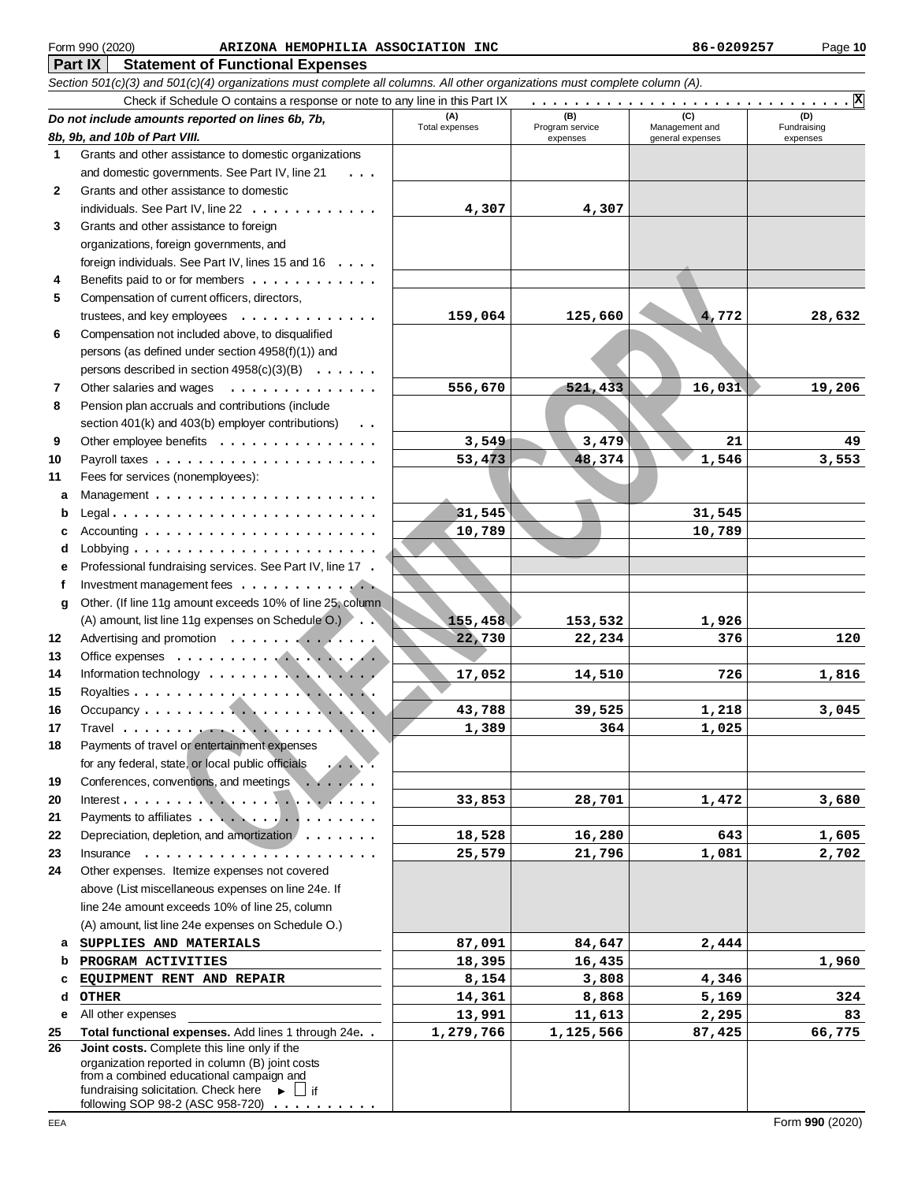Form 990 (2020) ARIZONA HEMOPHILIA ASSOCIATION INC 86-0209257

## Part IX Statement of Functional Expenses

*Section 501(c)(3) and 501(c)(4) organizations must complete all columns. All other organizations must complete column (A).*

Check if Schedule O contains a response or note to any line in this Part IX . . . . . X

| *Do not include amounts reported on lines 6b, 7b, 8b, 9b, and 10b of Part VIII.* | (A) Total expenses | (B) Program service expenses | (C) Management and general expenses | (D) Fundraising expenses |
|---|---|---|---|---|
| 1 Grants and other assistance to domestic organizations and domestic governments. See Part IV, line 21 | | | | |
| 2 Grants and other assistance to domestic individuals. See Part IV, line 22 | 4,307 | 4,307 | | |
| 3 Grants and other assistance to foreign organizations, foreign governments, and foreign individuals. See Part IV, lines 15 and 16 | | | | |
| 4 Benefits paid to or for members | | | | |
| 5 Compensation of current officers, directors, trustees, and key employees | 159,064 | 125,660 | 4,772 | 28,632 |
| 6 Compensation not included above, to disqualified persons (as defined under section 4958(f)(1)) and persons described in section 4958(c)(3)(B) | | | | |
| 7 Other salaries and wages | 556,670 | 521,433 | 16,031 | 19,206 |
| 8 Pension plan accruals and contributions (include section 401(k) and 403(b) employer contributions) | | | | |
| 9 Other employee benefits | 3,549 | 3,479 | 21 | 49 |
| 10 Payroll taxes | 53,473 | 48,374 | 1,546 | 3,553 |
| 11 Fees for services (nonemployees): | | | | |
| a Management | | | | |
| b Legal | 31,545 | | 31,545 | |
| c Accounting | 10,789 | | 10,789 | |
| d Lobbying | | | | |
| e Professional fundraising services. See Part IV, line 17 | | | | |
| f Investment management fees | | | | |
| g Other. (If line 11g amount exceeds 10% of line 25, column (A) amount, list line 11g expenses on Schedule O.) | 155,458 | 153,532 | 1,926 | |
| 12 Advertising and promotion | 22,730 | 22,234 | 376 | 120 |
| 13 Office expenses | | | | |
| 14 Information technology | 17,052 | 14,510 | 726 | 1,816 |
| 15 Royalties | | | | |
| 16 Occupancy | 43,788 | 39,525 | 1,218 | 3,045 |
| 17 Travel | 1,389 | 364 | 1,025 | |
| 18 Payments of travel or entertainment expenses for any federal, state, or local public officials | | | | |
| 19 Conferences, conventions, and meetings | | | | |
| 20 Interest | 33,853 | 28,701 | 1,472 | 3,680 |
| 21 Payments to affiliates | | | | |
| 22 Depreciation, depletion, and amortization | 18,528 | 16,280 | 643 | 1,605 |
| 23 Insurance | 25,579 | 21,796 | 1,081 | 2,702 |
| 24 Other expenses. Itemize expenses not covered above (List miscellaneous expenses on line 24e. If line 24e amount exceeds 10% of line 25, column (A) amount, list line 24e expenses on Schedule O.) | | | | |
| a SUPPLIES AND MATERIALS | 87,091 | 84,647 | 2,444 | |
| b PROGRAM ACTIVITIES | 18,395 | 16,435 | | 1,960 |
| c EQUIPMENT RENT AND REPAIR | 8,154 | 3,808 | 4,346 | |
| d OTHER | 14,361 | 8,868 | 5,169 | 324 |
| e All other expenses | 13,991 | 11,613 | 2,295 | 83 |
| 25 **Total functional expenses.** Add lines 1 through 24e | 1,279,766 | 1,125,566 | 87,425 | 66,775 |
| 26 **Joint costs.** Complete this line only if the organization reported in column (B) joint costs from a combined educational campaign and fundraising solicitation. Check here ► ☐ if following SOP 98-2 (ASC 958-720) | | | | |

EEA Form **990** (2020)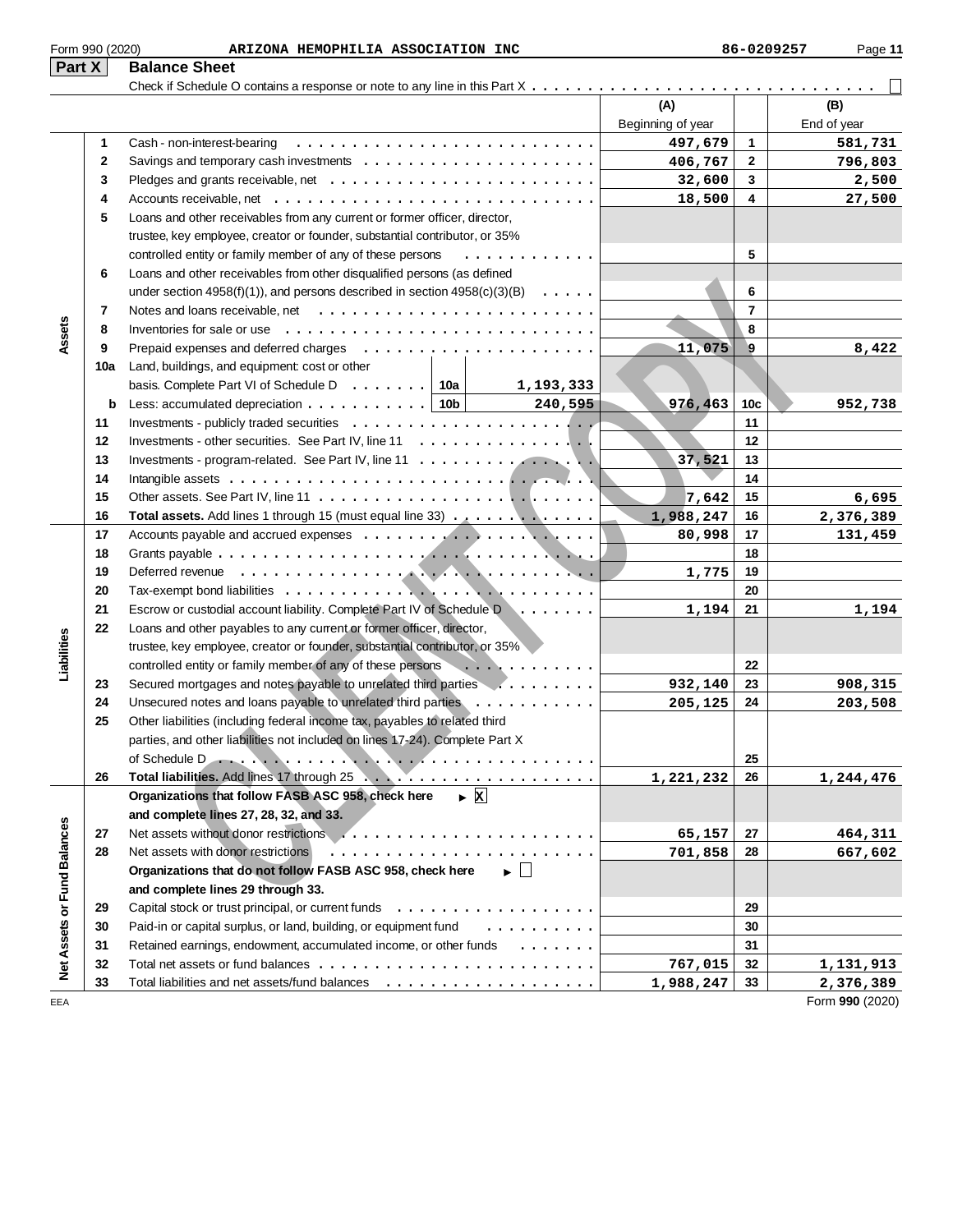Form 990 (2020) ARIZONA HEMOPHILIA ASSOCIATION INC 86-0209257

## Part X Balance Sheet

Check if Schedule O contains a response or note to any line in this Part X . . . . . . . . . . ☐

| | | | (A) Beginning of year | | (B) End of year |
|---|---|---|---|---|---|
| **Assets** | 1 | Cash - non-interest-bearing | 497,679 | 1 | 581,731 |
| | 2 | Savings and temporary cash investments | 406,767 | 2 | 796,803 |
| | 3 | Pledges and grants receivable, net | 32,600 | 3 | 2,500 |
| | 4 | Accounts receivable, net | 18,500 | 4 | 27,500 |
| | 5 | Loans and other receivables from any current or former officer, director, trustee, key employee, creator or founder, substantial contributor, or 35% controlled entity or family member of any of these persons | | 5 | |
| | 6 | Loans and other receivables from other disqualified persons (as defined under section 4958(f)(1)), and persons described in section 4958(c)(3)(B) | | 6 | |
| | 7 | Notes and loans receivable, net | | 7 | |
| | 8 | Inventories for sale or use | | 8 | |
| | 9 | Prepaid expenses and deferred charges | 11,075 | 9 | 8,422 |
| | 10a | Land, buildings, and equipment: cost or other basis. Complete Part VI of Schedule D . . . 10a 1,193,333 | | | |
| | b | Less: accumulated depreciation . . . 10b 240,595 | 976,463 | 10c | 952,738 |
| | 11 | Investments - publicly traded securities | | 11 | |
| | 12 | Investments - other securities. See Part IV, line 11 | | 12 | |
| | 13 | Investments - program-related. See Part IV, line 11 | 37,521 | 13 | |
| | 14 | Intangible assets | | 14 | |
| | 15 | Other assets. See Part IV, line 11 | 7,642 | 15 | 6,695 |
| | 16 | **Total assets.** Add lines 1 through 15 (must equal line 33) | 1,988,247 | 16 | 2,376,389 |
| **Liabilities** | 17 | Accounts payable and accrued expenses | 80,998 | 17 | 131,459 |
| | 18 | Grants payable | | 18 | |
| | 19 | Deferred revenue | 1,775 | 19 | |
| | 20 | Tax-exempt bond liabilities | | 20 | |
| | 21 | Escrow or custodial account liability. Complete Part IV of Schedule D | 1,194 | 21 | 1,194 |
| | 22 | Loans and other payables to any current or former officer, director, trustee, key employee, creator or founder, substantial contributor, or 35% controlled entity or family member of any of these persons | | 22 | |
| | 23 | Secured mortgages and notes payable to unrelated third parties | 932,140 | 23 | 908,315 |
| | 24 | Unsecured notes and loans payable to unrelated third parties | 205,125 | 24 | 203,508 |
| | 25 | Other liabilities (including federal income tax, payables to related third parties, and other liabilities not included on lines 17-24). Complete Part X of Schedule D | | 25 | |
| | 26 | **Total liabilities.** Add lines 17 through 25 | 1,221,232 | 26 | 1,244,476 |
| **Net Assets or Fund Balances** | | **Organizations that follow FASB ASC 958, check here** ► ☒ **and complete lines 27, 28, 32, and 33.** | | | |
| | 27 | Net assets without donor restrictions | 65,157 | 27 | 464,311 |
| | 28 | Net assets with donor restrictions | 701,858 | 28 | 667,602 |
| | | **Organizations that do not follow FASB ASC 958, check here** ► ☐ **and complete lines 29 through 33.** | | | |
| | 29 | Capital stock or trust principal, or current funds | | 29 | |
| | 30 | Paid-in or capital surplus, or land, building, or equipment fund | | 30 | |
| | 31 | Retained earnings, endowment, accumulated income, or other funds | | 31 | |
| | 32 | Total net assets or fund balances | 767,015 | 32 | 1,131,913 |
| | 33 | Total liabilities and net assets/fund balances | 1,988,247 | 33 | 2,376,389 |

Form **990** (2020)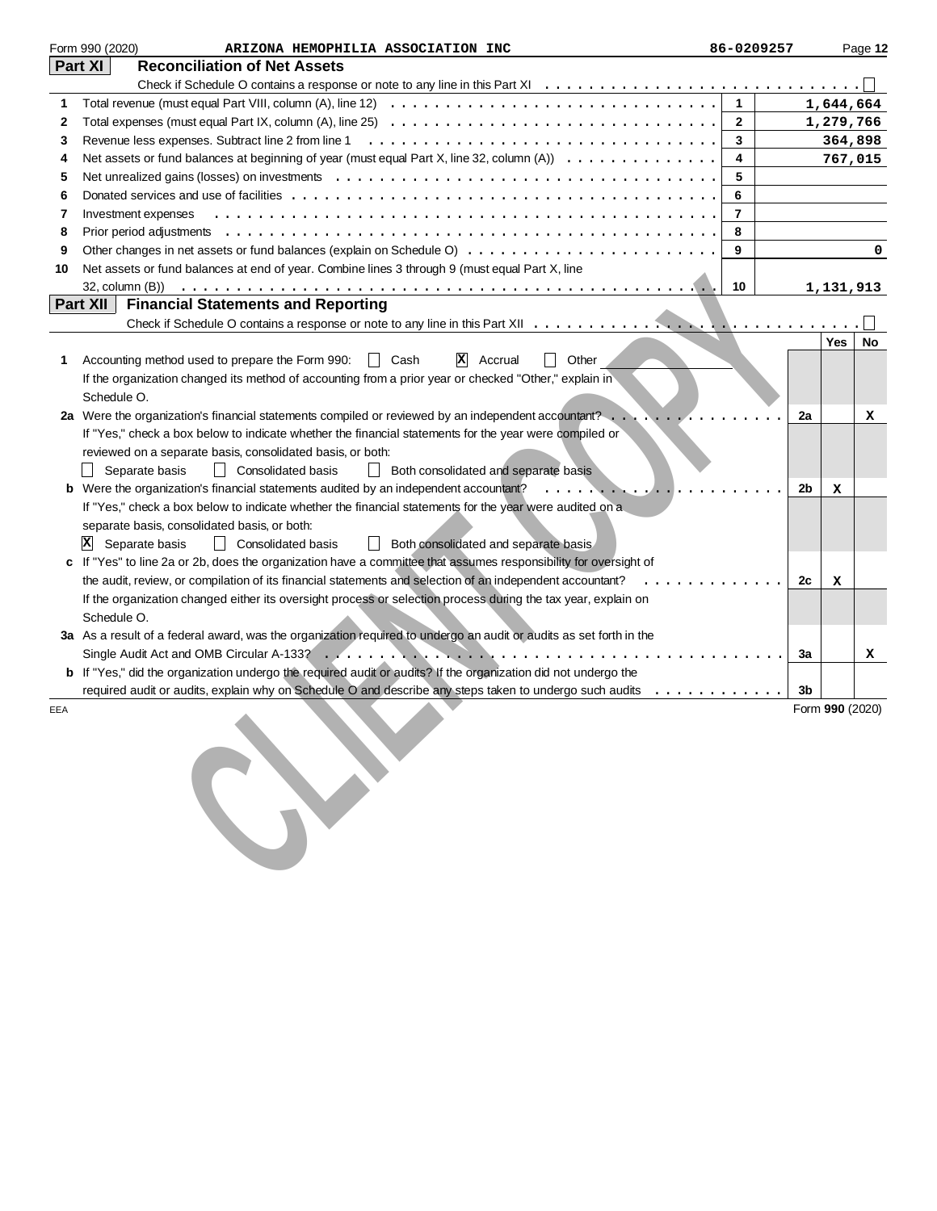Form 990 (2020) ARIZONA HEMOPHILIA ASSOCIATION INC 86-0209257

## Part XI Reconciliation of Net Assets

Check if Schedule O contains a response or note to any line in this Part XI ☐

| | | | |
|---|---|---|---|
| 1 | Total revenue (must equal Part VIII, column (A), line 12) | 1 | 1,644,664 |
| 2 | Total expenses (must equal Part IX, column (A), line 25) | 2 | 1,279,766 |
| 3 | Revenue less expenses. Subtract line 2 from line 1 | 3 | 364,898 |
| 4 | Net assets or fund balances at beginning of year (must equal Part X, line 32, column (A)) | 4 | 767,015 |
| 5 | Net unrealized gains (losses) on investments | 5 | |
| 6 | Donated services and use of facilities | 6 | |
| 7 | Investment expenses | 7 | |
| 8 | Prior period adjustments | 8 | |
| 9 | Other changes in net assets or fund balances (explain on Schedule O) | 9 | 0 |
| 10 | Net assets or fund balances at end of year. Combine lines 3 through 9 (must equal Part X, line 32, column (B)) | 10 | 1,131,913 |

## Part XII Financial Statements and Reporting

Check if Schedule O contains a response or note to any line in this Part XII ☐

| | | | Yes | No |
|---|---|---|---|---|
| 1 | Accounting method used to prepare the Form 990: ☐ Cash ☒ Accrual ☐ Other<br>If the organization changed its method of accounting from a prior year or checked "Other," explain in Schedule O. | | | |
| 2a | Were the organization's financial statements compiled or reviewed by an independent accountant?<br>If "Yes," check a box below to indicate whether the financial statements for the year were compiled or reviewed on a separate basis, consolidated basis, or both:<br>☐ Separate basis ☐ Consolidated basis ☐ Both consolidated and separate basis | 2a | | X |
| b | Were the organization's financial statements audited by an independent accountant?<br>If "Yes," check a box below to indicate whether the financial statements for the year were audited on a separate basis, consolidated basis, or both:<br>☒ Separate basis ☐ Consolidated basis ☐ Both consolidated and separate basis | 2b | X | |
| c | If "Yes" to line 2a or 2b, does the organization have a committee that assumes responsibility for oversight of the audit, review, or compilation of its financial statements and selection of an independent accountant?<br>If the organization changed either its oversight process or selection process during the tax year, explain on Schedule O. | 2c | X | |
| 3a | As a result of a federal award, was the organization required to undergo an audit or audits as set forth in the Single Audit Act and OMB Circular A-133? | 3a | | X |
| b | If "Yes," did the organization undergo the required audit or audits? If the organization did not undergo the required audit or audits, explain why on Schedule O and describe any steps taken to undergo such audits | 3b | | |

EEA Form 990 (2020)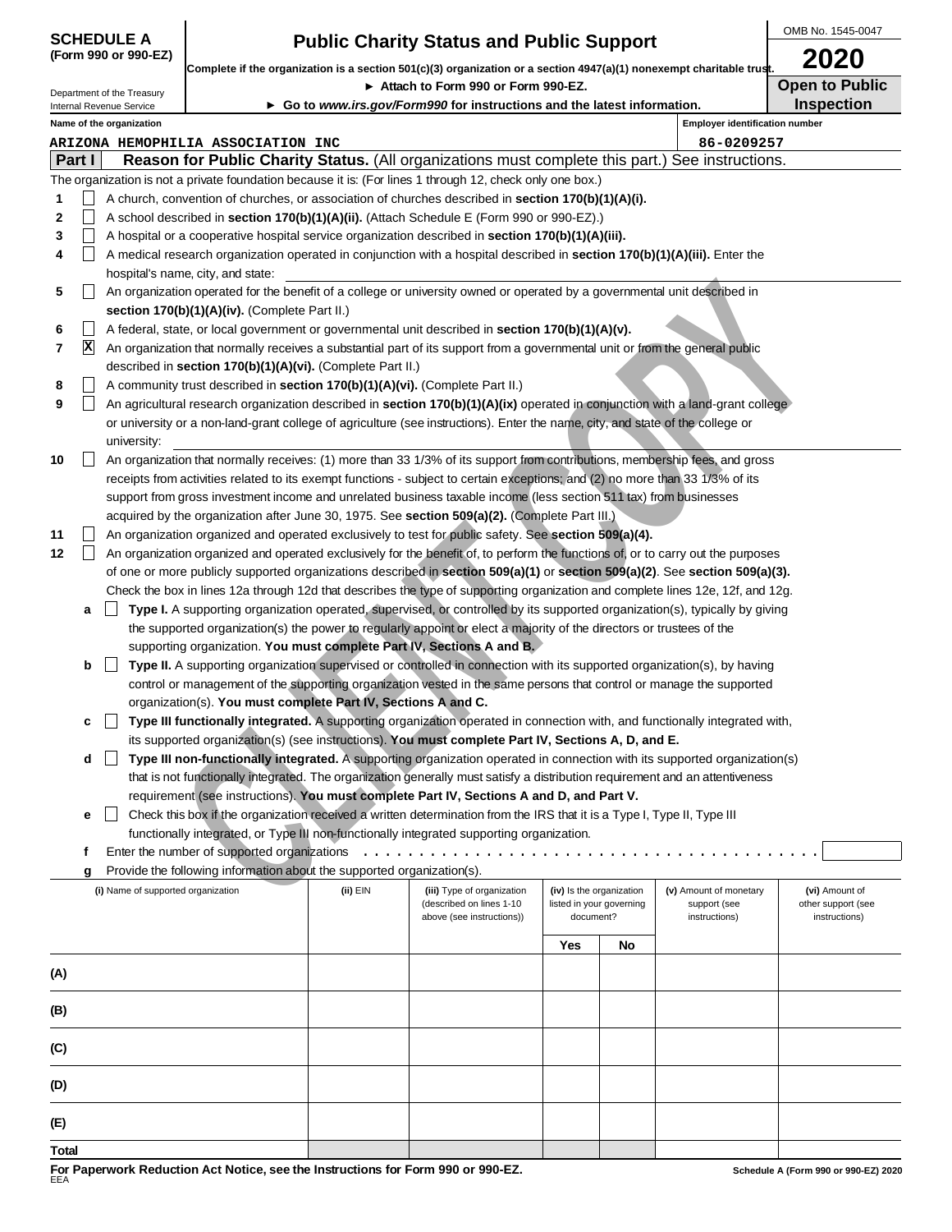**SCHEDULE A**
**(Form 990 or 990-EZ)**

Department of the Treasury
Internal Revenue Service

# Public Charity Status and Public Support

**Complete if the organization is a section 501(c)(3) organization or a section 4947(a)(1) nonexempt charitable trust.**

► Attach to Form 990 or Form 990-EZ.

► Go to *www.irs.gov/Form990* for instructions and the latest information.

OMB No. 1545-0047

**2020**

**Open to Public Inspection**

**Name of the organization:** ARIZONA HEMOPHILIA ASSOCIATION INC

**Employer identification number:** 86-0209257

## Part I Reason for Public Charity Status. (All organizations must complete this part.) See instructions.

The organization is not a private foundation because it is: (For lines 1 through 12, check only one box.)

1. [ ] A church, convention of churches, or association of churches described in **section 170(b)(1)(A)(i).**
2. [ ] A school described in **section 170(b)(1)(A)(ii).** (Attach Schedule E (Form 990 or 990-EZ).)
3. [ ] A hospital or a cooperative hospital service organization described in **section 170(b)(1)(A)(iii).**
4. [ ] A medical research organization operated in conjunction with a hospital described in **section 170(b)(1)(A)(iii).** Enter the hospital's name, city, and state:
5. [ ] An organization operated for the benefit of a college or university owned or operated by a governmental unit described in **section 170(b)(1)(A)(iv).** (Complete Part II.)
6. [ ] A federal, state, or local government or governmental unit described in **section 170(b)(1)(A)(v).**
7. [X] An organization that normally receives a substantial part of its support from a governmental unit or from the general public described in **section 170(b)(1)(A)(vi).** (Complete Part II.)
8. [ ] A community trust described in **section 170(b)(1)(A)(vi).** (Complete Part II.)
9. [ ] An agricultural research organization described in **section 170(b)(1)(A)(ix)** operated in conjunction with a land-grant college or university or a non-land-grant college of agriculture (see instructions). Enter the name, city, and state of the college or university:
10. [ ] An organization that normally receives: (1) more than 33 1/3% of its support from contributions, membership fees, and gross receipts from activities related to its exempt functions - subject to certain exceptions; and (2) no more than 33 1/3% of its support from gross investment income and unrelated business taxable income (less section 511 tax) from businesses acquired by the organization after June 30, 1975. See **section 509(a)(2).** (Complete Part III.)
11. [ ] An organization organized and operated exclusively to test for public safety. See **section 509(a)(4).**
12. [ ] An organization organized and operated exclusively for the benefit of, to perform the functions of, or to carry out the purposes of one or more publicly supported organizations described in **section 509(a)(1)** or **section 509(a)(2)**. See **section 509(a)(3).** Check the box in lines 12a through 12d that describes the type of supporting organization and complete lines 12e, 12f, and 12g.
   - a [ ] **Type I.** A supporting organization operated, supervised, or controlled by its supported organization(s), typically by giving the supported organization(s) the power to regularly appoint or elect a majority of the directors or trustees of the supporting organization. **You must complete Part IV, Sections A and B.**
   - b [ ] **Type II.** A supporting organization supervised or controlled in connection with its supported organization(s), by having control or management of the supporting organization vested in the same persons that control or manage the supported organization(s). **You must complete Part IV, Sections A and C.**
   - c [ ] **Type III functionally integrated.** A supporting organization operated in connection with, and functionally integrated with, its supported organization(s) (see instructions). **You must complete Part IV, Sections A, D, and E.**
   - d [ ] **Type III non-functionally integrated.** A supporting organization operated in connection with its supported organization(s) that is not functionally integrated. The organization generally must satisfy a distribution requirement and an attentiveness requirement (see instructions). **You must complete Part IV, Sections A and D, and Part V.**
   - e [ ] Check this box if the organization received a written determination from the IRS that it is a Type I, Type II, Type III functionally integrated, or Type III non-functionally integrated supporting organization.
   - f Enter the number of supported organizations
   - g Provide the following information about the supported organization(s).

| (i) Name of supported organization | (ii) EIN | (iii) Type of organization (described on lines 1-10 above (see instructions)) | (iv) Is the organization listed in your governing document? Yes | No | (v) Amount of monetary support (see instructions) | (vi) Amount of other support (see instructions) |
|---|---|---|---|---|---|---|
| (A) | | | | | | |
| (B) | | | | | | |
| (C) | | | | | | |
| (D) | | | | | | |
| (E) | | | | | | |
| **Total** | | | | | | |

**For Paperwork Reduction Act Notice, see the Instructions for Form 990 or 990-EZ.**
EEA

**Schedule A (Form 990 or 990-EZ) 2020**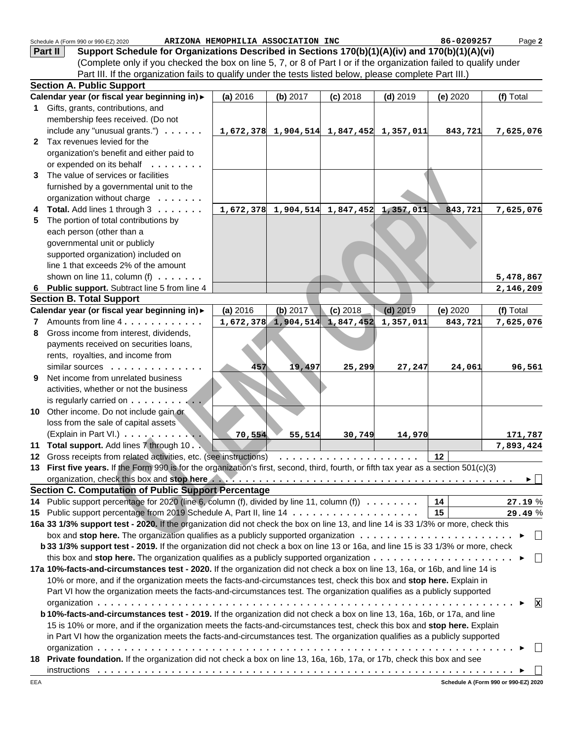Schedule A (Form 990 or 990-EZ) 2020 ARIZONA HEMOPHILIA ASSOCIATION INC 86-0209257

## Part II Support Schedule for Organizations Described in Sections 170(b)(1)(A)(iv) and 170(b)(1)(A)(vi)

(Complete only if you checked the box on line 5, 7, or 8 of Part I or if the organization failed to qualify under Part III. If the organization fails to qualify under the tests listed below, please complete Part III.)

### Section A. Public Support

| Calendar year (or fiscal year beginning in) ► | (a) 2016 | (b) 2017 | (c) 2018 | (d) 2019 | (e) 2020 | (f) Total |
|---|---|---|---|---|---|---|
| 1 Gifts, grants, contributions, and membership fees received. (Do not include any "unusual grants.") | 1,672,378 | 1,904,514 | 1,847,452 | 1,357,011 | 843,721 | 7,625,076 |
| 2 Tax revenues levied for the organization's benefit and either paid to or expended on its behalf | | | | | | |
| 3 The value of services or facilities furnished by a governmental unit to the organization without charge | | | | | | |
| 4 Total. Add lines 1 through 3 | 1,672,378 | 1,904,514 | 1,847,452 | 1,357,011 | 843,721 | 7,625,076 |
| 5 The portion of total contributions by each person (other than a governmental unit or publicly supported organization) included on line 1 that exceeds 2% of the amount shown on line 11, column (f) | | | | | | 5,478,867 |
| 6 Public support. Subtract line 5 from line 4 | | | | | | 2,146,209 |

### Section B. Total Support

| Calendar year (or fiscal year beginning in) ► | (a) 2016 | (b) 2017 | (c) 2018 | (d) 2019 | (e) 2020 | (f) Total |
|---|---|---|---|---|---|---|
| 7 Amounts from line 4 | 1,672,378 | 1,904,514 | 1,847,452 | 1,357,011 | 843,721 | 7,625,076 |
| 8 Gross income from interest, dividends, payments received on securities loans, rents, royalties, and income from similar sources | 457 | 19,497 | 25,299 | 27,247 | 24,061 | 96,561 |
| 9 Net income from unrelated business activities, whether or not the business is regularly carried on | | | | | | |
| 10 Other income. Do not include gain or loss from the sale of capital assets (Explain in Part VI.) | 70,554 | 55,514 | 30,749 | 14,970 | | 171,787 |
| 11 Total support. Add lines 7 through 10 | | | | | | 7,893,424 |

12 Gross receipts from related activities, etc. (see instructions) . . . 12

13 **First five years.** If the Form 990 is for the organization's first, second, third, fourth, or fifth tax year as a section 501(c)(3) organization, check this box and **stop here** ► ☐

### Section C. Computation of Public Support Percentage

14 Public support percentage for 2020 (line 6, column (f), divided by line 11, column (f)) . . . 14 27.19 %

15 Public support percentage from 2019 Schedule A, Part II, line 14 . . . 15 29.49 %

**16a 33 1/3% support test - 2020.** If the organization did not check the box on line 13, and line 14 is 33 1/3% or more, check this box and **stop here.** The organization qualifies as a publicly supported organization ► ☐

**b 33 1/3% support test - 2019.** If the organization did not check a box on line 13 or 16a, and line 15 is 33 1/3% or more, check this box and **stop here.** The organization qualifies as a publicly supported organization ► ☐

**17a 10%-facts-and-circumstances test - 2020.** If the organization did not check a box on line 13, 16a, or 16b, and line 14 is 10% or more, and if the organization meets the facts-and-circumstances test, check this box and **stop here.** Explain in Part VI how the organization meets the facts-and-circumstances test. The organization qualifies as a publicly supported organization ► ☒

**b 10%-facts-and-circumstances test - 2019.** If the organization did not check a box on line 13, 16a, 16b, or 17a, and line 15 is 10% or more, and if the organization meets the facts-and-circumstances test, check this box and **stop here.** Explain in Part VI how the organization meets the facts-and-circumstances test. The organization qualifies as a publicly supported organization ► ☐

**18 Private foundation.** If the organization did not check a box on line 13, 16a, 16b, 17a, or 17b, check this box and see instructions ► ☐

EEA Schedule A (Form 990 or 990-EZ) 2020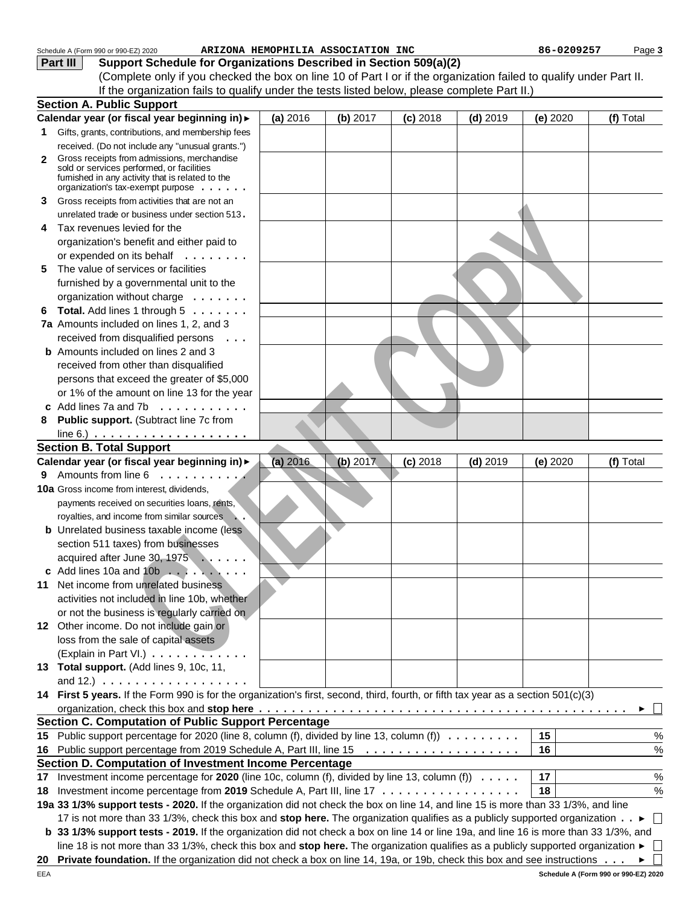Schedule A (Form 990 or 990-EZ) 2020 ARIZONA HEMOPHILIA ASSOCIATION INC 86-0209257

## Part III Support Schedule for Organizations Described in Section 509(a)(2)

(Complete only if you checked the box on line 10 of Part I or if the organization failed to qualify under Part II. If the organization fails to qualify under the tests listed below, please complete Part II.)

### Section A. Public Support

| Calendar year (or fiscal year beginning in) ► | (a) 2016 | (b) 2017 | (c) 2018 | (d) 2019 | (e) 2020 | (f) Total |
|---|---|---|---|---|---|---|
| 1 Gifts, grants, contributions, and membership fees received. (Do not include any "unusual grants.") | | | | | | |
| 2 Gross receipts from admissions, merchandise sold or services performed, or facilities furnished in any activity that is related to the organization's tax-exempt purpose | | | | | | |
| 3 Gross receipts from activities that are not an unrelated trade or business under section 513 | | | | | | |
| 4 Tax revenues levied for the organization's benefit and either paid to or expended on its behalf | | | | | | |
| 5 The value of services or facilities furnished by a governmental unit to the organization without charge | | | | | | |
| 6 **Total.** Add lines 1 through 5 | | | | | | |
| 7a Amounts included on lines 1, 2, and 3 received from disqualified persons | | | | | | |
| b Amounts included on lines 2 and 3 received from other than disqualified persons that exceed the greater of $5,000 or 1% of the amount on line 13 for the year | | | | | | |
| c Add lines 7a and 7b | | | | | | |
| 8 **Public support.** (Subtract line 7c from line 6.) | | | | | | |

### Section B. Total Support

| Calendar year (or fiscal year beginning in) ► | (a) 2016 | (b) 2017 | (c) 2018 | (d) 2019 | (e) 2020 | (f) Total |
|---|---|---|---|---|---|---|
| 9 Amounts from line 6 | | | | | | |
| 10a Gross income from interest, dividends, payments received on securities loans, rents, royalties, and income from similar sources | | | | | | |
| b Unrelated business taxable income (less section 511 taxes) from businesses acquired after June 30, 1975 | | | | | | |
| c Add lines 10a and 10b | | | | | | |
| 11 Net income from unrelated business activities not included in line 10b, whether or not the business is regularly carried on | | | | | | |
| 12 Other income. Do not include gain or loss from the sale of capital assets (Explain in Part VI.) | | | | | | |
| 13 **Total support.** (Add lines 9, 10c, 11, and 12.) | | | | | | |

14 **First 5 years.** If the Form 990 is for the organization's first, second, third, fourth, or fifth tax year as a section 501(c)(3) organization, check this box and **stop here** ► ☐

### Section C. Computation of Public Support Percentage

| | | | |
|---|---|---|---|
| 15 | Public support percentage for 2020 (line 8, column (f), divided by line 13, column (f)) | 15 | % |
| 16 | Public support percentage from 2019 Schedule A, Part III, line 15 | 16 | % |

### Section D. Computation of Investment Income Percentage

| | | | |
|---|---|---|---|
| 17 | Investment income percentage for **2020** (line 10c, column (f), divided by line 13, column (f)) | 17 | % |
| 18 | Investment income percentage from **2019** Schedule A, Part III, line 17 | 18 | % |

**19a 33 1/3% support tests - 2020.** If the organization did not check the box on line 14, and line 15 is more than 33 1/3%, and line 17 is not more than 33 1/3%, check this box and **stop here.** The organization qualifies as a publicly supported organization ► ☐

**b 33 1/3% support tests - 2019.** If the organization did not check a box on line 14 or line 19a, and line 16 is more than 33 1/3%, and line 18 is not more than 33 1/3%, check this box and **stop here.** The organization qualifies as a publicly supported organization ► ☐

**20 Private foundation.** If the organization did not check a box on line 14, 19a, or 19b, check this box and see instructions ► ☐

EEA Schedule A (Form 990 or 990-EZ) 2020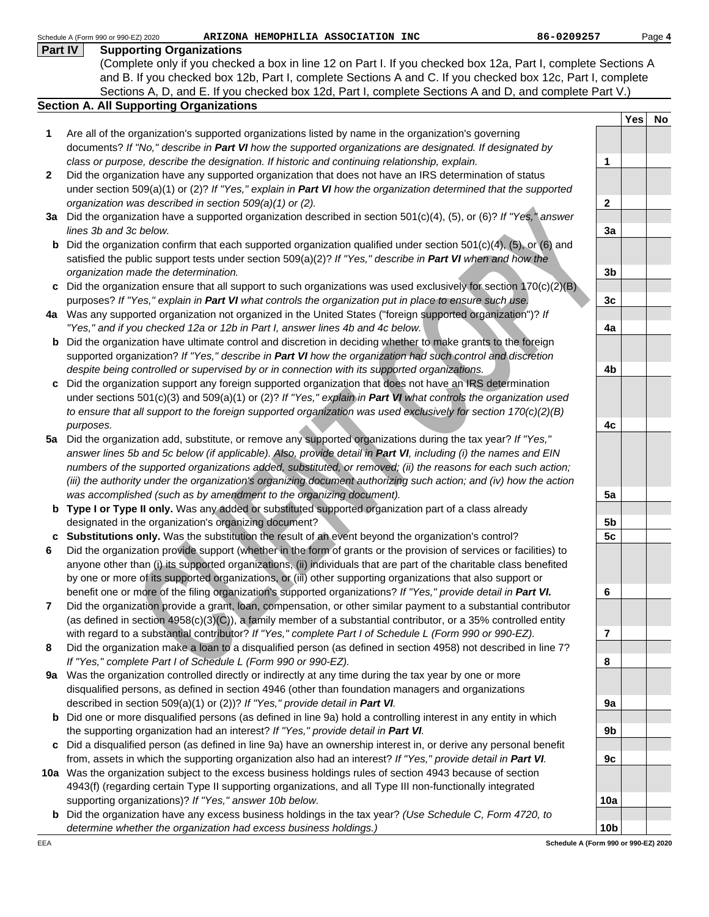**Part IV Supporting Organizations**

(Complete only if you checked a box in line 12 on Part I. If you checked box 12a, Part I, complete Sections A and B. If you checked box 12b, Part I, complete Sections A and C. If you checked box 12c, Part I, complete Sections A, D, and E. If you checked box 12d, Part I, complete Sections A and D, and complete Part V.)

**Section A. All Supporting Organizations**

| | | | Yes | No |
|---|---|---|---|---|
| **1** | Are all of the organization's supported organizations listed by name in the organization's governing documents? *If "No," describe in **Part VI** how the supported organizations are designated. If designated by class or purpose, describe the designation. If historic and continuing relationship, explain.* | 1 | | |
| **2** | Did the organization have any supported organization that does not have an IRS determination of status under section 509(a)(1) or (2)? *If "Yes," explain in **Part VI** how the organization determined that the supported organization was described in section 509(a)(1) or (2).* | 2 | | |
| **3a** | Did the organization have a supported organization described in section 501(c)(4), (5), or (6)? *If "Yes," answer lines 3b and 3c below.* | 3a | | |
| **b** | Did the organization confirm that each supported organization qualified under section 501(c)(4), (5), or (6) and satisfied the public support tests under section 509(a)(2)? *If "Yes," describe in **Part VI** when and how the organization made the determination.* | 3b | | |
| **c** | Did the organization ensure that all support to such organizations was used exclusively for section 170(c)(2)(B) purposes? *If "Yes," explain in **Part VI** what controls the organization put in place to ensure such use.* | 3c | | |
| **4a** | Was any supported organization not organized in the United States ("foreign supported organization")? *If "Yes," and if you checked 12a or 12b in Part I, answer lines 4b and 4c below.* | 4a | | |
| **b** | Did the organization have ultimate control and discretion in deciding whether to make grants to the foreign supported organization? *If "Yes," describe in **Part VI** how the organization had such control and discretion despite being controlled or supervised by or in connection with its supported organizations.* | 4b | | |
| **c** | Did the organization support any foreign supported organization that does not have an IRS determination under sections 501(c)(3) and 509(a)(1) or (2)? *If "Yes," explain in **Part VI** what controls the organization used to ensure that all support to the foreign supported organization was used exclusively for section 170(c)(2)(B) purposes.* | 4c | | |
| **5a** | Did the organization add, substitute, or remove any supported organizations during the tax year? *If "Yes," answer lines 5b and 5c below (if applicable). Also, provide detail in **Part VI**, including (i) the names and EIN numbers of the supported organizations added, substituted, or removed; (ii) the reasons for each such action; (iii) the authority under the organization's organizing document authorizing such action; and (iv) how the action was accomplished (such as by amendment to the organizing document).* | 5a | | |
| **b** | **Type I or Type II only.** Was any added or substituted supported organization part of a class already designated in the organization's organizing document? | 5b | | |
| **c** | **Substitutions only.** Was the substitution the result of an event beyond the organization's control? | 5c | | |
| **6** | Did the organization provide support (whether in the form of grants or the provision of services or facilities) to anyone other than (i) its supported organizations, (ii) individuals that are part of the charitable class benefited by one or more of its supported organizations, or (iii) other supporting organizations that also support or benefit one or more of the filing organization's supported organizations? *If "Yes," provide detail in **Part VI.*** | 6 | | |
| **7** | Did the organization provide a grant, loan, compensation, or other similar payment to a substantial contributor (as defined in section 4958(c)(3)(C)), a family member of a substantial contributor, or a 35% controlled entity with regard to a substantial contributor? *If "Yes," complete Part I of Schedule L (Form 990 or 990-EZ).* | 7 | | |
| **8** | Did the organization make a loan to a disqualified person (as defined in section 4958) not described in line 7? *If "Yes," complete Part I of Schedule L (Form 990 or 990-EZ).* | 8 | | |
| **9a** | Was the organization controlled directly or indirectly at any time during the tax year by one or more disqualified persons, as defined in section 4946 (other than foundation managers and organizations described in section 509(a)(1) or (2))? *If "Yes," provide detail in **Part VI**.* | 9a | | |
| **b** | Did one or more disqualified persons (as defined in line 9a) hold a controlling interest in any entity in which the supporting organization had an interest? *If "Yes," provide detail in **Part VI**.* | 9b | | |
| **c** | Did a disqualified person (as defined in line 9a) have an ownership interest in, or derive any personal benefit from, assets in which the supporting organization also had an interest? *If "Yes," provide detail in **Part VI**.* | 9c | | |
| **10a** | Was the organization subject to the excess business holdings rules of section 4943 because of section 4943(f) (regarding certain Type II supporting organizations, and all Type III non-functionally integrated supporting organizations)? *If "Yes," answer 10b below.* | 10a | | |
| **b** | Did the organization have any excess business holdings in the tax year? *(Use Schedule C, Form 4720, to determine whether the organization had excess business holdings.)* | 10b | | |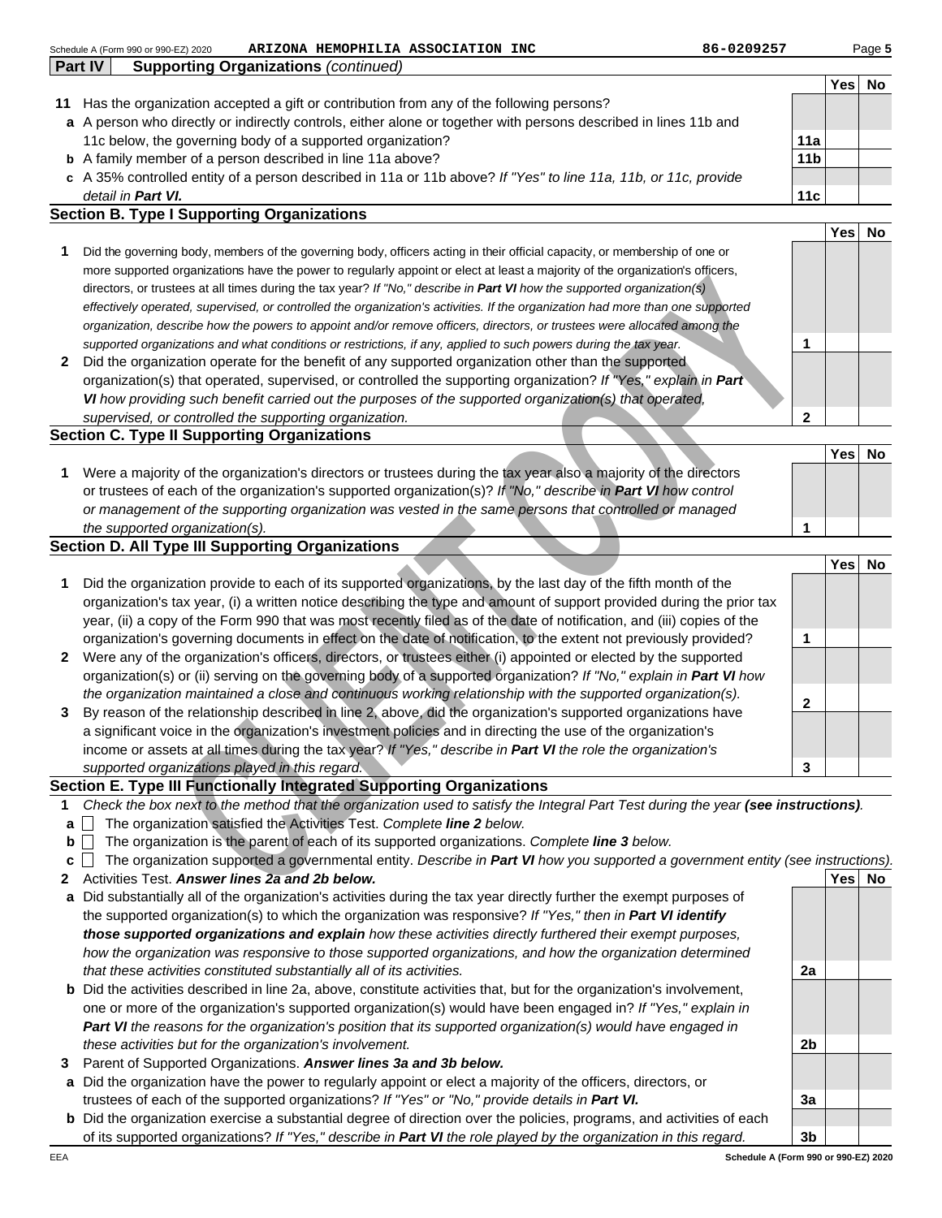Schedule A (Form 990 or 990-EZ) 2020 ARIZONA HEMOPHILIA ASSOCIATION INC 86-0209257

**Part IV Supporting Organizations** *(continued)*

| | | | Yes | No |
|---|---|---|---|---|
| **11** | Has the organization accepted a gift or contribution from any of the following persons? | | | |
| **a** | A person who directly or indirectly controls, either alone or together with persons described in lines 11b and 11c below, the governing body of a supported organization? | **11a** | | |
| **b** | A family member of a person described in line 11a above? | **11b** | | |
| **c** | A 35% controlled entity of a person described in 11a or 11b above? *If "Yes" to line 11a, 11b, or 11c, provide detail in* ***Part VI.*** | **11c** | | |

### Section B. Type I Supporting Organizations

| | | | Yes | No |
|---|---|---|---|---|
| **1** | Did the governing body, members of the governing body, officers acting in their official capacity, or membership of one or more supported organizations have the power to regularly appoint or elect at least a majority of the organization's officers, directors, or trustees at all times during the tax year? *If "No," describe in* ***Part VI*** *how the supported organization(s) effectively operated, supervised, or controlled the organization's activities. If the organization had more than one supported organization, describe how the powers to appoint and/or remove officers, directors, or trustees were allocated among the supported organizations and what conditions or restrictions, if any, applied to such powers during the tax year.* | **1** | | |
| **2** | Did the organization operate for the benefit of any supported organization other than the supported organization(s) that operated, supervised, or controlled the supporting organization? *If "Yes," explain in* ***Part VI*** *how providing such benefit carried out the purposes of the supported organization(s) that operated, supervised, or controlled the supporting organization.* | **2** | | |

### Section C. Type II Supporting Organizations

| | | | Yes | No |
|---|---|---|---|---|
| **1** | Were a majority of the organization's directors or trustees during the tax year also a majority of the directors or trustees of each of the organization's supported organization(s)? *If "No," describe in* ***Part VI*** *how control or management of the supporting organization was vested in the same persons that controlled or managed the supported organization(s).* | **1** | | |

### Section D. All Type III Supporting Organizations

| | | | Yes | No |
|---|---|---|---|---|
| **1** | Did the organization provide to each of its supported organizations, by the last day of the fifth month of the organization's tax year, (i) a written notice describing the type and amount of support provided during the prior tax year, (ii) a copy of the Form 990 that was most recently filed as of the date of notification, and (iii) copies of the organization's governing documents in effect on the date of notification, to the extent not previously provided? | **1** | | |
| **2** | Were any of the organization's officers, directors, or trustees either (i) appointed or elected by the supported organization(s) or (ii) serving on the governing body of a supported organization? *If "No," explain in* ***Part VI*** *how the organization maintained a close and continuous working relationship with the supported organization(s).* | **2** | | |
| **3** | By reason of the relationship described in line 2, above, did the organization's supported organizations have a significant voice in the organization's investment policies and in directing the use of the organization's income or assets at all times during the tax year? *If "Yes," describe in* ***Part VI*** *the role the organization's supported organizations played in this regard.* | **3** | | |

### Section E. Type III Functionally Integrated Supporting Organizations

**1** *Check the box next to the method that the organization used to satisfy the Integral Part Test during the year* ***(see instructions).***

**a** ☐ The organization satisfied the Activities Test. *Complete* ***line 2*** *below.*

**b** ☐ The organization is the parent of each of its supported organizations. *Complete* ***line 3*** *below.*

**c** ☐ The organization supported a governmental entity. *Describe in* ***Part VI*** *how you supported a government entity (see instructions).*

| | | | Yes | No |
|---|---|---|---|---|
| **2** | Activities Test. ***Answer lines 2a and 2b below.*** | | | |
| **a** | Did substantially all of the organization's activities during the tax year directly further the exempt purposes of the supported organization(s) to which the organization was responsive? *If "Yes," then in* ***Part VI identify those supported organizations and explain*** *how these activities directly furthered their exempt purposes, how the organization was responsive to those supported organizations, and how the organization determined that these activities constituted substantially all of its activities.* | **2a** | | |
| **b** | Did the activities described in line 2a, above, constitute activities that, but for the organization's involvement, one or more of the organization's supported organization(s) would have been engaged in? *If "Yes," explain in* ***Part VI*** *the reasons for the organization's position that its supported organization(s) would have engaged in these activities but for the organization's involvement.* | **2b** | | |
| **3** | Parent of Supported Organizations. ***Answer lines 3a and 3b below.*** | | | |
| **a** | Did the organization have the power to regularly appoint or elect a majority of the officers, directors, or trustees of each of the supported organizations? *If "Yes" or "No," provide details in* ***Part VI.*** | **3a** | | |
| **b** | Did the organization exercise a substantial degree of direction over the policies, programs, and activities of each of its supported organizations? *If "Yes," describe in* ***Part VI*** *the role played by the organization in this regard.* | **3b** | | |

EEA **Schedule A (Form 990 or 990-EZ) 2020**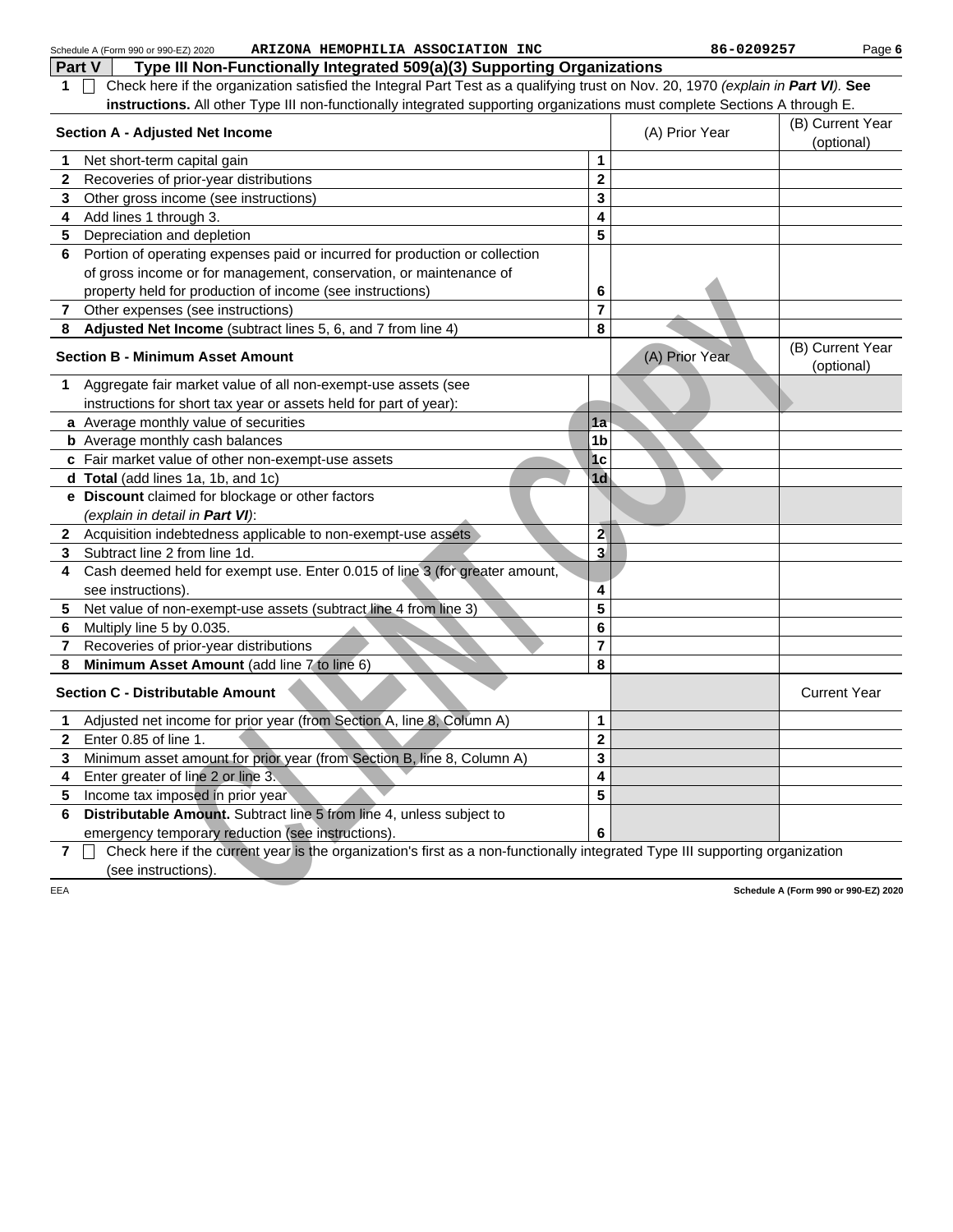Schedule A (Form 990 or 990-EZ) 2020 ARIZONA HEMOPHILIA ASSOCIATION INC 86-0209257

## Part V Type III Non-Functionally Integrated 509(a)(3) Supporting Organizations

1 ☐ Check here if the organization satisfied the Integral Part Test as a qualifying trust on Nov. 20, 1970 *(explain in **Part VI**)*. **See instructions.** All other Type III non-functionally integrated supporting organizations must complete Sections A through E.

| **Section A - Adjusted Net Income** | | (A) Prior Year | (B) Current Year (optional) |
|---|---|---|---|
| 1 Net short-term capital gain | 1 | | |
| 2 Recoveries of prior-year distributions | 2 | | |
| 3 Other gross income (see instructions) | 3 | | |
| 4 Add lines 1 through 3. | 4 | | |
| 5 Depreciation and depletion | 5 | | |
| 6 Portion of operating expenses paid or incurred for production or collection of gross income or for management, conservation, or maintenance of property held for production of income (see instructions) | 6 | | |
| 7 Other expenses (see instructions) | 7 | | |
| 8 **Adjusted Net Income** (subtract lines 5, 6, and 7 from line 4) | 8 | | |

| **Section B - Minimum Asset Amount** | | (A) Prior Year | (B) Current Year (optional) |
|---|---|---|---|
| 1 Aggregate fair market value of all non-exempt-use assets (see instructions for short tax year or assets held for part of year): | | | |
| a Average monthly value of securities | 1a | | |
| b Average monthly cash balances | 1b | | |
| c Fair market value of other non-exempt-use assets | 1c | | |
| d **Total** (add lines 1a, 1b, and 1c) | 1d | | |
| e **Discount** claimed for blockage or other factors *(explain in detail in **Part VI**)*: | | | |
| 2 Acquisition indebtedness applicable to non-exempt-use assets | 2 | | |
| 3 Subtract line 2 from line 1d. | 3 | | |
| 4 Cash deemed held for exempt use. Enter 0.015 of line 3 (for greater amount, see instructions). | 4 | | |
| 5 Net value of non-exempt-use assets (subtract line 4 from line 3) | 5 | | |
| 6 Multiply line 5 by 0.035. | 6 | | |
| 7 Recoveries of prior-year distributions | 7 | | |
| 8 **Minimum Asset Amount** (add line 7 to line 6) | 8 | | |

| **Section C - Distributable Amount** | | | Current Year |
|---|---|---|---|
| 1 Adjusted net income for prior year (from Section A, line 8, Column A) | 1 | | |
| 2 Enter 0.85 of line 1. | 2 | | |
| 3 Minimum asset amount for prior year (from Section B, line 8, Column A) | 3 | | |
| 4 Enter greater of line 2 or line 3. | 4 | | |
| 5 Income tax imposed in prior year | 5 | | |
| 6 **Distributable Amount.** Subtract line 5 from line 4, unless subject to emergency temporary reduction (see instructions). | 6 | | |

7 ☐ Check here if the current year is the organization's first as a non-functionally integrated Type III supporting organization (see instructions).

EEA Schedule A (Form 990 or 990-EZ) 2020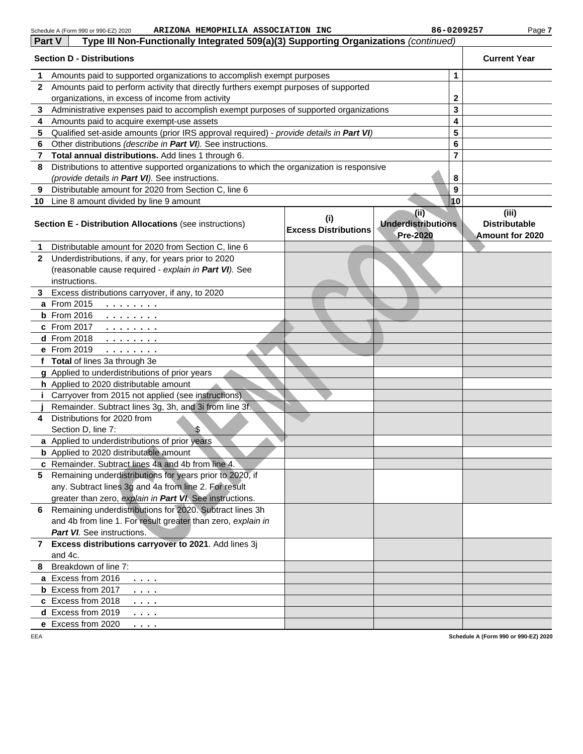Schedule A (Form 990 or 990-EZ) 2020 ARIZONA HEMOPHILIA ASSOCIATION INC 86-0209257 Page 7

**Part V — Type III Non-Functionally Integrated 509(a)(3) Supporting Organizations** *(continued)*

| **Section D - Distributions** | | **Current Year** |
|---|---|---|
| **1** Amounts paid to supported organizations to accomplish exempt purposes | 1 | |
| **2** Amounts paid to perform activity that directly furthers exempt purposes of supported organizations, in excess of income from activity | 2 | |
| **3** Administrative expenses paid to accomplish exempt purposes of supported organizations | 3 | |
| **4** Amounts paid to acquire exempt-use assets | 4 | |
| **5** Qualified set-aside amounts (prior IRS approval required) - *provide details in **Part VI*** | 5 | |
| **6** Other distributions *(describe in **Part VI**)*. See instructions. | 6 | |
| **7** **Total annual distributions.** Add lines 1 through 6. | 7 | |
| **8** Distributions to attentive supported organizations to which the organization is responsive *(provide details in **Part VI**)*. See instructions. | 8 | |
| **9** Distributable amount for 2020 from Section C, line 6 | 9 | |
| **10** Line 8 amount divided by line 9 amount | 10 | |

| **Section E - Distribution Allocations** (see instructions) | **(i) Excess Distributions** | **(ii) Underdistributions Pre-2020** | **(iii) Distributable Amount for 2020** |
|---|---|---|---|
| **1** Distributable amount for 2020 from Section C, line 6 | | | |
| **2** Underdistributions, if any, for years prior to 2020 (reasonable cause required - *explain in **Part VI***). See instructions. | | | |
| **3** Excess distributions carryover, if any, to 2020 | | | |
| **a** From 2015 | | | |
| **b** From 2016 | | | |
| **c** From 2017 | | | |
| **d** From 2018 | | | |
| **e** From 2019 | | | |
| **f** **Total** of lines 3a through 3e | | | |
| **g** Applied to underdistributions of prior years | | | |
| **h** Applied to 2020 distributable amount | | | |
| **i** Carryover from 2015 not applied (see instructions) | | | |
| **j** Remainder. Subtract lines 3g, 3h, and 3i from line 3f. | | | |
| **4** Distributions for 2020 from Section D, line 7: $ | | | |
| **a** Applied to underdistributions of prior years | | | |
| **b** Applied to 2020 distributable amount | | | |
| **c** Remainder. Subtract lines 4a and 4b from line 4. | | | |
| **5** Remaining underdistributions for years prior to 2020, if any. Subtract lines 3g and 4a from line 2. For result greater than zero, *explain in **Part VI***. See instructions. | | | |
| **6** Remaining underdistributions for 2020. Subtract lines 3h and 4b from line 1. For result greater than zero, *explain in **Part VI***. See instructions. | | | |
| **7** **Excess distributions carryover to 2021**. Add lines 3j and 4c. | | | |
| **8** Breakdown of line 7: | | | |
| **a** Excess from 2016 | | | |
| **b** Excess from 2017 | | | |
| **c** Excess from 2018 | | | |
| **d** Excess from 2019 | | | |
| **e** Excess from 2020 | | | |

EEA

Schedule A (Form 990 or 990-EZ) 2020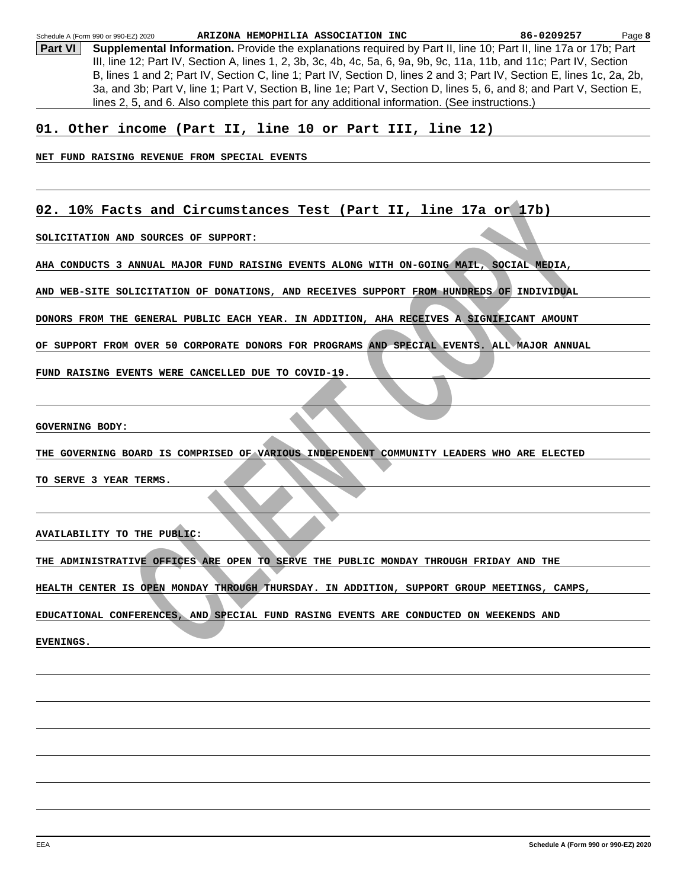**Part VI** **Supplemental Information.** Provide the explanations required by Part II, line 10; Part II, line 17a or 17b; Part III, line 12; Part IV, Section A, lines 1, 2, 3b, 3c, 4b, 4c, 5a, 6, 9a, 9b, 9c, 11a, 11b, and 11c; Part IV, Section B, lines 1 and 2; Part IV, Section C, line 1; Part IV, Section D, lines 2 and 3; Part IV, Section E, lines 1c, 2a, 2b, 3a, and 3b; Part V, line 1; Part V, Section B, line 1e; Part V, Section D, lines 5, 6, and 8; and Part V, Section E, lines 2, 5, and 6. Also complete this part for any additional information. (See instructions.)

## 01. Other income (Part II, line 10 or Part III, line 12)

NET FUND RAISING REVENUE FROM SPECIAL EVENTS

## 02. 10% Facts and Circumstances Test (Part II, line 17a or 17b)

SOLICITATION AND SOURCES OF SUPPORT:

AHA CONDUCTS 3 ANNUAL MAJOR FUND RAISING EVENTS ALONG WITH ON-GOING MAIL, SOCIAL MEDIA, AND WEB-SITE SOLICITATION OF DONATIONS, AND RECEIVES SUPPORT FROM HUNDREDS OF INDIVIDUAL DONORS FROM THE GENERAL PUBLIC EACH YEAR. IN ADDITION, AHA RECEIVES A SIGNIFICANT AMOUNT OF SUPPORT FROM OVER 50 CORPORATE DONORS FOR PROGRAMS AND SPECIAL EVENTS. ALL MAJOR ANNUAL FUND RAISING EVENTS WERE CANCELLED DUE TO COVID-19.

GOVERNING BODY:

THE GOVERNING BOARD IS COMPRISED OF VARIOUS INDEPENDENT COMMUNITY LEADERS WHO ARE ELECTED TO SERVE 3 YEAR TERMS.

AVAILABILITY TO THE PUBLIC:

THE ADMINISTRATIVE OFFICES ARE OPEN TO SERVE THE PUBLIC MONDAY THROUGH FRIDAY AND THE HEALTH CENTER IS OPEN MONDAY THROUGH THURSDAY. IN ADDITION, SUPPORT GROUP MEETINGS, CAMPS, EDUCATIONAL CONFERENCES, AND SPECIAL FUND RASING EVENTS ARE CONDUCTED ON WEEKENDS AND EVENINGS.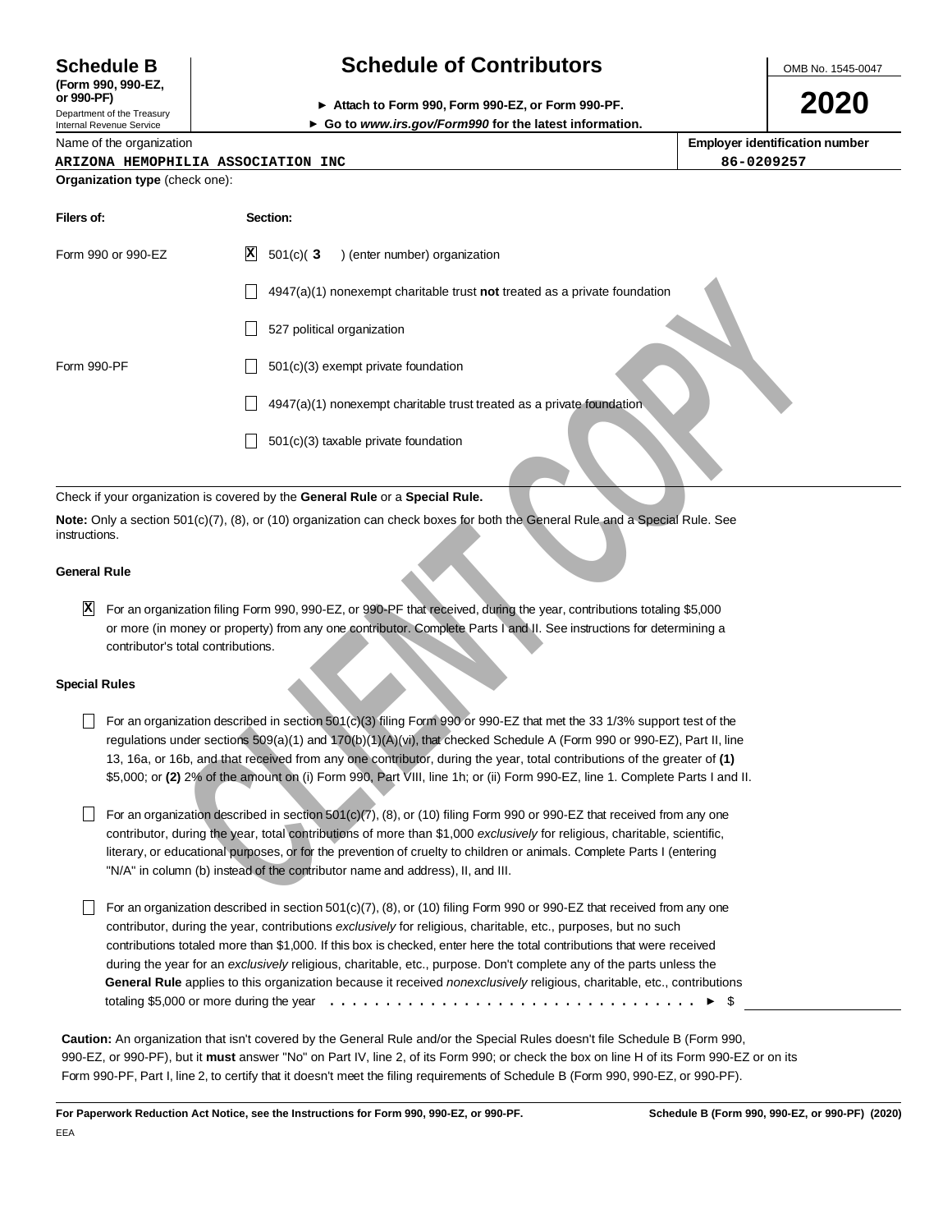# Schedule B (Form 990, 990-EZ, or 990-PF)

Department of the Treasury
Internal Revenue Service

## Schedule of Contributors

► Attach to Form 990, Form 990-EZ, or Form 990-PF.
► Go to *www.irs.gov/Form990* for the latest information.

OMB No. 1545-0047

**2020**

Name of the organization: ARIZONA HEMOPHILIA ASSOCIATION INC

Employer identification number: 86-0209257

**Organization type** (check one):

| Filers of: | Section: |
|---|---|
| Form 990 or 990-EZ | [X] 501(c)( 3 ) (enter number) organization |
| | [ ] 4947(a)(1) nonexempt charitable trust **not** treated as a private foundation |
| | [ ] 527 political organization |
| Form 990-PF | [ ] 501(c)(3) exempt private foundation |
| | [ ] 4947(a)(1) nonexempt charitable trust treated as a private foundation |
| | [ ] 501(c)(3) taxable private foundation |

Check if your organization is covered by the **General Rule** or a **Special Rule.**

**Note:** Only a section 501(c)(7), (8), or (10) organization can check boxes for both the General Rule and a Special Rule. See instructions.

### General Rule

[X] For an organization filing Form 990, 990-EZ, or 990-PF that received, during the year, contributions totaling $5,000 or more (in money or property) from any one contributor. Complete Parts I and II. See instructions for determining a contributor's total contributions.

### Special Rules

[ ] For an organization described in section 501(c)(3) filing Form 990 or 990-EZ that met the 33 1/3% support test of the regulations under sections 509(a)(1) and 170(b)(1)(A)(vi), that checked Schedule A (Form 990 or 990-EZ), Part II, line 13, 16a, or 16b, and that received from any one contributor, during the year, total contributions of the greater of **(1)** $5,000; or **(2)** 2% of the amount on (i) Form 990, Part VIII, line 1h; or (ii) Form 990-EZ, line 1. Complete Parts I and II.

[ ] For an organization described in section 501(c)(7), (8), or (10) filing Form 990 or 990-EZ that received from any one contributor, during the year, total contributions of more than $1,000 *exclusively* for religious, charitable, scientific, literary, or educational purposes, or for the prevention of cruelty to children or animals. Complete Parts I (entering "N/A" in column (b) instead of the contributor name and address), II, and III.

[ ] For an organization described in section 501(c)(7), (8), or (10) filing Form 990 or 990-EZ that received from any one contributor, during the year, contributions *exclusively* for religious, charitable, etc., purposes, but no such contributions totaled more than $1,000. If this box is checked, enter here the total contributions that were received during the year for an *exclusively* religious, charitable, etc., purpose. Don't complete any of the parts unless the **General Rule** applies to this organization because it received *nonexclusively* religious, charitable, etc., contributions totaling $5,000 or more during the year . . . . . . . . . . . . . . . . . . . . . . . . . . . . . . . . . ► $ ____________

**Caution:** An organization that isn't covered by the General Rule and/or the Special Rules doesn't file Schedule B (Form 990, 990-EZ, or 990-PF), but it **must** answer "No" on Part IV, line 2, of its Form 990; or check the box on line H of its Form 990-EZ or on its Form 990-PF, Part I, line 2, to certify that it doesn't meet the filing requirements of Schedule B (Form 990, 990-EZ, or 990-PF).

**For Paperwork Reduction Act Notice, see the Instructions for Form 990, 990-EZ, or 990-PF.** **Schedule B (Form 990, 990-EZ, or 990-PF) (2020)**

EEA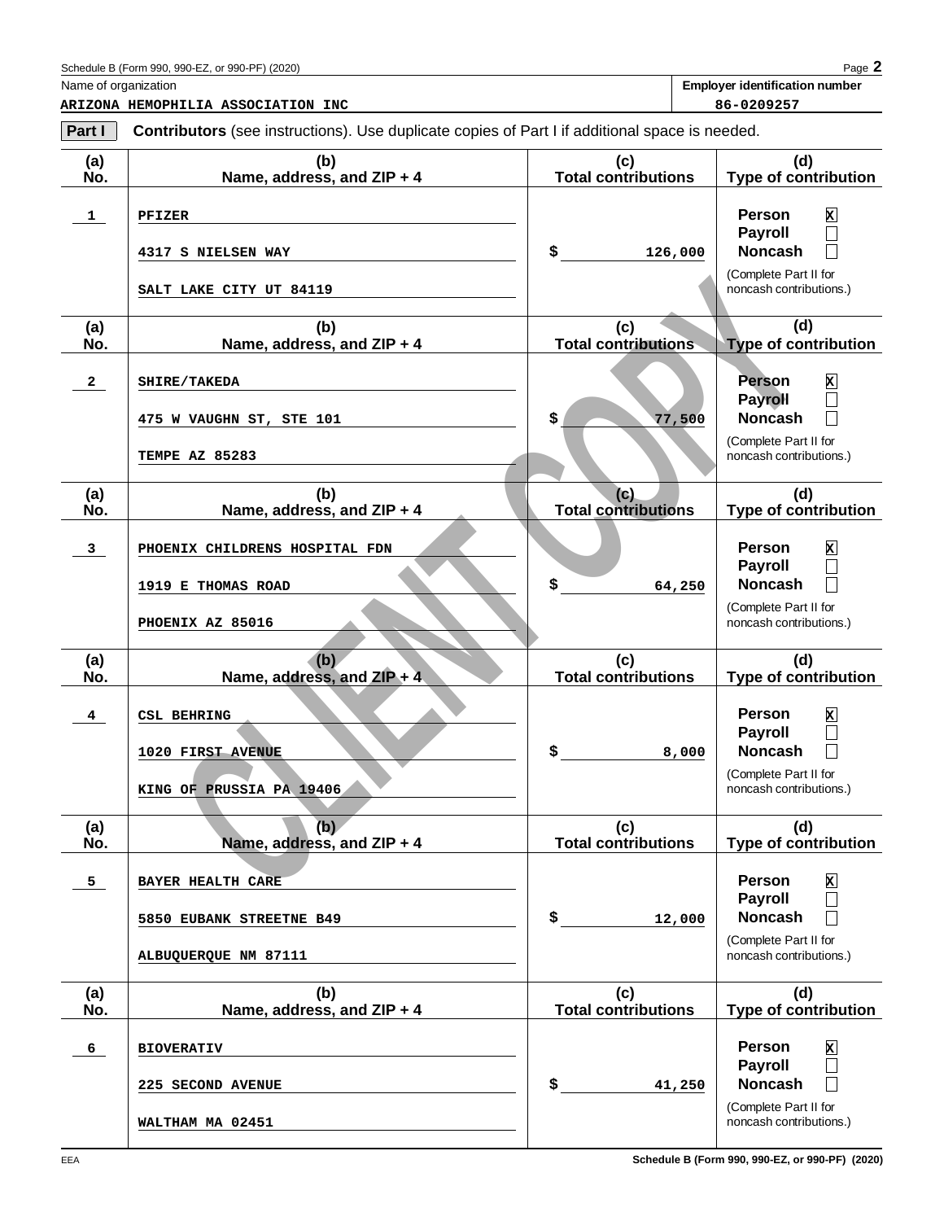Schedule B (Form 990, 990-EZ, or 990-PF) (2020)

Name of organization: **ARIZONA HEMOPHILIA ASSOCIATION INC**

Employer identification number: **86-0209257**

**Part I** **Contributors** (see instructions). Use duplicate copies of Part I if additional space is needed.

| (a) No. | (b) Name, address, and ZIP + 4 | (c) Total contributions | (d) Type of contribution |
|---|---|---|---|
| 1 | PFIZER<br>4317 S NIELSEN WAY<br>SALT LAKE CITY UT 84119 | $ 126,000 | Person [X]<br>Payroll [ ]<br>Noncash [ ]<br>(Complete Part II for noncash contributions.) |
| 2 | SHIRE/TAKEDA<br>475 W VAUGHN ST, STE 101<br>TEMPE AZ 85283 | $ 77,500 | Person [X]<br>Payroll [ ]<br>Noncash [ ]<br>(Complete Part II for noncash contributions.) |
| 3 | PHOENIX CHILDRENS HOSPITAL FDN<br>1919 E THOMAS ROAD<br>PHOENIX AZ 85016 | $ 64,250 | Person [X]<br>Payroll [ ]<br>Noncash [ ]<br>(Complete Part II for noncash contributions.) |
| 4 | CSL BEHRING<br>1020 FIRST AVENUE<br>KING OF PRUSSIA PA 19406 | $ 8,000 | Person [X]<br>Payroll [ ]<br>Noncash [ ]<br>(Complete Part II for noncash contributions.) |
| 5 | BAYER HEALTH CARE<br>5850 EUBANK STREETNE B49<br>ALBUQUERQUE NM 87111 | $ 12,000 | Person [X]<br>Payroll [ ]<br>Noncash [ ]<br>(Complete Part II for noncash contributions.) |
| 6 | BIOVERATIV<br>225 SECOND AVENUE<br>WALTHAM MA 02451 | $ 41,250 | Person [X]<br>Payroll [ ]<br>Noncash [ ]<br>(Complete Part II for noncash contributions.) |

CLIENT COPY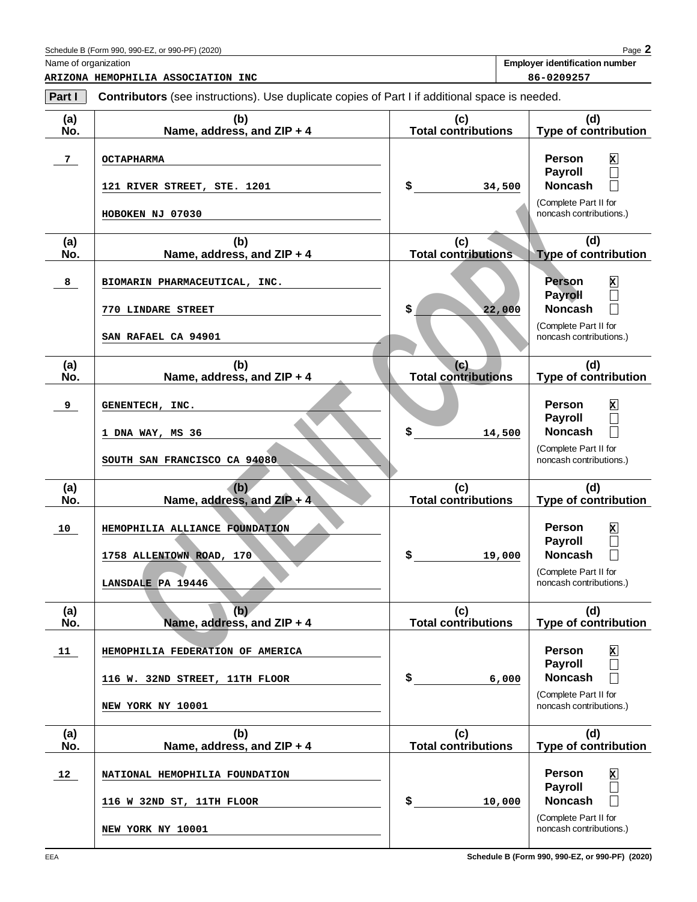Schedule B (Form 990, 990-EZ, or 990-PF) (2020)

Name of organization: **ARIZONA HEMOPHILIA ASSOCIATION INC**

Employer identification number: **86-0209257**

**Part I** **Contributors** (see instructions). Use duplicate copies of Part I if additional space is needed.

| (a) No. | (b) Name, address, and ZIP + 4 | (c) Total contributions | (d) Type of contribution |
|---|---|---|---|
| 7 | OCTAPHARMA<br>121 RIVER STREET, STE. 1201<br>HOBOKEN NJ 07030 | $ 34,500 | Person [X]<br>Payroll [ ]<br>Noncash [ ]<br>(Complete Part II for noncash contributions.) |
| 8 | BIOMARIN PHARMACEUTICAL, INC.<br>770 LINDARE STREET<br>SAN RAFAEL CA 94901 | $ 22,000 | Person [X]<br>Payroll [ ]<br>Noncash [ ]<br>(Complete Part II for noncash contributions.) |
| 9 | GENENTECH, INC.<br>1 DNA WAY, MS 36<br>SOUTH SAN FRANCISCO CA 94080 | $ 14,500 | Person [X]<br>Payroll [ ]<br>Noncash [ ]<br>(Complete Part II for noncash contributions.) |
| 10 | HEMOPHILIA ALLIANCE FOUNDATION<br>1758 ALLENTOWN ROAD, 170<br>LANSDALE PA 19446 | $ 19,000 | Person [X]<br>Payroll [ ]<br>Noncash [ ]<br>(Complete Part II for noncash contributions.) |
| 11 | HEMOPHILIA FEDERATION OF AMERICA<br>116 W. 32ND STREET, 11TH FLOOR<br>NEW YORK NY 10001 | $ 6,000 | Person [X]<br>Payroll [ ]<br>Noncash [ ]<br>(Complete Part II for noncash contributions.) |
| 12 | NATIONAL HEMOPHILIA FOUNDATION<br>116 W 32ND ST, 11TH FLOOR<br>NEW YORK NY 10001 | $ 10,000 | Person [X]<br>Payroll [ ]<br>Noncash [ ]<br>(Complete Part II for noncash contributions.) |

CLIENT COPY

EEA

Schedule B (Form 990, 990-EZ, or 990-PF) (2020)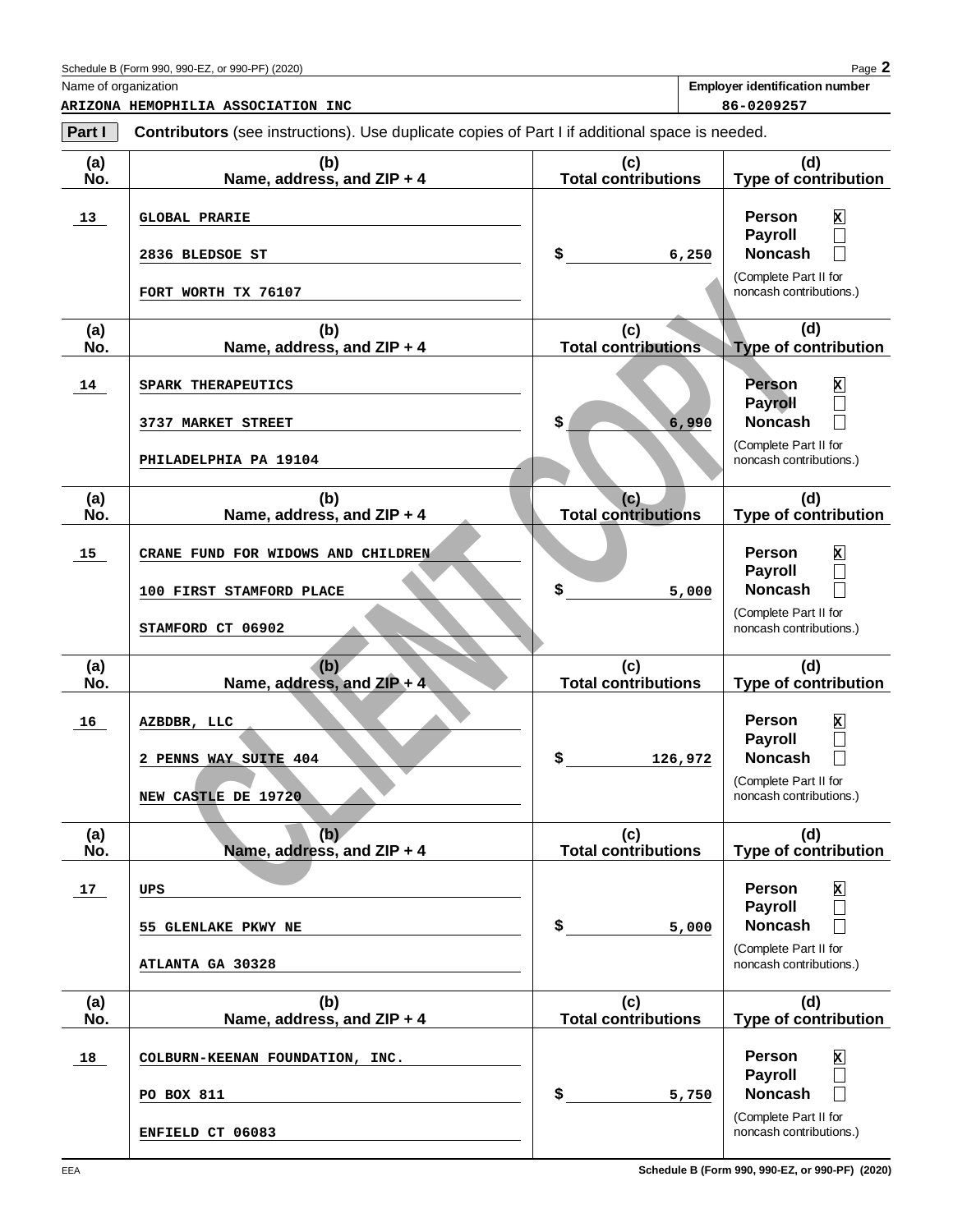Schedule B (Form 990, 990-EZ, or 990-PF) (2020)

Name of organization: **ARIZONA HEMOPHILIA ASSOCIATION INC**

Employer identification number: **86-0209257**

**Part I** **Contributors** (see instructions). Use duplicate copies of Part I if additional space is needed.

| (a) No. | (b) Name, address, and ZIP + 4 | (c) Total contributions | (d) Type of contribution |
|---|---|---|---|
| 13 | GLOBAL PRARIE<br>2836 BLEDSOE ST<br>FORT WORTH TX 76107 | $ 6,250 | Person [X]<br>Payroll [ ]<br>Noncash [ ]<br>(Complete Part II for noncash contributions.) |
| 14 | SPARK THERAPEUTICS<br>3737 MARKET STREET<br>PHILADELPHIA PA 19104 | $ 6,990 | Person [X]<br>Payroll [ ]<br>Noncash [ ]<br>(Complete Part II for noncash contributions.) |
| 15 | CRANE FUND FOR WIDOWS AND CHILDREN<br>100 FIRST STAMFORD PLACE<br>STAMFORD CT 06902 | $ 5,000 | Person [X]<br>Payroll [ ]<br>Noncash [ ]<br>(Complete Part II for noncash contributions.) |
| 16 | AZBDBR, LLC<br>2 PENNS WAY SUITE 404<br>NEW CASTLE DE 19720 | $ 126,972 | Person [X]<br>Payroll [ ]<br>Noncash [ ]<br>(Complete Part II for noncash contributions.) |
| 17 | UPS<br>55 GLENLAKE PKWY NE<br>ATLANTA GA 30328 | $ 5,000 | Person [X]<br>Payroll [ ]<br>Noncash [ ]<br>(Complete Part II for noncash contributions.) |
| 18 | COLBURN-KEENAN FOUNDATION, INC.<br>PO BOX 811<br>ENFIELD CT 06083 | $ 5,750 | Person [X]<br>Payroll [ ]<br>Noncash [ ]<br>(Complete Part II for noncash contributions.) |

EEA

Schedule B (Form 990, 990-EZ, or 990-PF) (2020)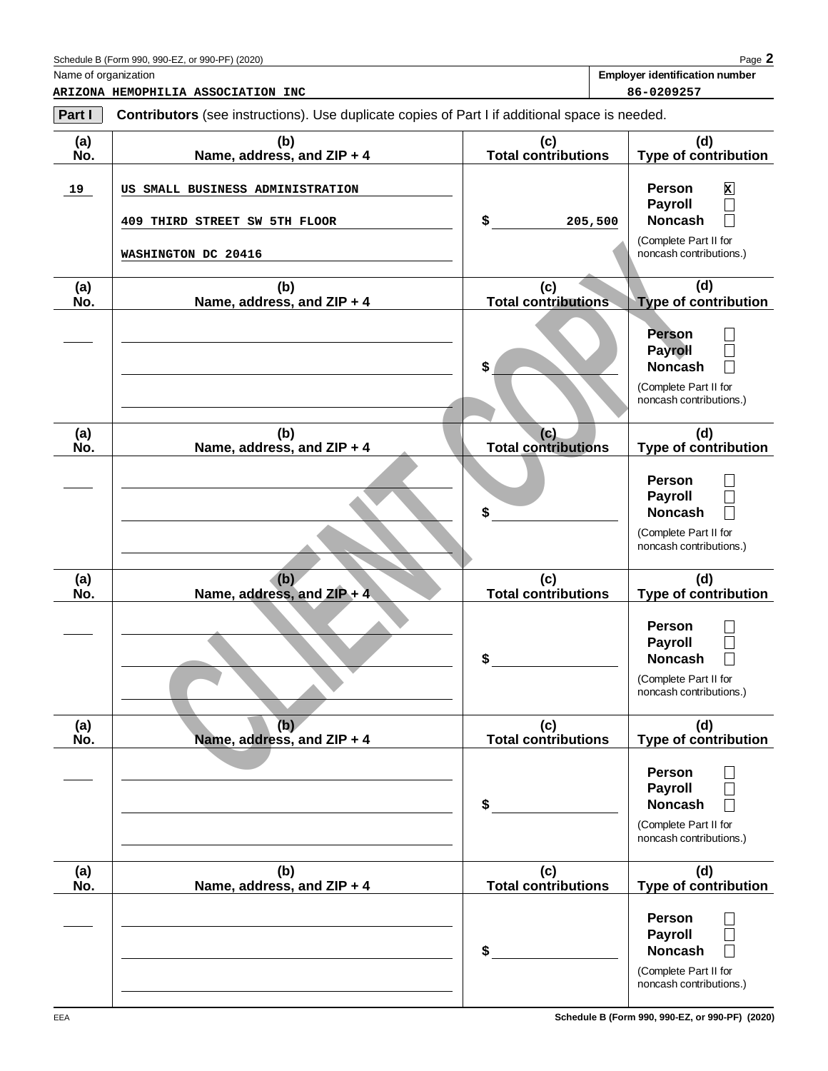Schedule B (Form 990, 990-EZ, or 990-PF) (2020)

| Name of organization | Employer identification number |
| --- | --- |
| ARIZONA HEMOPHILIA ASSOCIATION INC | 86-0209257 |

**Part I** **Contributors** (see instructions). Use duplicate copies of Part I if additional space is needed.

| (a) No. | (b) Name, address, and ZIP + 4 | (c) Total contributions | (d) Type of contribution |
| --- | --- | --- | --- |
| 19 | US SMALL BUSINESS ADMINISTRATION<br>409 THIRD STREET SW 5TH FLOOR<br>WASHINGTON DC 20416 | $ 205,500 | Person [X]<br>Payroll [ ]<br>Noncash [ ]<br>(Complete Part II for noncash contributions.) |
| | | $ | Person [ ]<br>Payroll [ ]<br>Noncash [ ]<br>(Complete Part II for noncash contributions.) |
| | | $ | Person [ ]<br>Payroll [ ]<br>Noncash [ ]<br>(Complete Part II for noncash contributions.) |
| | | $ | Person [ ]<br>Payroll [ ]<br>Noncash [ ]<br>(Complete Part II for noncash contributions.) |
| | | $ | Person [ ]<br>Payroll [ ]<br>Noncash [ ]<br>(Complete Part II for noncash contributions.) |
| | | $ | Person [ ]<br>Payroll [ ]<br>Noncash [ ]<br>(Complete Part II for noncash contributions.) |

CLIENT COPY

EEA

Schedule B (Form 990, 990-EZ, or 990-PF) (2020)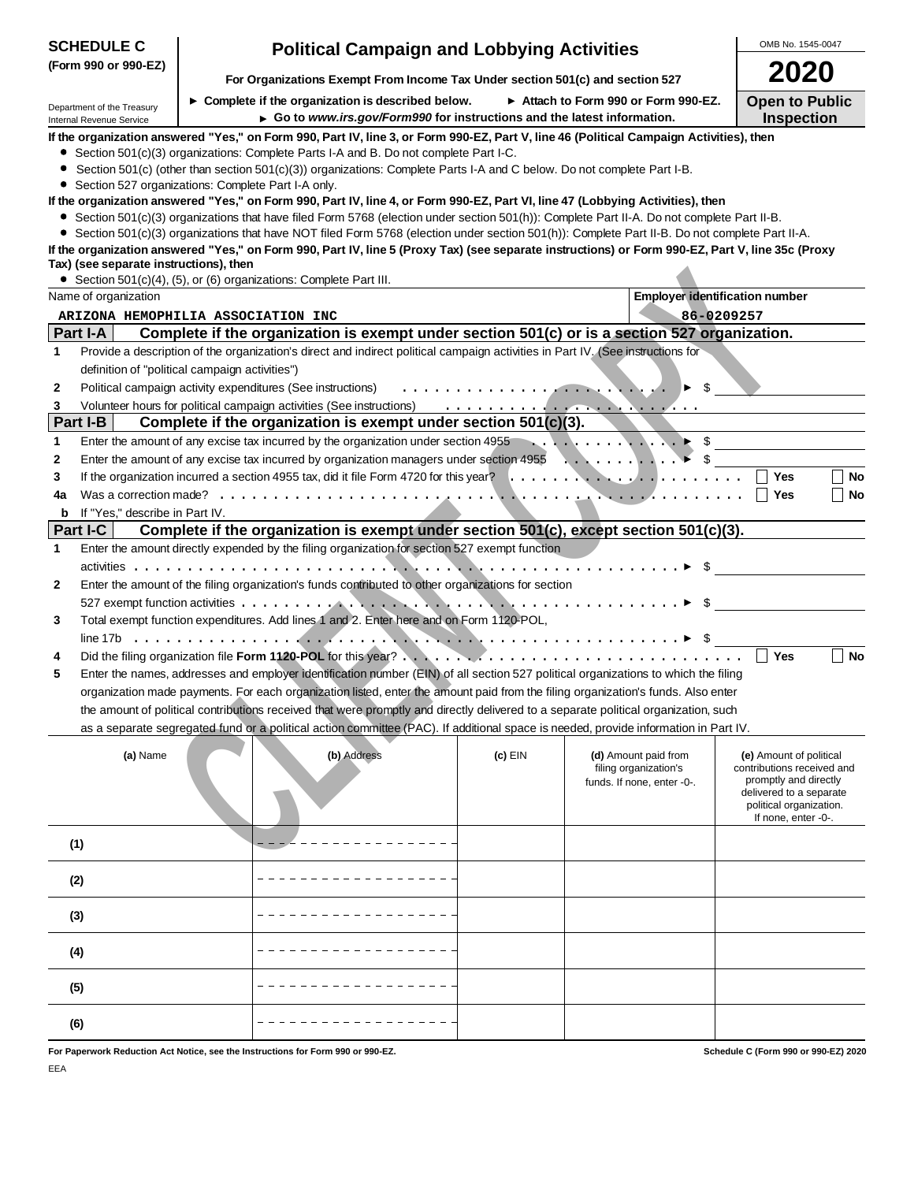**SCHEDULE C (Form 990 or 990-EZ)**

Department of the Treasury
Internal Revenue Service

# Political Campaign and Lobbying Activities

**For Organizations Exempt From Income Tax Under section 501(c) and section 527**

► Complete if the organization is described below. ► Attach to Form 990 or Form 990-EZ.
► Go to *www.irs.gov/Form990* for instructions and the latest information.

OMB No. 1545-0047

**2020**

**Open to Public Inspection**

**If the organization answered "Yes," on Form 990, Part IV, line 3, or Form 990-EZ, Part V, line 46 (Political Campaign Activities), then**

- Section 501(c)(3) organizations: Complete Parts I-A and B. Do not complete Part I-C.
- Section 501(c) (other than section 501(c)(3)) organizations: Complete Parts I-A and C below. Do not complete Part I-B.
- Section 527 organizations: Complete Part I-A only.

**If the organization answered "Yes," on Form 990, Part IV, line 4, or Form 990-EZ, Part VI, line 47 (Lobbying Activities), then**

- Section 501(c)(3) organizations that have filed Form 5768 (election under section 501(h)): Complete Part II-A. Do not complete Part II-B.
- Section 501(c)(3) organizations that have NOT filed Form 5768 (election under section 501(h)): Complete Part II-B. Do not complete Part II-A.

**If the organization answered "Yes," on Form 990, Part IV, line 5 (Proxy Tax) (see separate instructions) or Form 990-EZ, Part V, line 35c (Proxy Tax) (see separate instructions), then**

- Section 501(c)(4), (5), or (6) organizations: Complete Part III.

| Name of organization | Employer identification number |
|---|---|
| ARIZONA HEMOPHILIA ASSOCIATION INC | 86-0209257 |

## Part I-A Complete if the organization is exempt under section 501(c) or is a section 527 organization.

1. Provide a description of the organization's direct and indirect political campaign activities in Part IV. (See instructions for definition of "political campaign activities")
2. Political campaign activity expenditures (See instructions) ► $
3. Volunteer hours for political campaign activities (See instructions)

## Part I-B Complete if the organization is exempt under section 501(c)(3).

1. Enter the amount of any excise tax incurred by the organization under section 4955 ► $
2. Enter the amount of any excise tax incurred by organization managers under section 4955 ► $
3. If the organization incurred a section 4955 tax, did it file Form 4720 for this year? ☐ Yes ☐ No

4a. Was a correction made? ☐ Yes ☐ No

b. If "Yes," describe in Part IV.

## Part I-C Complete if the organization is exempt under section 501(c), except section 501(c)(3).

1. Enter the amount directly expended by the filing organization for section 527 exempt function activities ► $
2. Enter the amount of the filing organization's funds contributed to other organizations for section 527 exempt function activities ► $
3. Total exempt function expenditures. Add lines 1 and 2. Enter here and on Form 1120-POL, line 17b ► $
4. Did the filing organization file **Form 1120-POL** for this year? ☐ Yes ☐ No
5. Enter the names, addresses and employer identification number (EIN) of all section 527 political organizations to which the filing organization made payments. For each organization listed, enter the amount paid from the filing organization's funds. Also enter the amount of political contributions received that were promptly and directly delivered to a separate political organization, such as a separate segregated fund or a political action committee (PAC). If additional space is needed, provide information in Part IV.

| | (a) Name | (b) Address | (c) EIN | (d) Amount paid from filing organization's funds. If none, enter -0-. | (e) Amount of political contributions received and promptly and directly delivered to a separate political organization. If none, enter -0-. |
|---|---|---|---|---|---|
| (1) | | | | | |
| (2) | | | | | |
| (3) | | | | | |
| (4) | | | | | |
| (5) | | | | | |
| (6) | | | | | |

**For Paperwork Reduction Act Notice, see the Instructions for Form 990 or 990-EZ.** **Schedule C (Form 990 or 990-EZ) 2020**

EEA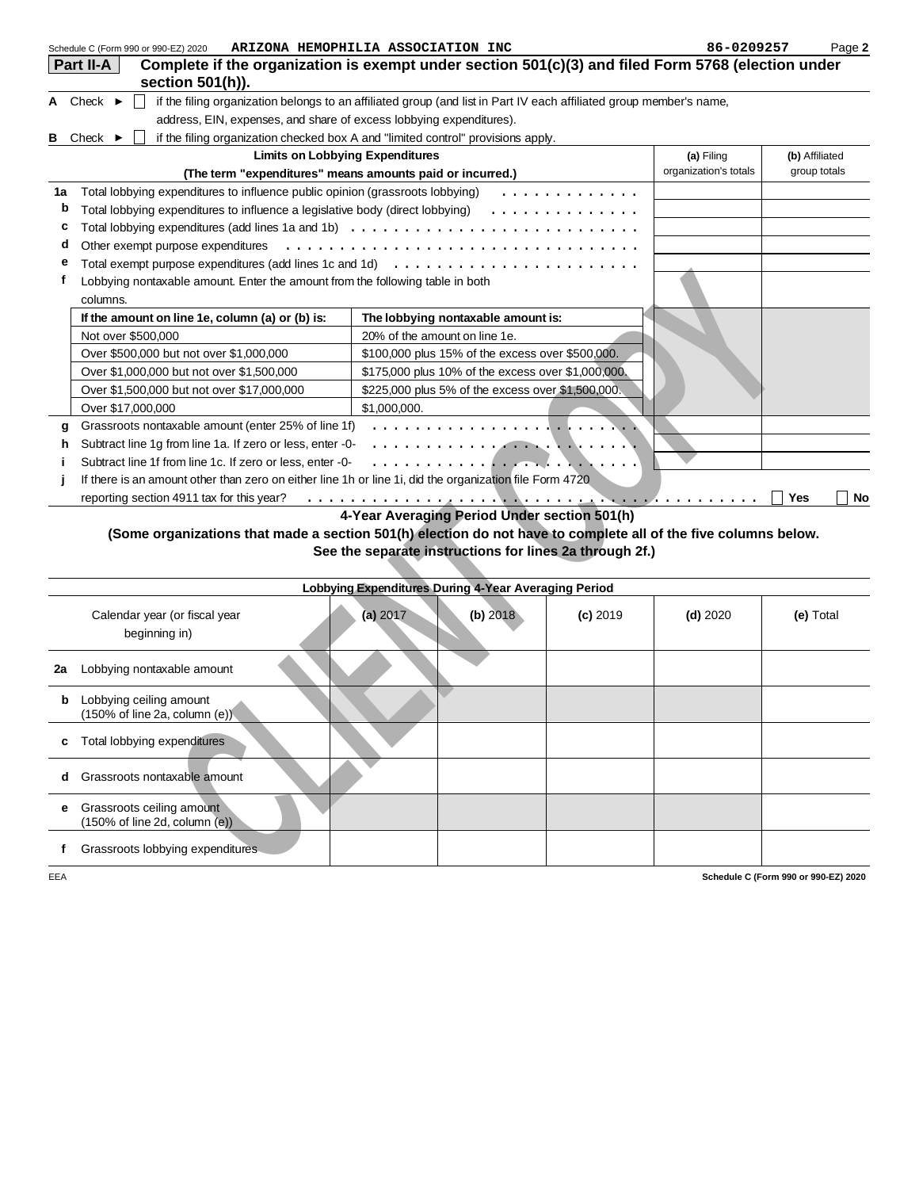Schedule C (Form 990 or 990-EZ) 2020 ARIZONA HEMOPHILIA ASSOCIATION INC 86-0209257 Page **2**

## Part II-A Complete if the organization is exempt under section 501(c)(3) and filed Form 5768 (election under section 501(h)).

**A** Check ► ☐ if the filing organization belongs to an affiliated group (and list in Part IV each affiliated group member's name, address, EIN, expenses, and share of excess lobbying expenditures).

**B** Check ► ☐ if the filing organization checked box A and "limited control" provisions apply.

| | Limits on Lobbying Expenditures (The term "expenditures" means amounts paid or incurred.) | (a) Filing organization's totals | (b) Affiliated group totals |
|---|---|---|---|
| 1a | Total lobbying expenditures to influence public opinion (grassroots lobbying) | | |
| b | Total lobbying expenditures to influence a legislative body (direct lobbying) | | |
| c | Total lobbying expenditures (add lines 1a and 1b) | | |
| d | Other exempt purpose expenditures | | |
| e | Total exempt purpose expenditures (add lines 1c and 1d) | | |
| f | Lobbying nontaxable amount. Enter the amount from the following table in both columns. | | |

| If the amount on line 1e, column (a) or (b) is: | The lobbying nontaxable amount is: |
|---|---|
| Not over $500,000 | 20% of the amount on line 1e. |
| Over $500,000 but not over $1,000,000 | $100,000 plus 15% of the excess over $500,000. |
| Over $1,000,000 but not over $1,500,000 | $175,000 plus 10% of the excess over $1,000,000. |
| Over $1,500,000 but not over $17,000,000 | $225,000 plus 5% of the excess over $1,500,000. |
| Over $17,000,000 | $1,000,000. |

| | | (a) | (b) |
|---|---|---|---|
| g | Grassroots nontaxable amount (enter 25% of line 1f) | | |
| h | Subtract line 1g from line 1a. If zero or less, enter -0- | | |
| i | Subtract line 1f from line 1c. If zero or less, enter -0- | | |

**j** If there is an amount other than zero on either line 1h or line 1i, did the organization file Form 4720 reporting section 4911 tax for this year? ☐ Yes ☐ No

### 4-Year Averaging Period Under section 501(h)

**(Some organizations that made a section 501(h) election do not have to complete all of the five columns below. See the separate instructions for lines 2a through 2f.)**

| Lobbying Expenditures During 4-Year Averaging Period | | | | | |
|---|---|---|---|---|---|
| Calendar year (or fiscal year beginning in) | (a) 2017 | (b) 2018 | (c) 2019 | (d) 2020 | (e) Total |
| **2a** Lobbying nontaxable amount | | | | | |
| **b** Lobbying ceiling amount (150% of line 2a, column (e)) | | | | | |
| **c** Total lobbying expenditures | | | | | |
| **d** Grassroots nontaxable amount | | | | | |
| **e** Grassroots ceiling amount (150% of line 2d, column (e)) | | | | | |
| **f** Grassroots lobbying expenditures | | | | | |

EEA Schedule C (Form 990 or 990-EZ) 2020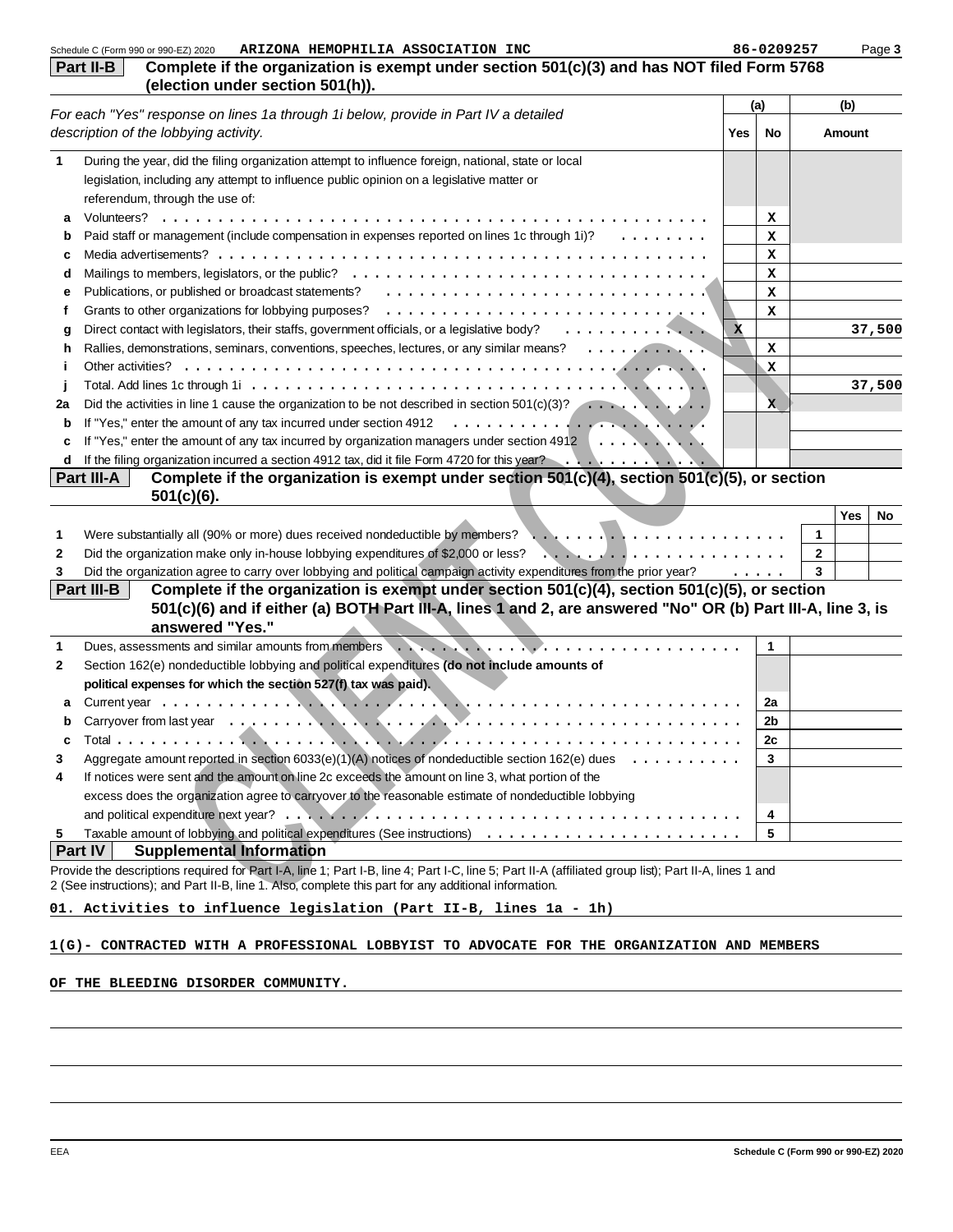Schedule C (Form 990 or 990-EZ) 2020 ARIZONA HEMOPHILIA ASSOCIATION INC 86-0209257

## Part II-B Complete if the organization is exempt under section 501(c)(3) and has NOT filed Form 5768 (election under section 501(h)).

| | *For each "Yes" response on lines 1a through 1i below, provide in Part IV a detailed description of the lobbying activity.* | (a) Yes | (a) No | (b) Amount |
|---|---|---|---|---|
| 1 | During the year, did the filing organization attempt to influence foreign, national, state or local legislation, including any attempt to influence public opinion on a legislative matter or referendum, through the use of: | | | |
| a | Volunteers? | | X | |
| b | Paid staff or management (include compensation in expenses reported on lines 1c through 1i)? | | X | |
| c | Media advertisements? | | X | |
| d | Mailings to members, legislators, or the public? | | X | |
| e | Publications, or published or broadcast statements? | | X | |
| f | Grants to other organizations for lobbying purposes? | | X | |
| g | Direct contact with legislators, their staffs, government officials, or a legislative body? | X | | 37,500 |
| h | Rallies, demonstrations, seminars, conventions, speeches, lectures, or any similar means? | | X | |
| i | Other activities? | | X | |
| j | Total. Add lines 1c through 1i | | | 37,500 |
| 2a | Did the activities in line 1 cause the organization to be not described in section 501(c)(3)? | | X | |
| b | If "Yes," enter the amount of any tax incurred under section 4912 | | | |
| c | If "Yes," enter the amount of any tax incurred by organization managers under section 4912 | | | |
| d | If the filing organization incurred a section 4912 tax, did it file Form 4720 for this year? | | | |

## Part III-A Complete if the organization is exempt under section 501(c)(4), section 501(c)(5), or section 501(c)(6).

| | | | Yes | No |
|---|---|---|---|---|
| 1 | Were substantially all (90% or more) dues received nondeductible by members? | 1 | | |
| 2 | Did the organization make only in-house lobbying expenditures of $2,000 or less? | 2 | | |
| 3 | Did the organization agree to carry over lobbying and political campaign activity expenditures from the prior year? | 3 | | |

## Part III-B Complete if the organization is exempt under section 501(c)(4), section 501(c)(5), or section 501(c)(6) and if either (a) BOTH Part III-A, lines 1 and 2, are answered "No" OR (b) Part III-A, line 3, is answered "Yes."

| | | | |
|---|---|---|---|
| 1 | Dues, assessments and similar amounts from members | 1 | |
| 2 | Section 162(e) nondeductible lobbying and political expenditures **(do not include amounts of political expenses for which the section 527(f) tax was paid).** | | |
| a | Current year | 2a | |
| b | Carryover from last year | 2b | |
| c | Total | 2c | |
| 3 | Aggregate amount reported in section 6033(e)(1)(A) notices of nondeductible section 162(e) dues | 3 | |
| 4 | If notices were sent and the amount on line 2c exceeds the amount on line 3, what portion of the excess does the organization agree to carryover to the reasonable estimate of nondeductible lobbying and political expenditure next year? | 4 | |
| 5 | Taxable amount of lobbying and political expenditures (See instructions) | 5 | |

## Part IV Supplemental Information

Provide the descriptions required for Part I-A, line 1; Part I-B, line 4; Part I-C, line 5; Part II-A (affiliated group list); Part II-A, lines 1 and 2 (See instructions); and Part II-B, line 1. Also, complete this part for any additional information.

01. Activities to influence legislation (Part II-B, lines 1a - 1h)

1(G)- CONTRACTED WITH A PROFESSIONAL LOBBYIST TO ADVOCATE FOR THE ORGANIZATION AND MEMBERS OF THE BLEEDING DISORDER COMMUNITY.

Schedule C (Form 990 or 990-EZ) 2020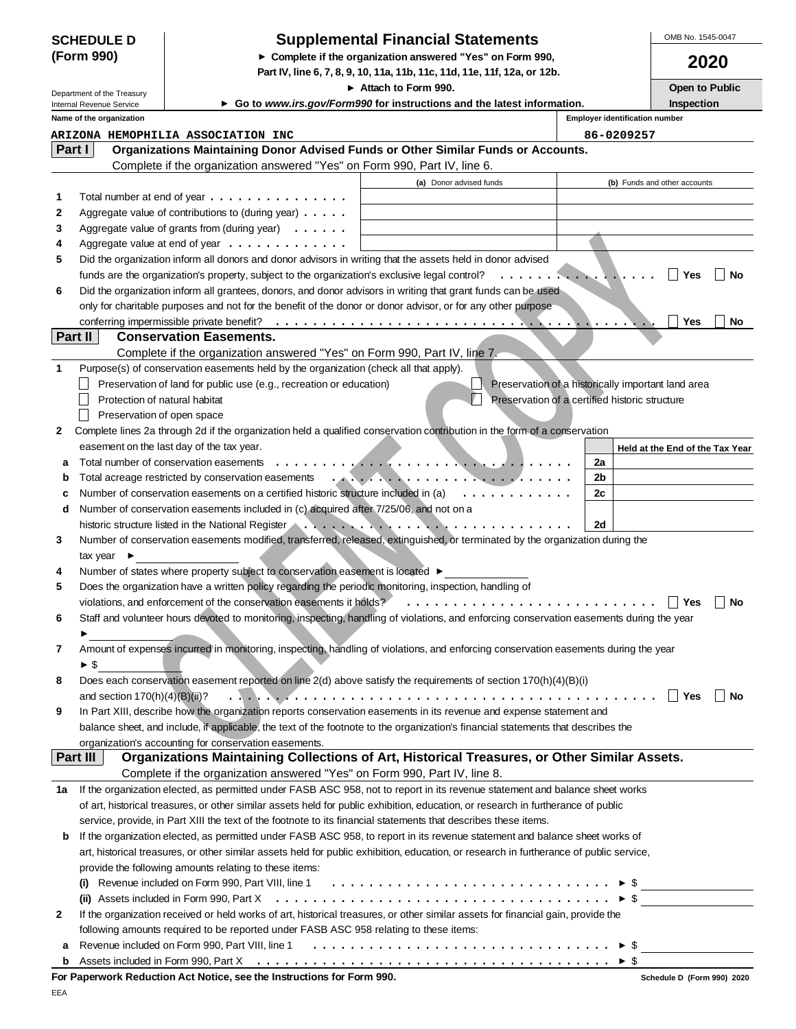**SCHEDULE D (Form 990)**

Department of the Treasury
Internal Revenue Service

# Supplemental Financial Statements

► Complete if the organization answered "Yes" on Form 990, Part IV, line 6, 7, 8, 9, 10, 11a, 11b, 11c, 11d, 11e, 11f, 12a, or 12b.
► Attach to Form 990.
► Go to *www.irs.gov/Form990* for instructions and the latest information.

OMB No. 1545-0047

**2020**

**Open to Public Inspection**

Name of the organization: ARIZONA HEMOPHILIA ASSOCIATION INC

Employer identification number: 86-0209257

## Part I Organizations Maintaining Donor Advised Funds or Other Similar Funds or Accounts.

Complete if the organization answered "Yes" on Form 990, Part IV, line 6.

| | | (a) Donor advised funds | (b) Funds and other accounts |
|---|---|---|---|
| 1 | Total number at end of year | | |
| 2 | Aggregate value of contributions to (during year) | | |
| 3 | Aggregate value of grants from (during year) | | |
| 4 | Aggregate value at end of year | | |

5 Did the organization inform all donors and donor advisors in writing that the assets held in donor advised funds are the organization's property, subject to the organization's exclusive legal control? ☐ Yes ☐ No

6 Did the organization inform all grantees, donors, and donor advisors in writing that grant funds can be used only for charitable purposes and not for the benefit of the donor or donor advisor, or for any other purpose conferring impermissible private benefit? ☐ Yes ☐ No

## Part II Conservation Easements.

Complete if the organization answered "Yes" on Form 990, Part IV, line 7.

1 Purpose(s) of conservation easements held by the organization (check all that apply).

- ☐ Preservation of land for public use (e.g., recreation or education)
- ☐ Protection of natural habitat
- ☐ Preservation of open space
- ☐ Preservation of a historically important land area
- ☐ Preservation of a certified historic structure

2 Complete lines 2a through 2d if the organization held a qualified conservation contribution in the form of a conservation easement on the last day of the tax year.

| | | | Held at the End of the Tax Year |
|---|---|---|---|
| a | Total number of conservation easements | 2a | |
| b | Total acreage restricted by conservation easements | 2b | |
| c | Number of conservation easements on a certified historic structure included in (a) | 2c | |
| d | Number of conservation easements included in (c) acquired after 7/25/06, and not on a historic structure listed in the National Register | 2d | |

3 Number of conservation easements modified, transferred, released, extinguished, or terminated by the organization during the tax year ►

4 Number of states where property subject to conservation easement is located ►

5 Does the organization have a written policy regarding the periodic monitoring, inspection, handling of violations, and enforcement of the conservation easements it holds? ☐ Yes ☐ No

6 Staff and volunteer hours devoted to monitoring, inspecting, handling of violations, and enforcing conservation easements during the year ►

7 Amount of expenses incurred in monitoring, inspecting, handling of violations, and enforcing conservation easements during the year ► $

8 Does each conservation easement reported on line 2(d) above satisfy the requirements of section 170(h)(4)(B)(i) and section 170(h)(4)(B)(ii)? ☐ Yes ☐ No

9 In Part XIII, describe how the organization reports conservation easements in its revenue and expense statement and balance sheet, and include, if applicable, the text of the footnote to the organization's financial statements that describes the organization's accounting for conservation easements.

## Part III Organizations Maintaining Collections of Art, Historical Treasures, or Other Similar Assets.

Complete if the organization answered "Yes" on Form 990, Part IV, line 8.

1a If the organization elected, as permitted under FASB ASC 958, not to report in its revenue statement and balance sheet works of art, historical treasures, or other similar assets held for public exhibition, education, or research in furtherance of public service, provide, in Part XIII the text of the footnote to its financial statements that describes these items.

b If the organization elected, as permitted under FASB ASC 958, to report in its revenue statement and balance sheet works of art, historical treasures, or other similar assets held for public exhibition, education, or research in furtherance of public service, provide the following amounts relating to these items:

(i) Revenue included on Form 990, Part VIII, line 1 ► $

(ii) Assets included in Form 990, Part X ► $

2 If the organization received or held works of art, historical treasures, or other similar assets for financial gain, provide the following amounts required to be reported under FASB ASC 958 relating to these items:

a Revenue included on Form 990, Part VIII, line 1 ► $

b Assets included in Form 990, Part X ► $

**For Paperwork Reduction Act Notice, see the Instructions for Form 990.**

Schedule D (Form 990) 2020

EEA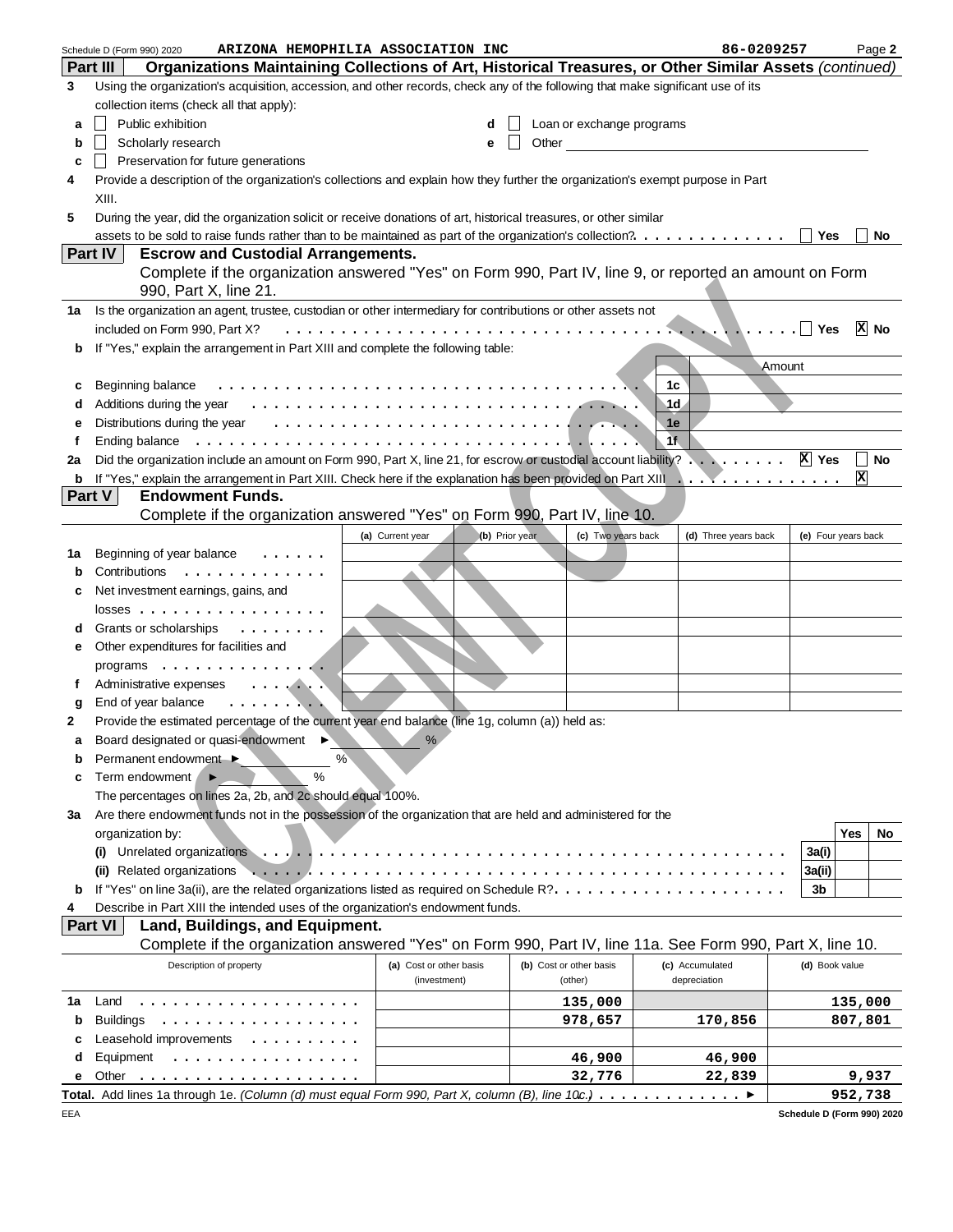Schedule D (Form 990) 2020 ARIZONA HEMOPHILIA ASSOCIATION INC 86-0209257 Page 2

## Part III Organizations Maintaining Collections of Art, Historical Treasures, or Other Similar Assets *(continued)*

**3** Using the organization's acquisition, accession, and other records, check any of the following that make significant use of its collection items (check all that apply):

- **a** ☐ Public exhibition
- **b** ☐ Scholarly research
- **c** ☐ Preservation for future generations
- **d** ☐ Loan or exchange programs
- **e** ☐ Other

**4** Provide a description of the organization's collections and explain how they further the organization's exempt purpose in Part XIII.

**5** During the year, did the organization solicit or receive donations of art, historical treasures, or other similar assets to be sold to raise funds rather than to be maintained as part of the organization's collection? ☐ Yes ☐ No

## Part IV Escrow and Custodial Arrangements.

Complete if the organization answered "Yes" on Form 990, Part IV, line 9, or reported an amount on Form 990, Part X, line 21.

**1a** Is the organization an agent, trustee, custodian or other intermediary for contributions or other assets not included on Form 990, Part X? ☐ Yes ☒ No

**b** If "Yes," explain the arrangement in Part XIII and complete the following table:

| | | | Amount |
|---|---|---|---|
| **c** | Beginning balance | 1c | |
| **d** | Additions during the year | 1d | |
| **e** | Distributions during the year | 1e | |
| **f** | Ending balance | 1f | |

**2a** Did the organization include an amount on Form 990, Part X, line 21, for escrow or custodial account liability? ☒ Yes ☐ No

**b** If "Yes," explain the arrangement in Part XIII. Check here if the explanation has been provided on Part XIII ☒

## Part V Endowment Funds.

Complete if the organization answered "Yes" on Form 990, Part IV, line 10.

| | | (a) Current year | (b) Prior year | (c) Two years back | (d) Three years back | (e) Four years back |
|---|---|---|---|---|---|---|
| **1a** | Beginning of year balance | | | | | |
| **b** | Contributions | | | | | |
| **c** | Net investment earnings, gains, and losses | | | | | |
| **d** | Grants or scholarships | | | | | |
| **e** | Other expenditures for facilities and programs | | | | | |
| **f** | Administrative expenses | | | | | |
| **g** | End of year balance | | | | | |

**2** Provide the estimated percentage of the current year end balance (line 1g, column (a)) held as:

- **a** Board designated or quasi-endowment ► ____ %
- **b** Permanent endowment ► ____ %
- **c** Term endowment ► ____ %

The percentages on lines 2a, 2b, and 2c should equal 100%.

**3a** Are there endowment funds not in the possession of the organization that are held and administered for the organization by:

| | | | Yes | No |
|---|---|---|---|---|
| | (i) Unrelated organizations | 3a(i) | | |
| | (ii) Related organizations | 3a(ii) | | |
| **b** | If "Yes" on line 3a(ii), are the related organizations listed as required on Schedule R? | 3b | | |

**4** Describe in Part XIII the intended uses of the organization's endowment funds.

## Part VI Land, Buildings, and Equipment.

Complete if the organization answered "Yes" on Form 990, Part IV, line 11a. See Form 990, Part X, line 10.

| | Description of property | (a) Cost or other basis (investment) | (b) Cost or other basis (other) | (c) Accumulated depreciation | (d) Book value |
|---|---|---|---|---|---|
| **1a** | Land | | 135,000 | | 135,000 |
| **b** | Buildings | | 978,657 | 170,856 | 807,801 |
| **c** | Leasehold improvements | | | | |
| **d** | Equipment | | 46,900 | 46,900 | |
| **e** | Other | | 32,776 | 22,839 | 9,937 |
| | **Total.** Add lines 1a through 1e. *(Column (d) must equal Form 990, Part X, column (B), line 10c.)* | | | | 952,738 |

EEA Schedule D (Form 990) 2020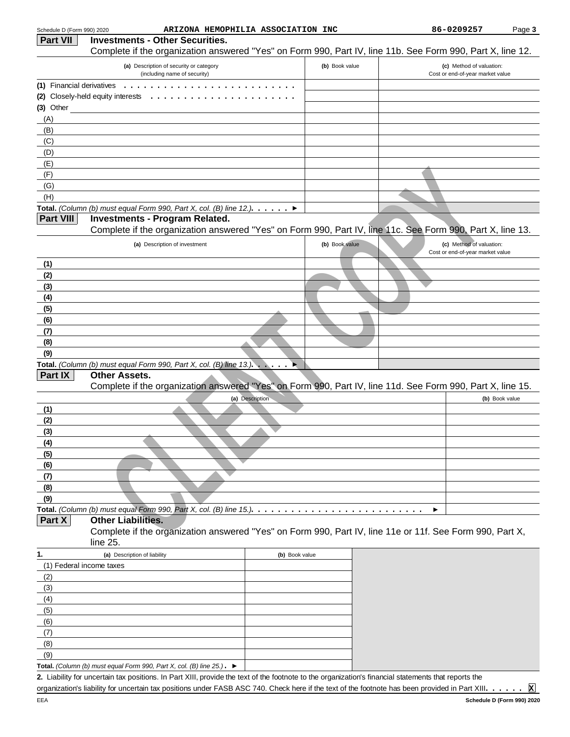Schedule D (Form 990) 2020 ARIZONA HEMOPHILIA ASSOCIATION INC 86-0209257 Page **3**

## Part VII Investments - Other Securities.

Complete if the organization answered "Yes" on Form 990, Part IV, line 11b. See Form 990, Part X, line 12.

| (a) Description of security or category (including name of security) | (b) Book value | (c) Method of valuation: Cost or end-of-year market value |
|---|---|---|
| (1) Financial derivatives | | |
| (2) Closely-held equity interests | | |
| (3) Other | | |
| (A) | | |
| (B) | | |
| (C) | | |
| (D) | | |
| (E) | | |
| (F) | | |
| (G) | | |
| (H) | | |
| **Total.** *(Column (b) must equal Form 990, Part X, col. (B) line 12.)* ▶ | | |

## Part VIII Investments - Program Related.

Complete if the organization answered "Yes" on Form 990, Part IV, line 11c. See Form 990, Part X, line 13.

| (a) Description of investment | (b) Book value | (c) Method of valuation: Cost or end-of-year market value |
|---|---|---|
| (1) | | |
| (2) | | |
| (3) | | |
| (4) | | |
| (5) | | |
| (6) | | |
| (7) | | |
| (8) | | |
| (9) | | |
| **Total.** *(Column (b) must equal Form 990, Part X, col. (B) line 13.)* ▶ | | |

## Part IX Other Assets.

Complete if the organization answered "Yes" on Form 990, Part IV, line 11d. See Form 990, Part X, line 15.

| (a) Description | (b) Book value |
|---|---|
| (1) | |
| (2) | |
| (3) | |
| (4) | |
| (5) | |
| (6) | |
| (7) | |
| (8) | |
| (9) | |
| **Total.** *(Column (b) must equal Form 990, Part X, col. (B) line 15.)* ▶ | |

## Part X Other Liabilities.

Complete if the organization answered "Yes" on Form 990, Part IV, line 11e or 11f. See Form 990, Part X, line 25.

| 1. (a) Description of liability | (b) Book value |
|---|---|
| (1) Federal income taxes | |
| (2) | |
| (3) | |
| (4) | |
| (5) | |
| (6) | |
| (7) | |
| (8) | |
| (9) | |
| **Total.** *(Column (b) must equal Form 990, Part X, col. (B) line 25.)* ▶ | |

**2.** Liability for uncertain tax positions. In Part XIII, provide the text of the footnote to the organization's financial statements that reports the organization's liability for uncertain tax positions under FASB ASC 740. Check here if the text of the footnote has been provided in Part XIII ☒

EEA **Schedule D (Form 990) 2020**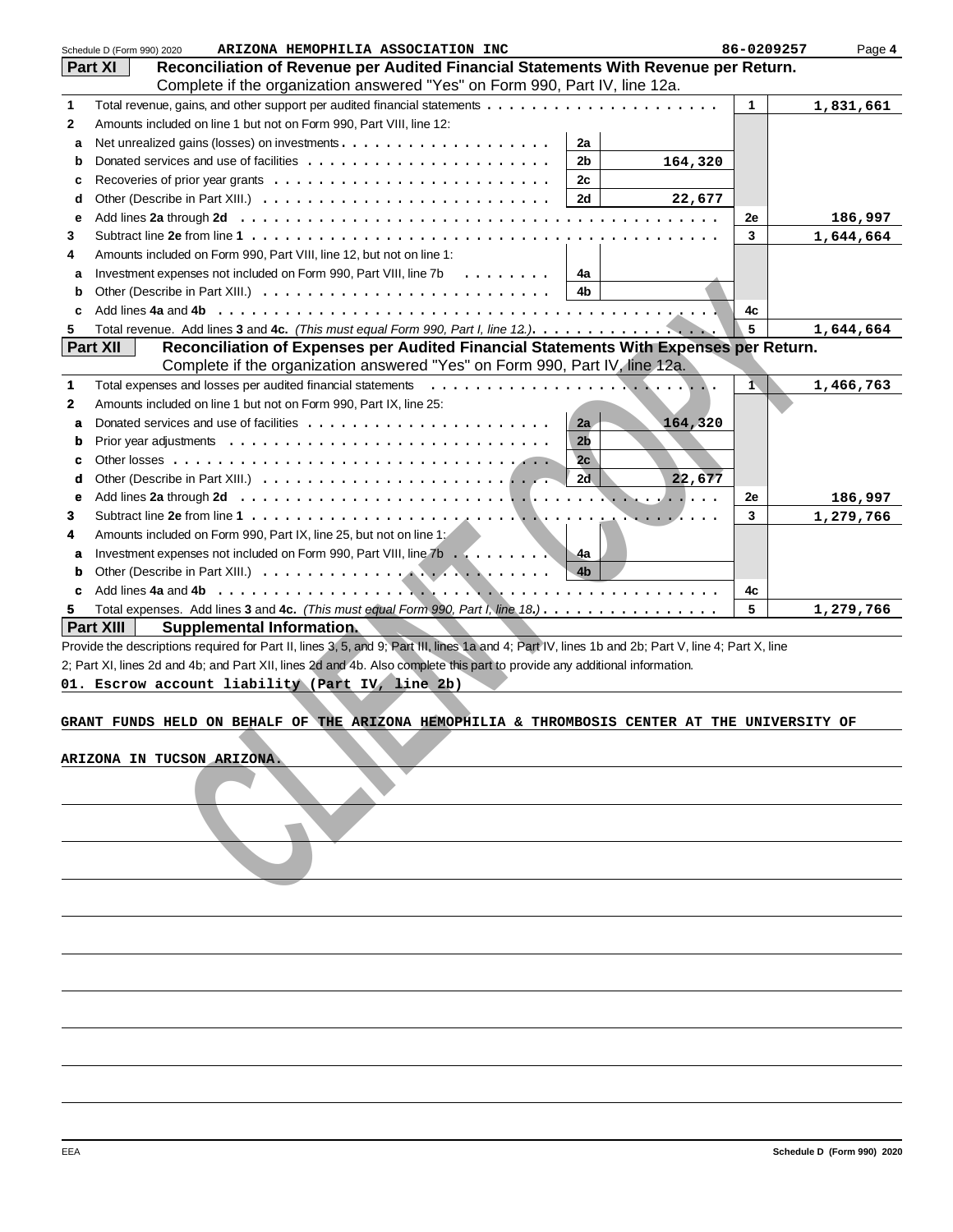Schedule D (Form 990) 2020 ARIZONA HEMOPHILIA ASSOCIATION INC 86-0209257 Page 4

## Part XI Reconciliation of Revenue per Audited Financial Statements With Revenue per Return.

Complete if the organization answered "Yes" on Form 990, Part IV, line 12a.

| | | | | | |
|---|---|---|---|---|---|
| 1 | Total revenue, gains, and other support per audited financial statements | | | 1 | 1,831,661 |
| 2 | Amounts included on line 1 but not on Form 990, Part VIII, line 12: | | | | |
| a | Net unrealized gains (losses) on investments | 2a | | | |
| b | Donated services and use of facilities | 2b | 164,320 | | |
| c | Recoveries of prior year grants | 2c | | | |
| d | Other (Describe in Part XIII.) | 2d | 22,677 | | |
| e | Add lines **2a** through **2d** | | | 2e | 186,997 |
| 3 | Subtract line **2e** from line **1** | | | 3 | 1,644,664 |
| 4 | Amounts included on Form 990, Part VIII, line 12, but not on line 1: | | | | |
| a | Investment expenses not included on Form 990, Part VIII, line 7b | 4a | | | |
| b | Other (Describe in Part XIII.) | 4b | | | |
| c | Add lines **4a** and **4b** | | | 4c | |
| 5 | Total revenue. Add lines **3** and **4c.** *(This must equal Form 990, Part I, line 12.)* | | | 5 | 1,644,664 |

## Part XII Reconciliation of Expenses per Audited Financial Statements With Expenses per Return.

Complete if the organization answered "Yes" on Form 990, Part IV, line 12a.

| | | | | | |
|---|---|---|---|---|---|
| 1 | Total expenses and losses per audited financial statements | | | 1 | 1,466,763 |
| 2 | Amounts included on line 1 but not on Form 990, Part IX, line 25: | | | | |
| a | Donated services and use of facilities | 2a | 164,320 | | |
| b | Prior year adjustments | 2b | | | |
| c | Other losses | 2c | | | |
| d | Other (Describe in Part XIII.) | 2d | 22,677 | | |
| e | Add lines **2a** through **2d** | | | 2e | 186,997 |
| 3 | Subtract line **2e** from line **1** | | | 3 | 1,279,766 |
| 4 | Amounts included on Form 990, Part IX, line 25, but not on line 1: | | | | |
| a | Investment expenses not included on Form 990, Part VIII, line 7b | 4a | | | |
| b | Other (Describe in Part XIII.) | 4b | | | |
| c | Add lines **4a** and **4b** | | | 4c | |
| 5 | Total expenses. Add lines **3** and **4c.** *(This must equal Form 990, Part I, line 18.)* | | | 5 | 1,279,766 |

## Part XIII Supplemental Information.

Provide the descriptions required for Part II, lines 3, 5, and 9; Part III, lines 1a and 4; Part IV, lines 1b and 2b; Part V, line 4; Part X, line 2; Part XI, lines 2d and 4b; and Part XII, lines 2d and 4b. Also complete this part to provide any additional information.

**01. Escrow account liability (Part IV, line 2b)**

GRANT FUNDS HELD ON BEHALF OF THE ARIZONA HEMOPHILIA & THROMBOSIS CENTER AT THE UNIVERSITY OF ARIZONA IN TUCSON ARIZONA.

EEA Schedule D (Form 990) 2020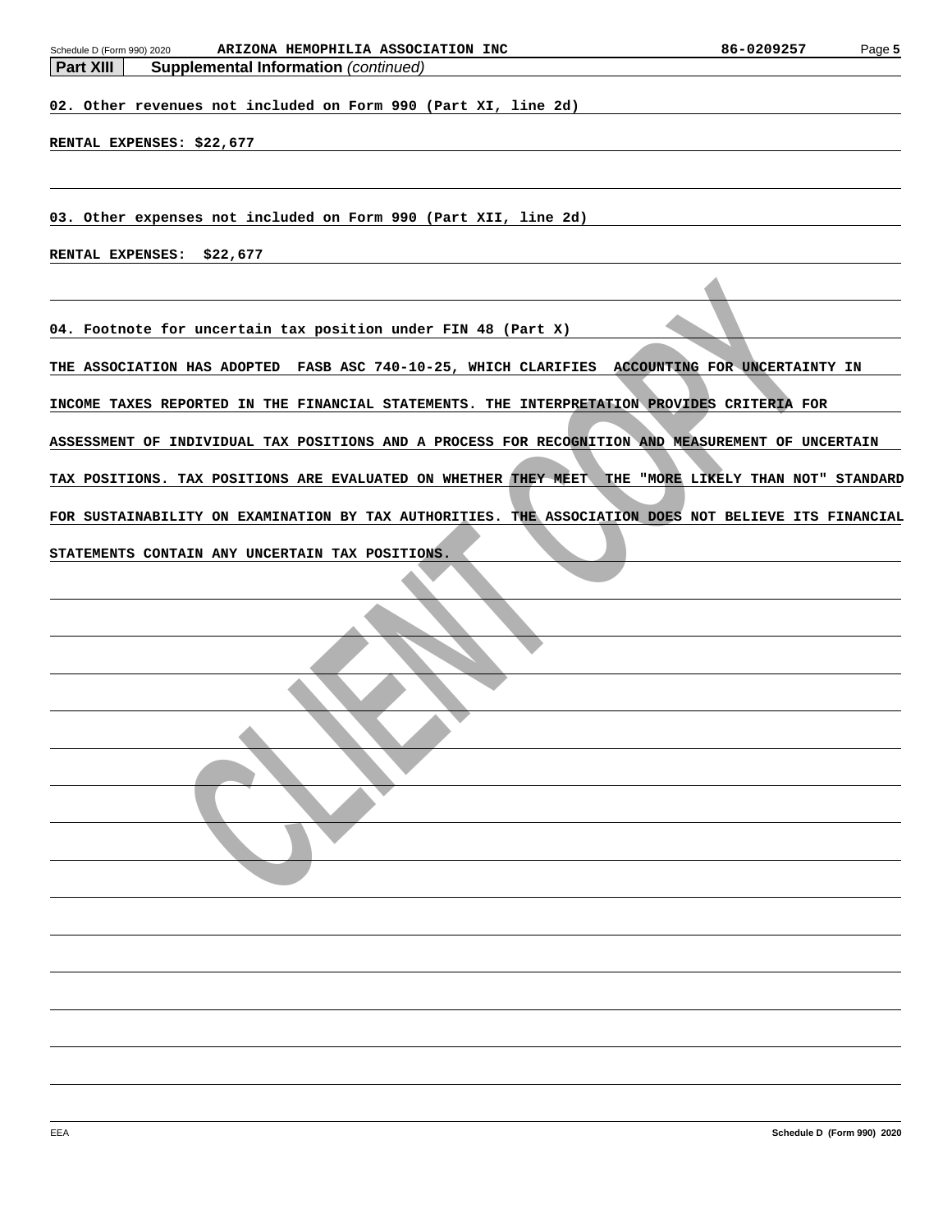Schedule D (Form 990) 2020 ARIZONA HEMOPHILIA ASSOCIATION INC 86-0209257

**Part XIII** **Supplemental Information** *(continued)*

02. Other revenues not included on Form 990 (Part XI, line 2d)

RENTAL EXPENSES: $22,677

03. Other expenses not included on Form 990 (Part XII, line 2d)

RENTAL EXPENSES: $22,677

04. Footnote for uncertain tax position under FIN 48 (Part X)

THE ASSOCIATION HAS ADOPTED FASB ASC 740-10-25, WHICH CLARIFIES ACCOUNTING FOR UNCERTAINTY IN INCOME TAXES REPORTED IN THE FINANCIAL STATEMENTS. THE INTERPRETATION PROVIDES CRITERIA FOR ASSESSMENT OF INDIVIDUAL TAX POSITIONS AND A PROCESS FOR RECOGNITION AND MEASUREMENT OF UNCERTAIN TAX POSITIONS. TAX POSITIONS ARE EVALUATED ON WHETHER THEY MEET THE "MORE LIKELY THAN NOT" STANDARD FOR SUSTAINABILITY ON EXAMINATION BY TAX AUTHORITIES. THE ASSOCIATION DOES NOT BELIEVE ITS FINANCIAL STATEMENTS CONTAIN ANY UNCERTAIN TAX POSITIONS.

CLIENT COPY

EEA Schedule D (Form 990) 2020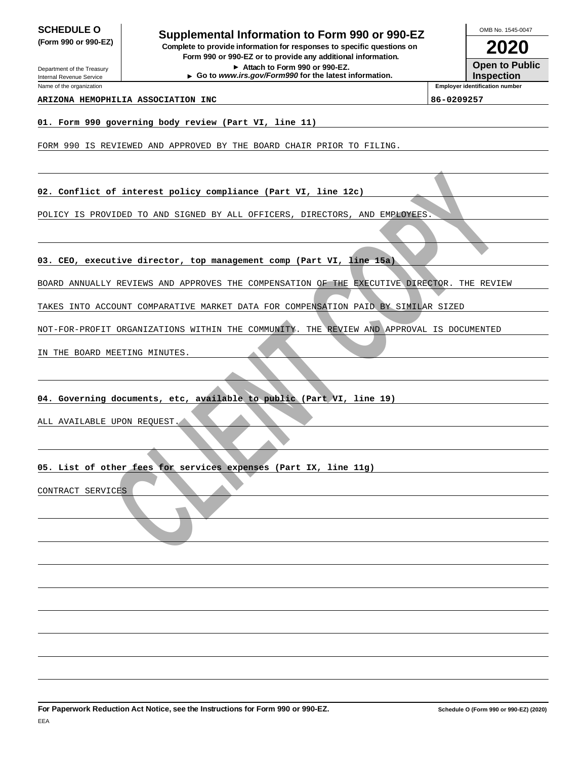**SCHEDULE O**
**(Form 990 or 990-EZ)**

Department of the Treasury
Internal Revenue Service

# Supplemental Information to Form 990 or 990-EZ

**Complete to provide information for responses to specific questions on Form 990 or 990-EZ or to provide any additional information.**
**► Attach to Form 990 or 990-EZ.**
**► Go to *www.irs.gov/Form990* for the latest information.**

OMB No. 1545-0047

**2020**

**Open to Public Inspection**

| Name of the organization | Employer identification number |
| --- | --- |
| **ARIZONA HEMOPHILIA ASSOCIATION INC** | **86-0209257** |

**01. Form 990 governing body review (Part VI, line 11)**

FORM 990 IS REVIEWED AND APPROVED BY THE BOARD CHAIR PRIOR TO FILING.

**02. Conflict of interest policy compliance (Part VI, line 12c)**

POLICY IS PROVIDED TO AND SIGNED BY ALL OFFICERS, DIRECTORS, AND EMPLOYEES.

**03. CEO, executive director, top management comp (Part VI, line 15a)**

BOARD ANNUALLY REVIEWS AND APPROVES THE COMPENSATION OF THE EXECUTIVE DIRECTOR. THE REVIEW TAKES INTO ACCOUNT COMPARATIVE MARKET DATA FOR COMPENSATION PAID BY SIMILAR SIZED NOT-FOR-PROFIT ORGANIZATIONS WITHIN THE COMMUNITY. THE REVIEW AND APPROVAL IS DOCUMENTED IN THE BOARD MEETING MINUTES.

**04. Governing documents, etc, available to public (Part VI, line 19)**

ALL AVAILABLE UPON REQUEST.

**05. List of other fees for services expenses (Part IX, line 11g)**

CONTRACT SERVICES

**For Paperwork Reduction Act Notice, see the Instructions for Form 990 or 990-EZ.** **Schedule O (Form 990 or 990-EZ) (2020)**

EEA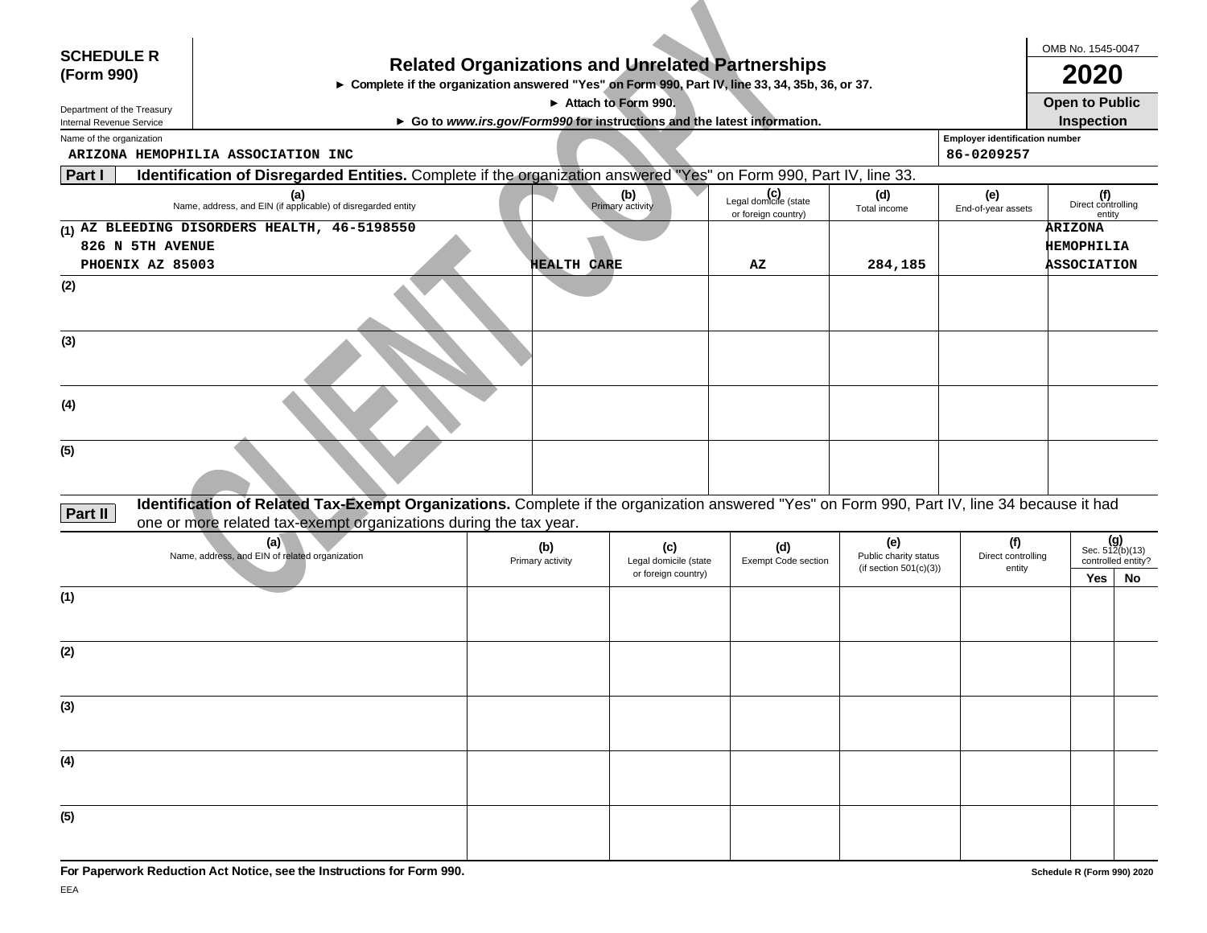**SCHEDULE R (Form 990)**

Department of the Treasury
Internal Revenue Service

# Related Organizations and Unrelated Partnerships

► Complete if the organization answered "Yes" on Form 990, Part IV, line 33, 34, 35b, 36, or 37.
► Attach to Form 990.
► Go to *www.irs.gov/Form990* for instructions and the latest information.

OMB No. 1545-0047
**2020**
**Open to Public Inspection**

Name of the organization: ARIZONA HEMOPHILIA ASSOCIATION INC

Employer identification number: 86-0209257

CLIENT COPY

**Part I — Identification of Disregarded Entities.** Complete if the organization answered "Yes" on Form 990, Part IV, line 33.

| | (a) Name, address, and EIN (if applicable) of disregarded entity | (b) Primary activity | (c) Legal domicile (state or foreign country) | (d) Total income | (e) End-of-year assets | (f) Direct controlling entity |
|---|---|---|---|---|---|---|
| (1) | AZ BLEEDING DISORDERS HEALTH, 46-5198550 826 N 5TH AVENUE PHOENIX AZ 85003 | HEALTH CARE | AZ | 284,185 | | ARIZONA HEMOPHILIA ASSOCIATION |
| (2) | | | | | | |
| (3) | | | | | | |
| (4) | | | | | | |
| (5) | | | | | | |

**Part II — Identification of Related Tax-Exempt Organizations.** Complete if the organization answered "Yes" on Form 990, Part IV, line 34 because it had one or more related tax-exempt organizations during the tax year.

| | (a) Name, address, and EIN of related organization | (b) Primary activity | (c) Legal domicile (state or foreign country) | (d) Exempt Code section | (e) Public charity status (if section 501(c)(3)) | (f) Direct controlling entity | (g) Sec. 512(b)(13) controlled entity? Yes | No |
|---|---|---|---|---|---|---|---|---|
| (1) | | | | | | | | |
| (2) | | | | | | | | |
| (3) | | | | | | | | |
| (4) | | | | | | | | |
| (5) | | | | | | | | |

**For Paperwork Reduction Act Notice, see the Instructions for Form 990.**

Schedule R (Form 990) 2020

EEA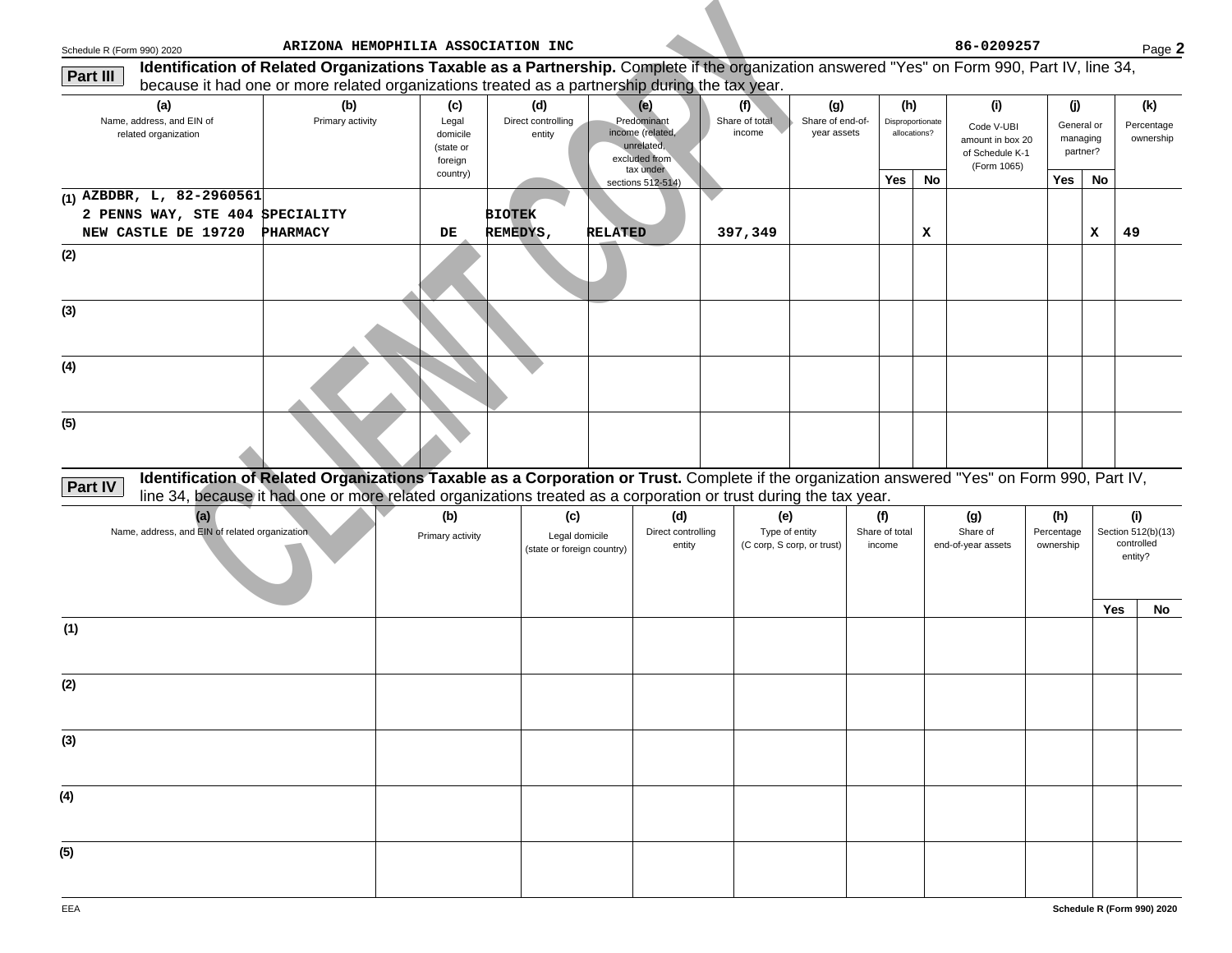Schedule R (Form 990) 2020 ARIZONA HEMOPHILIA ASSOCIATION INC 86-0209257 Page **2**

## Part III Identification of Related Organizations Taxable as a Partnership.

Complete if the organization answered "Yes" on Form 990, Part IV, line 34, because it had one or more related organizations treated as a partnership during the tax year.

| | (a) Name, address, and EIN of related organization | (b) Primary activity | (c) Legal domicile (state or foreign country) | (d) Direct controlling entity | (e) Predominant income (related, unrelated, excluded from tax under sections 512-514) | (f) Share of total income | (g) Share of end-of-year assets | (h) Disproportionate allocations? Yes | (h) Disproportionate allocations? No | (i) Code V-UBI amount in box 20 of Schedule K-1 (Form 1065) | (j) General or managing partner? Yes | (j) General or managing partner? No | (k) Percentage ownership |
|---|---|---|---|---|---|---|---|---|---|---|---|---|---|
| (1) | AZBDBR, L, 82-2960561 2 PENNS WAY, STE 404 NEW CASTLE DE 19720 | SPECIALITY PHARMACY | DE | BIOTEK REMEDYS, | RELATED | 397,349 | | | X | | | X | 49 |
| (2) | | | | | | | | | | | | | |
| (3) | | | | | | | | | | | | | |
| (4) | | | | | | | | | | | | | |
| (5) | | | | | | | | | | | | | |

## Part IV Identification of Related Organizations Taxable as a Corporation or Trust.

Complete if the organization answered "Yes" on Form 990, Part IV, line 34, because it had one or more related organizations treated as a corporation or trust during the tax year.

| | (a) Name, address, and EIN of related organization | (b) Primary activity | (c) Legal domicile (state or foreign country) | (d) Direct controlling entity | (e) Type of entity (C corp, S corp, or trust) | (f) Share of total income | (g) Share of end-of-year assets | (h) Percentage ownership | (i) Section 512(b)(13) controlled entity? Yes | (i) Section 512(b)(13) controlled entity? No |
|---|---|---|---|---|---|---|---|---|---|---|
| (1) | | | | | | | | | | |
| (2) | | | | | | | | | | |
| (3) | | | | | | | | | | |
| (4) | | | | | | | | | | |
| (5) | | | | | | | | | | |

EEA Schedule R (Form 990) 2020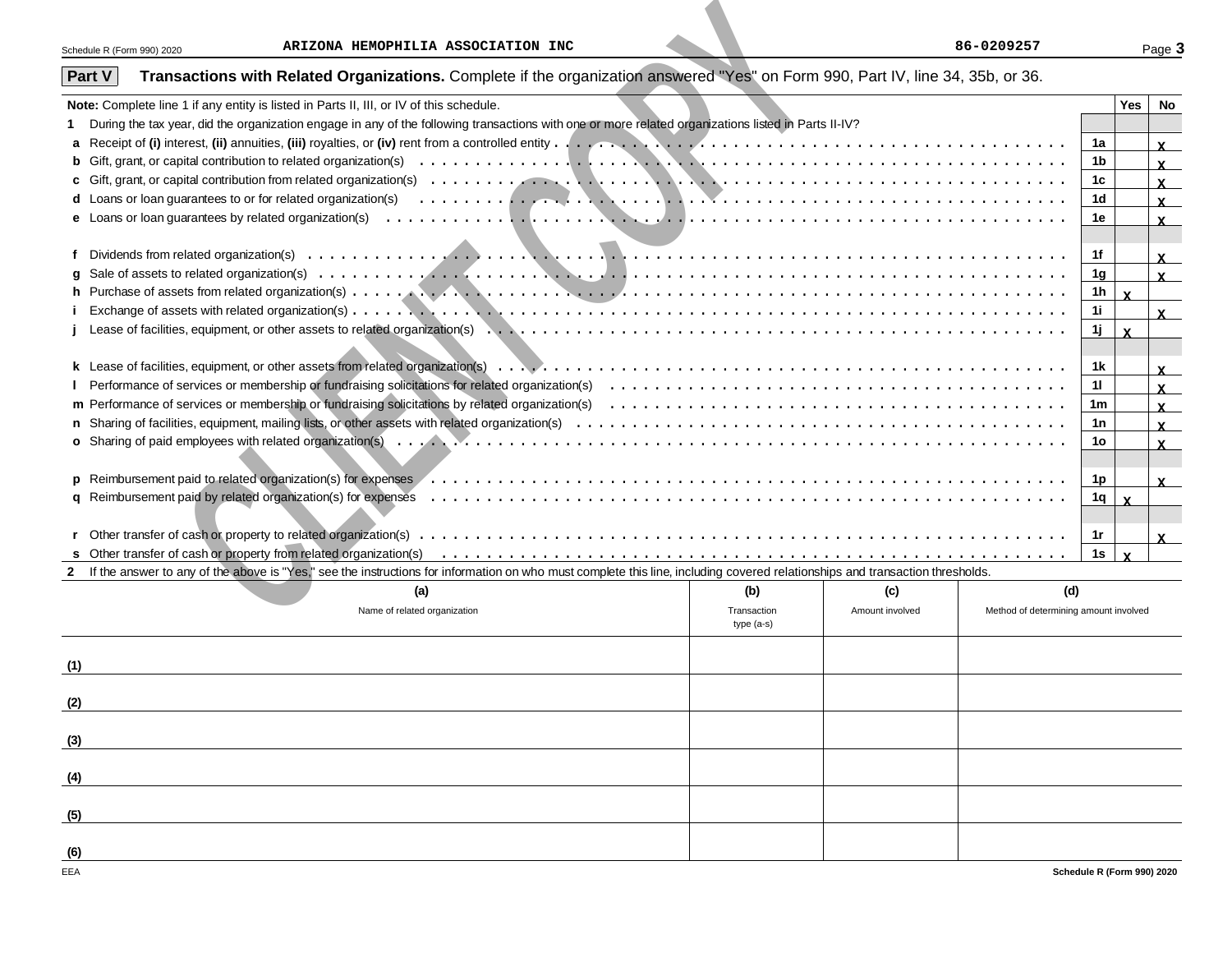Schedule R (Form 990) 2020 ARIZONA HEMOPHILIA ASSOCIATION INC 86-0209257

## Part V Transactions with Related Organizations. Complete if the organization answered "Yes" on Form 990, Part IV, line 34, 35b, or 36.

| **Note:** Complete line 1 if any entity is listed in Parts II, III, or IV of this schedule. | | Yes | No |
|---|---|---|---|
| **1** During the tax year, did the organization engage in any of the following transactions with one or more related organizations listed in Parts II-IV? | | | |
| **a** Receipt of **(i)** interest, **(ii)** annuities, **(iii)** royalties, or **(iv)** rent from a controlled entity | 1a | | X |
| **b** Gift, grant, or capital contribution to related organization(s) | 1b | | X |
| **c** Gift, grant, or capital contribution from related organization(s) | 1c | | X |
| **d** Loans or loan guarantees to or for related organization(s) | 1d | | X |
| **e** Loans or loan guarantees by related organization(s) | 1e | | X |
| **f** Dividends from related organization(s) | 1f | | X |
| **g** Sale of assets to related organization(s) | 1g | | X |
| **h** Purchase of assets from related organization(s) | 1h | X | |
| **i** Exchange of assets with related organization(s) | 1i | | X |
| **j** Lease of facilities, equipment, or other assets to related organization(s) | 1j | X | |
| **k** Lease of facilities, equipment, or other assets from related organization(s) | 1k | | X |
| **l** Performance of services or membership or fundraising solicitations for related organization(s) | 1l | | X |
| **m** Performance of services or membership or fundraising solicitations by related organization(s) | 1m | | X |
| **n** Sharing of facilities, equipment, mailing lists, or other assets with related organization(s) | 1n | | X |
| **o** Sharing of paid employees with related organization(s) | 1o | | X |
| **p** Reimbursement paid to related organization(s) for expenses | 1p | | X |
| **q** Reimbursement paid by related organization(s) for expenses | 1q | X | |
| **r** Other transfer of cash or property to related organization(s) | 1r | | X |
| **s** Other transfer of cash or property from related organization(s) | 1s | X | |

**2** If the answer to any of the above is "Yes," see the instructions for information on who must complete this line, including covered relationships and transaction thresholds.

| | (a) Name of related organization | (b) Transaction type (a-s) | (c) Amount involved | (d) Method of determining amount involved |
|---|---|---|---|---|
| (1) | | | | |
| (2) | | | | |
| (3) | | | | |
| (4) | | | | |
| (5) | | | | |
| (6) | | | | |

EEA Schedule R (Form 990) 2020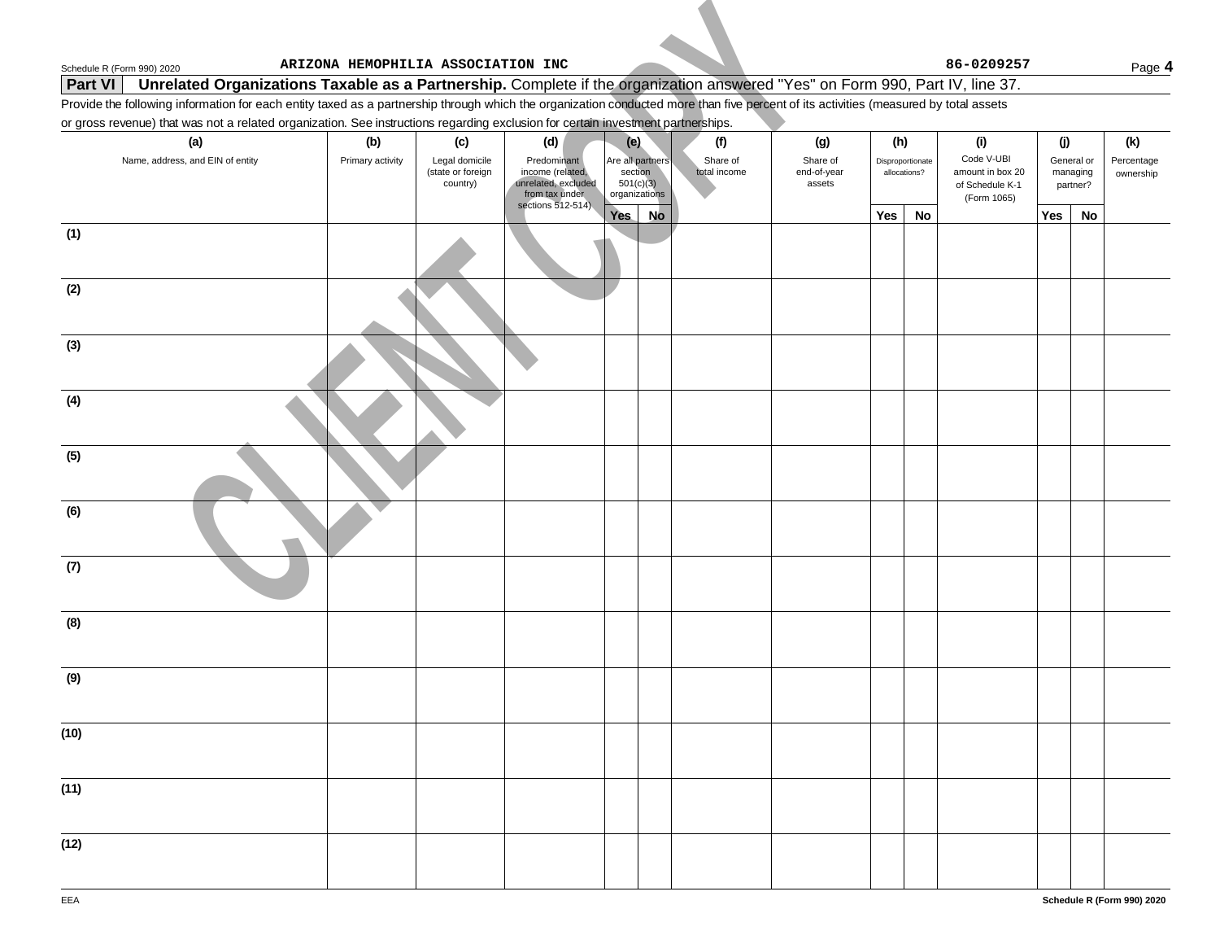ARIZONA HEMOPHILIA ASSOCIATION INC 86-0209257

## Part VI Unrelated Organizations Taxable as a Partnership.

Complete if the organization answered "Yes" on Form 990, Part IV, line 37.

Provide the following information for each entity taxed as a partnership through which the organization conducted more than five percent of its activities (measured by total assets or gross revenue) that was not a related organization. See instructions regarding exclusion for certain investment partnerships.

| | (a) Name, address, and EIN of entity | (b) Primary activity | (c) Legal domicile (state or foreign country) | (d) Predominant income (related, unrelated, excluded from tax under sections 512-514) | (e) Are all partners section 501(c)(3) organizations | | (f) Share of total income | (g) Share of end-of-year assets | (h) Disproportionate allocations? | | (i) Code V-UBI amount in box 20 of Schedule K-1 (Form 1065) | (j) General or managing partner? | | (k) Percentage ownership |
|---|---|---|---|---|---|---|---|---|---|---|---|---|---|---|
| | | | | | Yes | No | | | Yes | No | | Yes | No | |
| (1) | | | | | | | | | | | | | | |
| (2) | | | | | | | | | | | | | | |
| (3) | | | | | | | | | | | | | | |
| (4) | | | | | | | | | | | | | | |
| (5) | | | | | | | | | | | | | | |
| (6) | | | | | | | | | | | | | | |
| (7) | | | | | | | | | | | | | | |
| (8) | | | | | | | | | | | | | | |
| (9) | | | | | | | | | | | | | | |
| (10) | | | | | | | | | | | | | | |
| (11) | | | | | | | | | | | | | | |
| (12) | | | | | | | | | | | | | | |

CLIENT COPY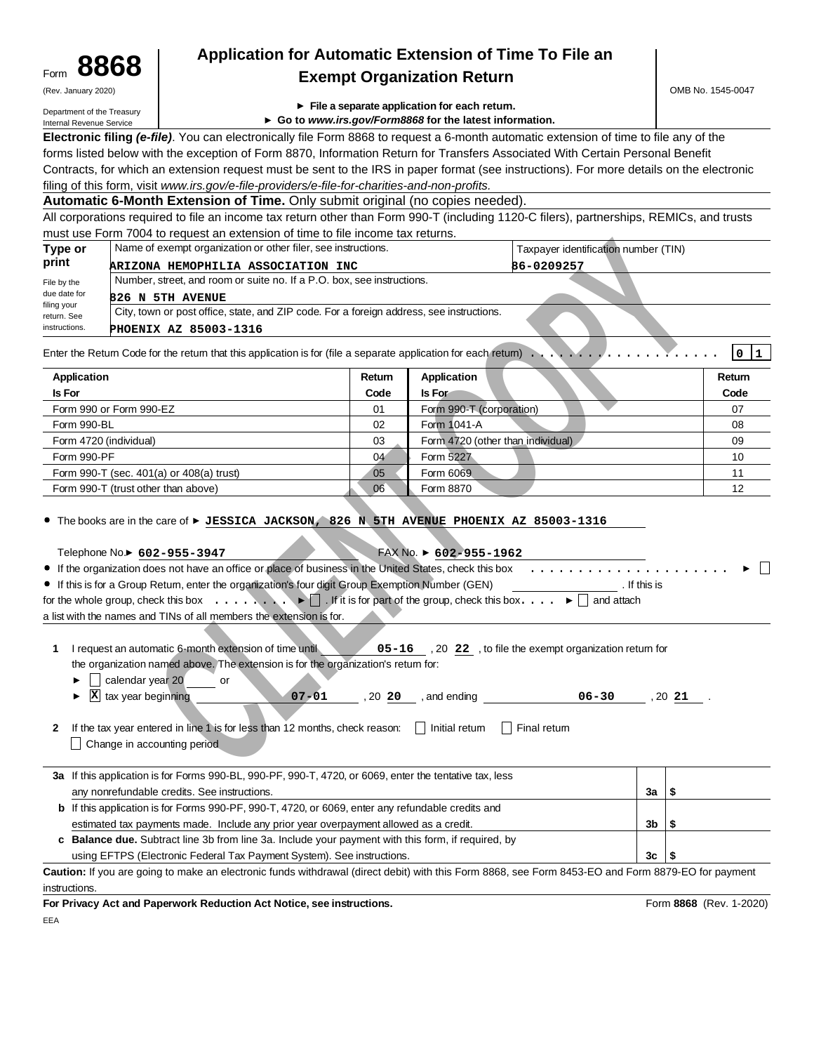Form **8868**
(Rev. January 2020)
Department of the Treasury
Internal Revenue Service

# Application for Automatic Extension of Time To File an Exempt Organization Return

► **File a separate application for each return.**
► **Go to *www.irs.gov/Form8868* for the latest information.**

OMB No. 1545-0047

**Electronic filing *(e-file)*.** You can electronically file Form 8868 to request a 6-month automatic extension of time to file any of the forms listed below with the exception of Form 8870, Information Return for Transfers Associated With Certain Personal Benefit Contracts, for which an extension request must be sent to the IRS in paper format (see instructions). For more details on the electronic filing of this form, visit *www.irs.gov/e-file-providers/e-file-for-charities-and-non-profits.*

**Automatic 6-Month Extension of Time.** Only submit original (no copies needed).

All corporations required to file an income tax return other than Form 990-T (including 1120-C filers), partnerships, REMICs, and trusts must use Form 7004 to request an extension of time to file income tax returns.

| Type or print | Name of exempt organization or other filer, see instructions. | Taxpayer identification number (TIN) |
|---|---|---|
| File by the due date for filing your return. See instructions. | ARIZONA HEMOPHILIA ASSOCIATION INC | 86-0209257 |
| | Number, street, and room or suite no. If a P.O. box, see instructions. 826 N 5TH AVENUE | |
| | City, town or post office, state, and ZIP code. For a foreign address, see instructions. PHOENIX AZ 85003-1316 | |

Enter the Return Code for the return that this application is for (file a separate application for each return) . . . . 0 1

| Application Is For | Return Code | Application Is For | Return Code |
|---|---|---|---|
| Form 990 or Form 990-EZ | 01 | Form 990-T (corporation) | 07 |
| Form 990-BL | 02 | Form 1041-A | 08 |
| Form 4720 (individual) | 03 | Form 4720 (other than individual) | 09 |
| Form 990-PF | 04 | Form 5227 | 10 |
| Form 990-T (sec. 401(a) or 408(a) trust) | 05 | Form 6069 | 11 |
| Form 990-T (trust other than above) | 06 | Form 8870 | 12 |

- The books are in the care of ► JESSICA JACKSON, 826 N 5TH AVENUE PHOENIX AZ 85003-1316

Telephone No.► 602-955-3947   FAX No. ► 602-955-1962

- If the organization does not have an office or place of business in the United States, check this box . . . . ► ☐
- If this is for a Group Return, enter the organization's four digit Group Exemption Number (GEN) ________ . If this is for the whole group, check this box . . . . ► ☐ . If it is for part of the group, check this box . . . . ► ☐ and attach a list with the names and TINs of all members the extension is for.

**1** I request an automatic 6-month extension of time until 05-16 , 20 22 , to file the exempt organization return for the organization named above. The extension is for the organization's return for:

► ☐ calendar year 20 ____ or
► ☒ tax year beginning 07-01 , 20 20 , and ending 06-30 , 20 21 .

**2** If the tax year entered in line 1 is for less than 12 months, check reason: ☐ Initial return ☐ Final return ☐ Change in accounting period

| | | | |
|---|---|---|---|
| **3a** | If this application is for Forms 990-BL, 990-PF, 990-T, 4720, or 6069, enter the tentative tax, less any nonrefundable credits. See instructions. | 3a | $ |
| **b** | If this application is for Forms 990-PF, 990-T, 4720, or 6069, enter any refundable credits and estimated tax payments made. Include any prior year overpayment allowed as a credit. | 3b | $ |
| **c** | **Balance due.** Subtract line 3b from line 3a. Include your payment with this form, if required, by using EFTPS (Electronic Federal Tax Payment System). See instructions. | 3c | $ |

**Caution:** If you are going to make an electronic funds withdrawal (direct debit) with this Form 8868, see Form 8453-EO and Form 8879-EO for payment instructions.

**For Privacy Act and Paperwork Reduction Act Notice, see instructions.** Form **8868** (Rev. 1-2020)

EEA

CLIENT COPY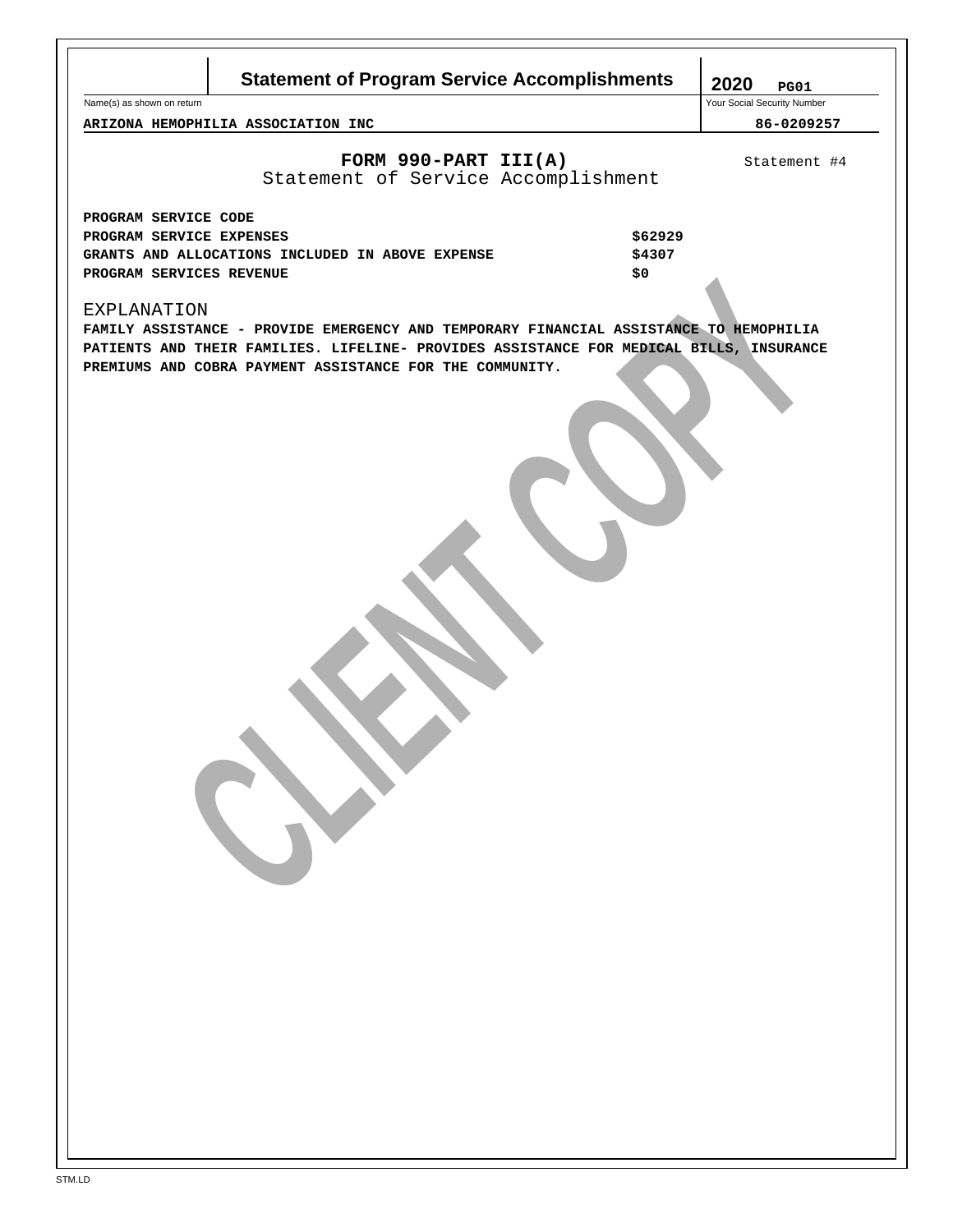# Statement of Program Service Accomplishments

**2020** **PG01**

Name(s) as shown on return: **ARIZONA HEMOPHILIA ASSOCIATION INC**

Your Social Security Number: **86-0209257**

## FORM 990-PART III(A)

Statement of Service Accomplishment

Statement #4

| | |
|---|---|
| **PROGRAM SERVICE CODE** | |
| **PROGRAM SERVICE EXPENSES** | **$62929** |
| **GRANTS AND ALLOCATIONS INCLUDED IN ABOVE EXPENSE** | **$4307** |
| **PROGRAM SERVICES REVENUE** | **$0** |

EXPLANATION

**FAMILY ASSISTANCE - PROVIDE EMERGENCY AND TEMPORARY FINANCIAL ASSISTANCE TO HEMOPHILIA PATIENTS AND THEIR FAMILIES. LIFELINE- PROVIDES ASSISTANCE FOR MEDICAL BILLS, INSURANCE PREMIUMS AND COBRA PAYMENT ASSISTANCE FOR THE COMMUNITY.**

CLIENT COPY

STM.LD